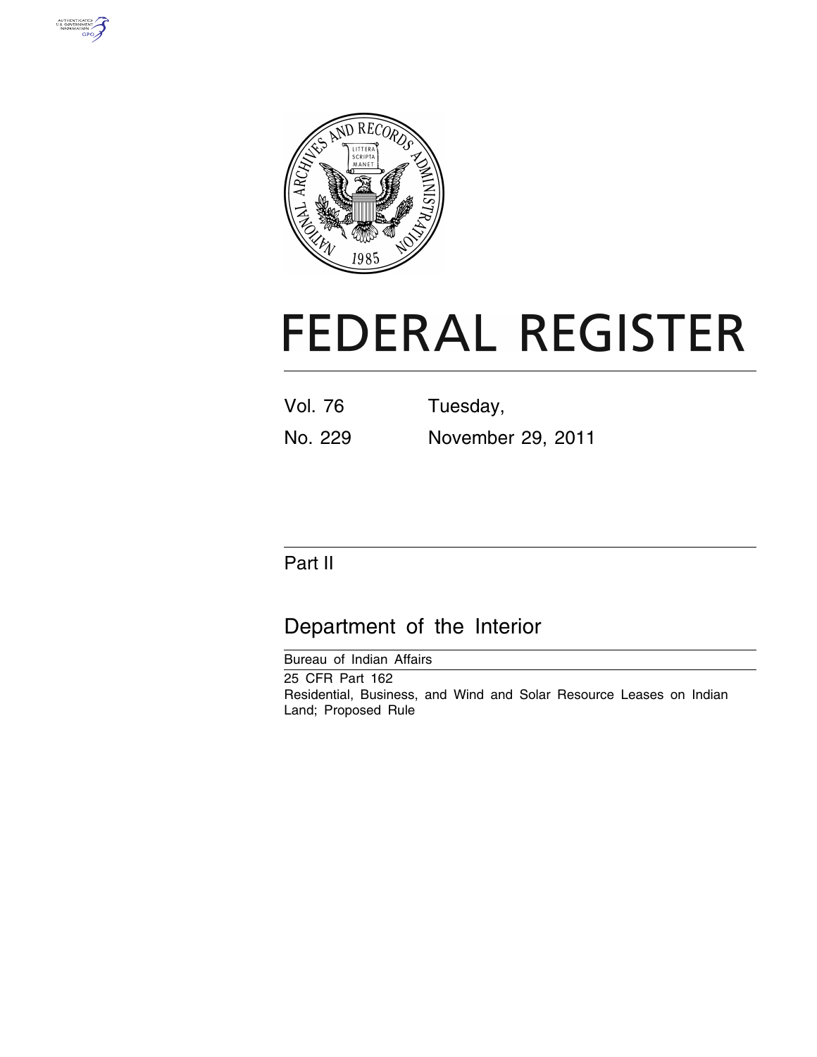# FEDERAL REGISTER

| | |
|---|---|
| Vol. 76 | Tuesday, |
| No. 229 | November 29, 2011 |

## Part II

## Department of the Interior

Bureau of Indian Affairs

25 CFR Part 162

Residential, Business, and Wind and Solar Resource Leases on Indian Land; Proposed Rule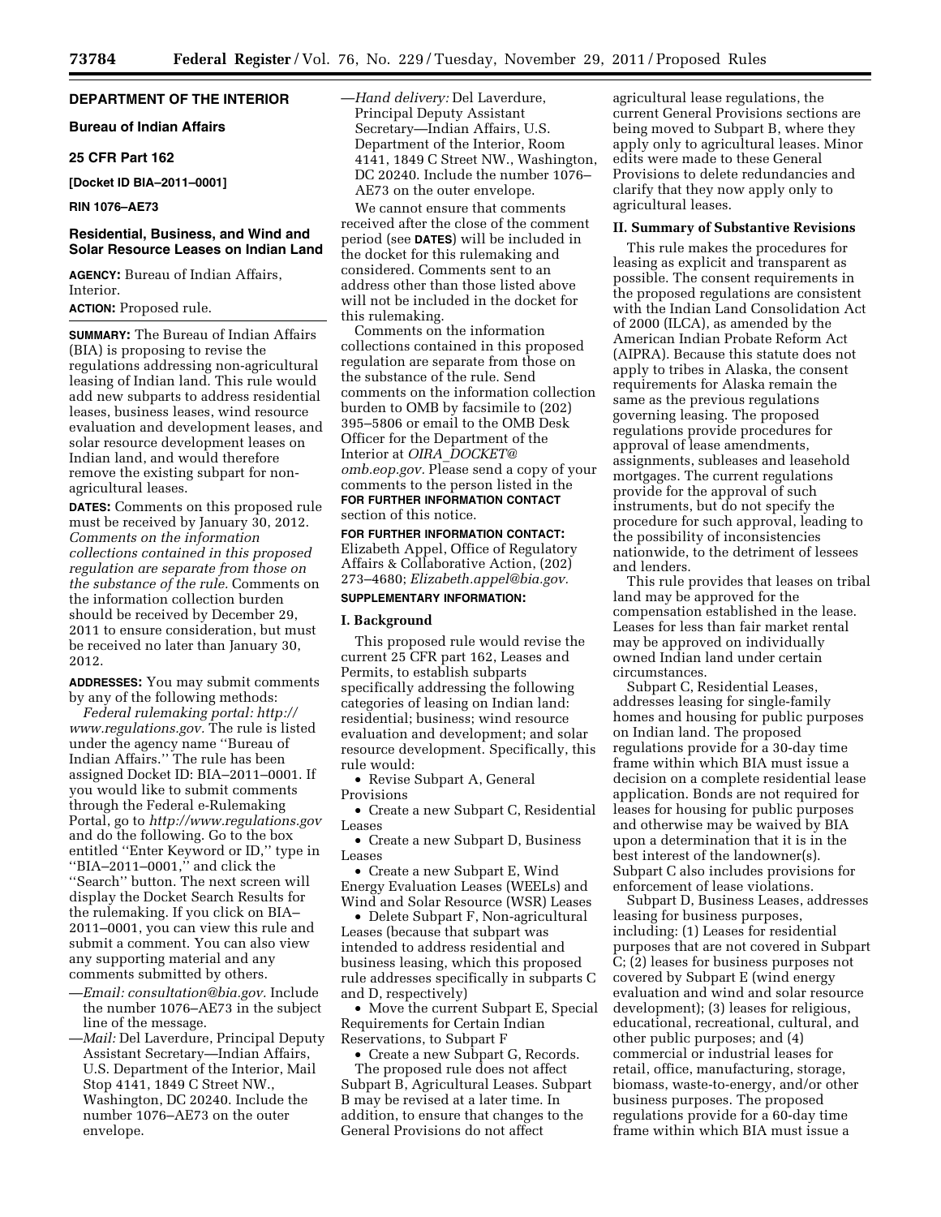## DEPARTMENT OF THE INTERIOR

### Bureau of Indian Affairs

### 25 CFR Part 162

**[Docket ID BIA–2011–0001]**

**RIN 1076–AE73**

## Residential, Business, and Wind and Solar Resource Leases on Indian Land

**AGENCY:** Bureau of Indian Affairs, Interior.

**ACTION:** Proposed rule.

**SUMMARY:** The Bureau of Indian Affairs (BIA) is proposing to revise the regulations addressing non-agricultural leasing of Indian land. This rule would add new subparts to address residential leases, business leases, wind resource evaluation and development leases, and solar resource development leases on Indian land, and would therefore remove the existing subpart for non-agricultural leases.

**DATES:** Comments on this proposed rule must be received by January 30, 2012. *Comments on the information collections contained in this proposed regulation are separate from those on the substance of the rule.* Comments on the information collection burden should be received by December 29, 2011 to ensure consideration, but must be received no later than January 30, 2012.

**ADDRESSES:** You may submit comments by any of the following methods:

*Federal rulemaking portal: http://www.regulations.gov.* The rule is listed under the agency name ''Bureau of Indian Affairs.'' The rule has been assigned Docket ID: BIA–2011–0001. If you would like to submit comments through the Federal e-Rulemaking Portal, go to *http://www.regulations.gov* and do the following. Go to the box entitled ''Enter Keyword or ID,'' type in ''BIA–2011–0001,'' and click the ''Search'' button. The next screen will display the Docket Search Results for the rulemaking. If you click on BIA–2011–0001, you can view this rule and submit a comment. You can also view any supporting material and any comments submitted by others.

—*Email: consultation@bia.gov.* Include the number 1076–AE73 in the subject line of the message.

—*Mail:* Del Laverdure, Principal Deputy Assistant Secretary—Indian Affairs, U.S. Department of the Interior, Mail Stop 4141, 1849 C Street NW., Washington, DC 20240. Include the number 1076–AE73 on the outer envelope.

—*Hand delivery:* Del Laverdure, Principal Deputy Assistant Secretary—Indian Affairs, U.S. Department of the Interior, Room 4141, 1849 C Street NW., Washington, DC 20240. Include the number 1076–AE73 on the outer envelope.

We cannot ensure that comments received after the close of the comment period (see **DATES**) will be included in the docket for this rulemaking and considered. Comments sent to an address other than those listed above will not be included in the docket for this rulemaking.

Comments on the information collections contained in this proposed regulation are separate from those on the substance of the rule. Send comments on the information collection burden to OMB by facsimile to (202) 395–5806 or email to the OMB Desk Officer for the Department of the Interior at *OIRA_DOCKET@omb.eop.gov.* Please send a copy of your comments to the person listed in the **FOR FURTHER INFORMATION CONTACT** section of this notice.

**FOR FURTHER INFORMATION CONTACT:** Elizabeth Appel, Office of Regulatory Affairs & Collaborative Action, (202) 273–4680; *Elizabeth.appel@bia.gov.*

**SUPPLEMENTARY INFORMATION:**

### I. Background

This proposed rule would revise the current 25 CFR part 162, Leases and Permits, to establish subparts specifically addressing the following categories of leasing on Indian land: residential; business; wind resource evaluation and development; and solar resource development. Specifically, this rule would:

- Revise Subpart A, General Provisions
- Create a new Subpart C, Residential Leases
- Create a new Subpart D, Business Leases
- Create a new Subpart E, Wind Energy Evaluation Leases (WEELs) and Wind and Solar Resource (WSR) Leases
- Delete Subpart F, Non-agricultural Leases (because that subpart was intended to address residential and business leasing, which this proposed rule addresses specifically in subparts C and D, respectively)
- Move the current Subpart E, Special Requirements for Certain Indian Reservations, to Subpart F
- Create a new Subpart G, Records.

The proposed rule does not affect Subpart B, Agricultural Leases. Subpart B may be revised at a later time. In addition, to ensure that changes to the General Provisions do not affect agricultural lease regulations, the current General Provisions sections are being moved to Subpart B, where they apply only to agricultural leases. Minor edits were made to these General Provisions to delete redundancies and clarify that they now apply only to agricultural leases.

### II. Summary of Substantive Revisions

This rule makes the procedures for leasing as explicit and transparent as possible. The consent requirements in the proposed regulations are consistent with the Indian Land Consolidation Act of 2000 (ILCA), as amended by the American Indian Probate Reform Act (AIPRA). Because this statute does not apply to tribes in Alaska, the consent requirements for Alaska remain the same as the previous regulations governing leasing. The proposed regulations provide procedures for approval of lease amendments, assignments, subleases and leasehold mortgages. The current regulations provide for the approval of such instruments, but do not specify the procedure for such approval, leading to the possibility of inconsistencies nationwide, to the detriment of lessees and lenders.

This rule provides that leases on tribal land may be approved for the compensation established in the lease. Leases for less than fair market rental may be approved on individually owned Indian land under certain circumstances.

Subpart C, Residential Leases, addresses leasing for single-family homes and housing for public purposes on Indian land. The proposed regulations provide for a 30-day time frame within which BIA must issue a decision on a complete residential lease application. Bonds are not required for leases for housing for public purposes and otherwise may be waived by BIA upon a determination that it is in the best interest of the landowner(s). Subpart C also includes provisions for enforcement of lease violations.

Subpart D, Business Leases, addresses leasing for business purposes, including: (1) Leases for residential purposes that are not covered in Subpart C; (2) leases for business purposes not covered by Subpart E (wind energy evaluation and wind and solar resource development); (3) leases for religious, educational, recreational, cultural, and other public purposes; and (4) commercial or industrial leases for retail, office, manufacturing, storage, biomass, waste-to-energy, and/or other business purposes. The proposed regulations provide for a 60-day time frame within which BIA must issue a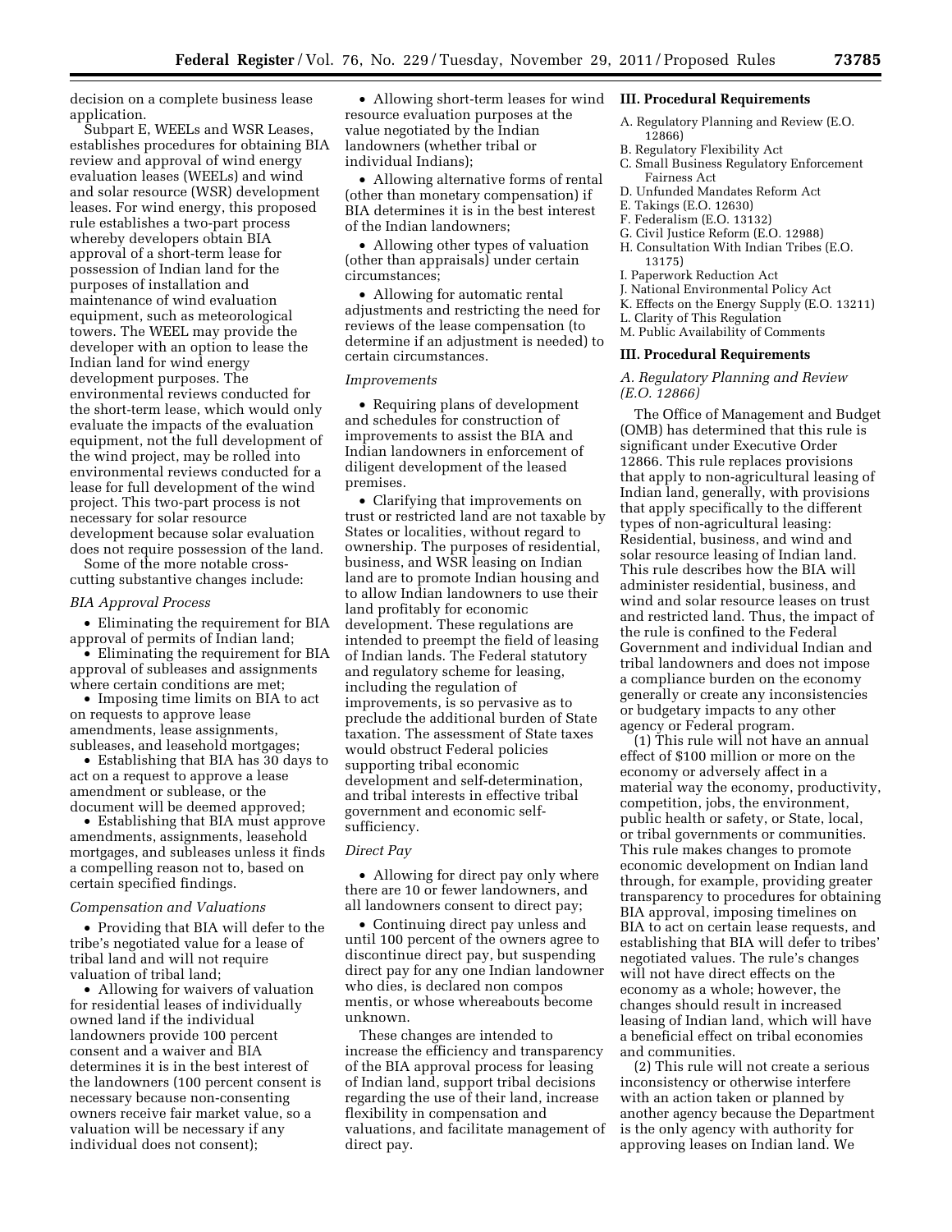decision on a complete business lease application.

Subpart E, WEELs and WSR Leases, establishes procedures for obtaining BIA review and approval of wind energy evaluation leases (WEELs) and wind and solar resource (WSR) development leases. For wind energy, this proposed rule establishes a two-part process whereby developers obtain BIA approval of a short-term lease for possession of Indian land for the purposes of installation and maintenance of wind evaluation equipment, such as meteorological towers. The WEEL may provide the developer with an option to lease the Indian land for wind energy development purposes. The environmental reviews conducted for the short-term lease, which would only evaluate the impacts of the evaluation equipment, not the full development of the wind project, may be rolled into environmental reviews conducted for a lease for full development of the wind project. This two-part process is not necessary for solar resource development because solar evaluation does not require possession of the land.

Some of the more notable cross-cutting substantive changes include:

*BIA Approval Process*

- Eliminating the requirement for BIA approval of permits of Indian land;
- Eliminating the requirement for BIA approval of subleases and assignments where certain conditions are met;
- Imposing time limits on BIA to act on requests to approve lease amendments, lease assignments, subleases, and leasehold mortgages;
- Establishing that BIA has 30 days to act on a request to approve a lease amendment or sublease, or the document will be deemed approved;
- Establishing that BIA must approve amendments, assignments, leasehold mortgages, and subleases unless it finds a compelling reason not to, based on certain specified findings.

*Compensation and Valuations*

- Providing that BIA will defer to the tribe's negotiated value for a lease of tribal land and will not require valuation of tribal land;
- Allowing for waivers of valuation for residential leases of individually owned land if the individual landowners provide 100 percent consent and a waiver and BIA determines it is in the best interest of the landowners (100 percent consent is necessary because non-consenting owners receive fair market value, so a valuation will be necessary if any individual does not consent);
- Allowing short-term leases for wind resource evaluation purposes at the value negotiated by the Indian landowners (whether tribal or individual Indians);
- Allowing alternative forms of rental (other than monetary compensation) if BIA determines it is in the best interest of the Indian landowners;
- Allowing other types of valuation (other than appraisals) under certain circumstances;
- Allowing for automatic rental adjustments and restricting the need for reviews of the lease compensation (to determine if an adjustment is needed) to certain circumstances.

*Improvements*

- Requiring plans of development and schedules for construction of improvements to assist the BIA and Indian landowners in enforcement of diligent development of the leased premises.
- Clarifying that improvements on trust or restricted land are not taxable by States or localities, without regard to ownership. The purposes of residential, business, and WSR leasing on Indian land are to promote Indian housing and to allow Indian landowners to use their land profitably for economic development. These regulations are intended to preempt the field of leasing of Indian lands. The Federal statutory and regulatory scheme for leasing, including the regulation of improvements, is so pervasive as to preclude the additional burden of State taxation. The assessment of State taxes would obstruct Federal policies supporting tribal economic development and self-determination, and tribal interests in effective tribal government and economic self-sufficiency.

*Direct Pay*

- Allowing for direct pay only where there are 10 or fewer landowners, and all landowners consent to direct pay;
- Continuing direct pay unless and until 100 percent of the owners agree to discontinue direct pay, but suspending direct pay for any one Indian landowner who dies, is declared non compos mentis, or whose whereabouts become unknown.

These changes are intended to increase the efficiency and transparency of the BIA approval process for leasing of Indian land, support tribal decisions regarding the use of their land, increase flexibility in compensation and valuations, and facilitate management of direct pay.

## III. Procedural Requirements

A. Regulatory Planning and Review (E.O. 12866)
B. Regulatory Flexibility Act
C. Small Business Regulatory Enforcement Fairness Act
D. Unfunded Mandates Reform Act
E. Takings (E.O. 12630)
F. Federalism (E.O. 13132)
G. Civil Justice Reform (E.O. 12988)
H. Consultation With Indian Tribes (E.O. 13175)
I. Paperwork Reduction Act
J. National Environmental Policy Act
K. Effects on the Energy Supply (E.O. 13211)
L. Clarity of This Regulation
M. Public Availability of Comments

## III. Procedural Requirements

### *A. Regulatory Planning and Review (E.O. 12866)*

The Office of Management and Budget (OMB) has determined that this rule is significant under Executive Order 12866. This rule replaces provisions that apply to non-agricultural leasing of Indian land, generally, with provisions that apply specifically to the different types of non-agricultural leasing: Residential, business, and wind and solar resource leasing of Indian land. This rule describes how the BIA will administer residential, business, and wind and solar resource leases on trust and restricted land. Thus, the impact of the rule is confined to the Federal Government and individual Indian and tribal landowners and does not impose a compliance burden on the economy generally or create any inconsistencies or budgetary impacts to any other agency or Federal program.

(1) This rule will not have an annual effect of $100 million or more on the economy or adversely affect in a material way the economy, productivity, competition, jobs, the environment, public health or safety, or State, local, or tribal governments or communities. This rule makes changes to promote economic development on Indian land through, for example, providing greater transparency to procedures for obtaining BIA approval, imposing timelines on BIA to act on certain lease requests, and establishing that BIA will defer to tribes' negotiated values. The rule's changes will not have direct effects on the economy as a whole; however, the changes should result in increased leasing of Indian land, which will have a beneficial effect on tribal economies and communities.

(2) This rule will not create a serious inconsistency or otherwise interfere with an action taken or planned by another agency because the Department is the only agency with authority for approving leases on Indian land. We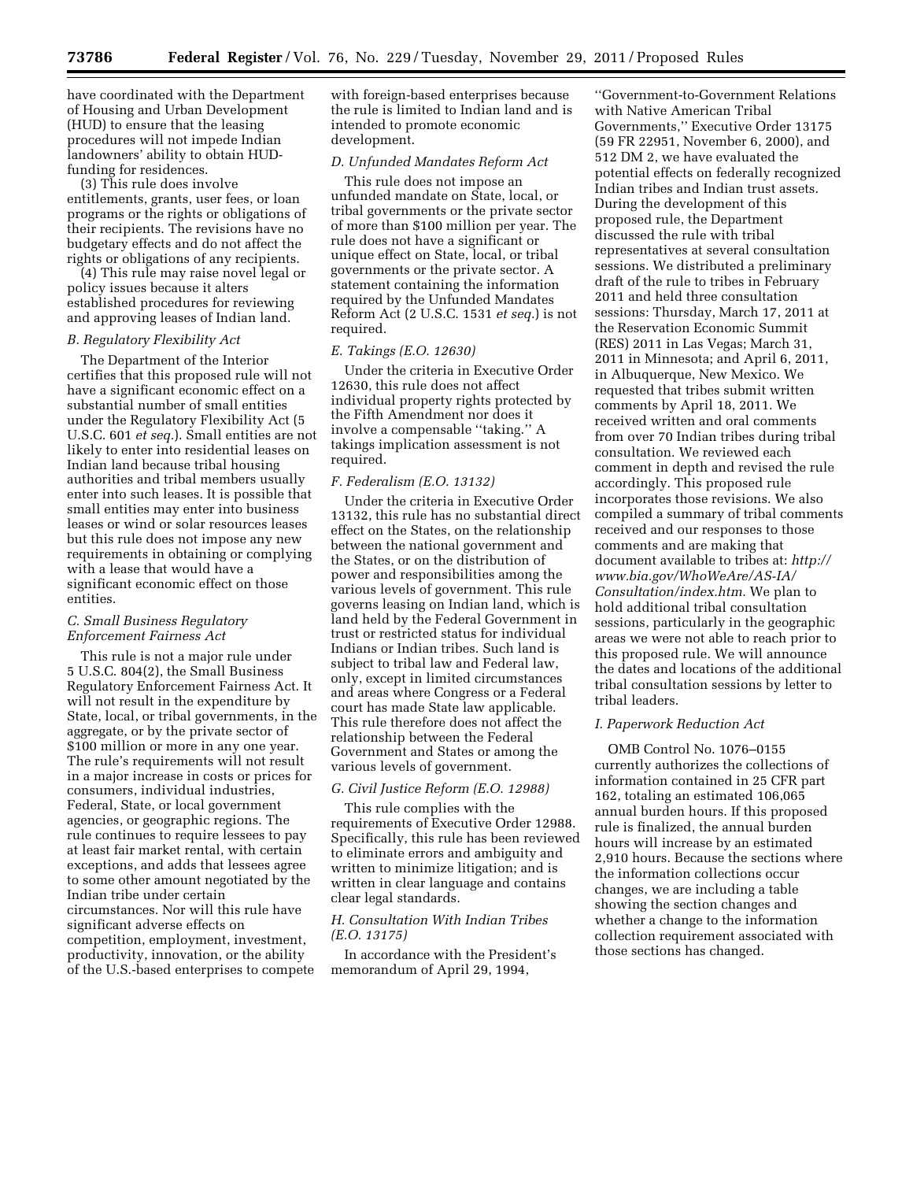have coordinated with the Department of Housing and Urban Development (HUD) to ensure that the leasing procedures will not impede Indian landowners' ability to obtain HUD-funding for residences.

(3) This rule does involve entitlements, grants, user fees, or loan programs or the rights or obligations of their recipients. The revisions have no budgetary effects and do not affect the rights or obligations of any recipients.

(4) This rule may raise novel legal or policy issues because it alters established procedures for reviewing and approving leases of Indian land.

### B. Regulatory Flexibility Act

The Department of the Interior certifies that this proposed rule will not have a significant economic effect on a substantial number of small entities under the Regulatory Flexibility Act (5 U.S.C. 601 *et seq.*). Small entities are not likely to enter into residential leases on Indian land because tribal housing authorities and tribal members usually enter into such leases. It is possible that small entities may enter into business leases or wind or solar resources leases but this rule does not impose any new requirements in obtaining or complying with a lease that would have a significant economic effect on those entities.

### C. Small Business Regulatory Enforcement Fairness Act

This rule is not a major rule under 5 U.S.C. 804(2), the Small Business Regulatory Enforcement Fairness Act. It will not result in the expenditure by State, local, or tribal governments, in the aggregate, or by the private sector of $100 million or more in any one year. The rule's requirements will not result in a major increase in costs or prices for consumers, individual industries, Federal, State, or local government agencies, or geographic regions. The rule continues to require lessees to pay at least fair market rental, with certain exceptions, and adds that lessees agree to some other amount negotiated by the Indian tribe under certain circumstances. Nor will this rule have significant adverse effects on competition, employment, investment, productivity, innovation, or the ability of the U.S.-based enterprises to compete with foreign-based enterprises because the rule is limited to Indian land and is intended to promote economic development.

### D. Unfunded Mandates Reform Act

This rule does not impose an unfunded mandate on State, local, or tribal governments or the private sector of more than $100 million per year. The rule does not have a significant or unique effect on State, local, or tribal governments or the private sector. A statement containing the information required by the Unfunded Mandates Reform Act (2 U.S.C. 1531 *et seq.*) is not required.

### E. Takings (E.O. 12630)

Under the criteria in Executive Order 12630, this rule does not affect individual property rights protected by the Fifth Amendment nor does it involve a compensable ''taking.'' A takings implication assessment is not required.

### F. Federalism (E.O. 13132)

Under the criteria in Executive Order 13132, this rule has no substantial direct effect on the States, on the relationship between the national government and the States, or on the distribution of power and responsibilities among the various levels of government. This rule governs leasing on Indian land, which is land held by the Federal Government in trust or restricted status for individual Indians or Indian tribes. Such land is subject to tribal law and Federal law, only, except in limited circumstances and areas where Congress or a Federal court has made State law applicable. This rule therefore does not affect the relationship between the Federal Government and States or among the various levels of government.

### G. Civil Justice Reform (E.O. 12988)

This rule complies with the requirements of Executive Order 12988. Specifically, this rule has been reviewed to eliminate errors and ambiguity and written to minimize litigation; and is written in clear language and contains clear legal standards.

### H. Consultation With Indian Tribes (E.O. 13175)

In accordance with the President's memorandum of April 29, 1994, ''Government-to-Government Relations with Native American Tribal Governments,'' Executive Order 13175 (59 FR 22951, November 6, 2000), and 512 DM 2, we have evaluated the potential effects on federally recognized Indian tribes and Indian trust assets. During the development of this proposed rule, the Department discussed the rule with tribal representatives at several consultation sessions. We distributed a preliminary draft of the rule to tribes in February 2011 and held three consultation sessions: Thursday, March 17, 2011 at the Reservation Economic Summit (RES) 2011 in Las Vegas; March 31, 2011 in Minnesota; and April 6, 2011, in Albuquerque, New Mexico. We requested that tribes submit written comments by April 18, 2011. We received written and oral comments from over 70 Indian tribes during tribal consultation. We reviewed each comment in depth and revised the rule accordingly. This proposed rule incorporates those revisions. We also compiled a summary of tribal comments received and our responses to those comments and are making that document available to tribes at: *http://www.bia.gov/WhoWeAre/AS-IA/Consultation/index.htm.* We plan to hold additional tribal consultation sessions, particularly in the geographic areas we were not able to reach prior to this proposed rule. We will announce the dates and locations of the additional tribal consultation sessions by letter to tribal leaders.

### I. Paperwork Reduction Act

OMB Control No. 1076–0155 currently authorizes the collections of information contained in 25 CFR part 162, totaling an estimated 106,065 annual burden hours. If this proposed rule is finalized, the annual burden hours will increase by an estimated 2,910 hours. Because the sections where the information collections occur changes, we are including a table showing the section changes and whether a change to the information collection requirement associated with those sections has changed.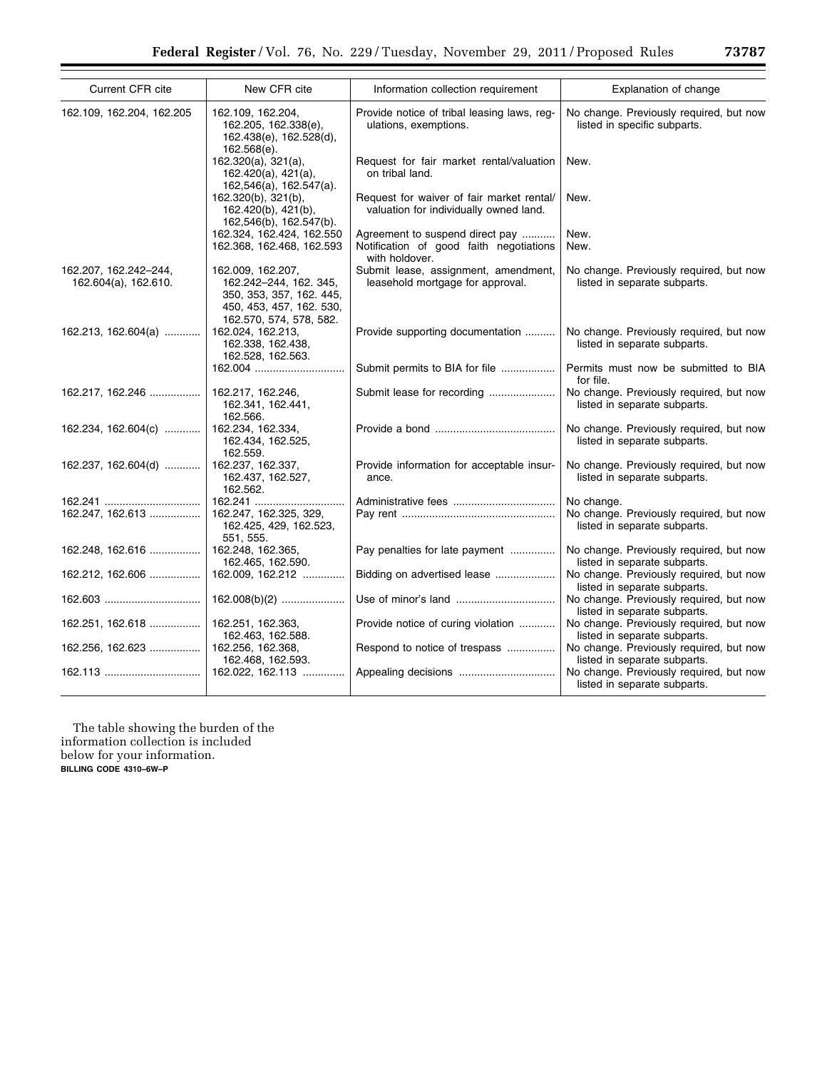| Current CFR cite | New CFR cite | Information collection requirement | Explanation of change |
|---|---|---|---|
| 162.109, 162.204, 162.205 | 162.109, 162.204, 162.205, 162.338(e), 162.438(e), 162.528(d), 162.568(e). | Provide notice of tribal leasing laws, regulations, exemptions. | No change. Previously required, but now listed in specific subparts. |
| | 162.320(a), 321(a), 162.420(a), 421(a), 162,546(a), 162.547(a). | Request for fair market rental/valuation on tribal land. | New. |
| | 162.320(b), 321(b), 162.420(b), 421(b), 162,546(b), 162.547(b). | Request for waiver of fair market rental/valuation for individually owned land. | New. |
| | 162.324, 162.424, 162.550 | Agreement to suspend direct pay | New. |
| | 162.368, 162.468, 162.593 | Notification of good faith negotiations with holdover. | New. |
| 162.207, 162.242–244, 162.604(a), 162.610. | 162.009, 162.207, 162.242–244, 162. 345, 350, 353, 357, 162. 445, 450, 453, 457, 162. 530, 162.570, 574, 578, 582. | Submit lease, assignment, amendment, leasehold mortgage for approval. | No change. Previously required, but now listed in separate subparts. |
| 162.213, 162.604(a) | 162.024, 162.213, 162.338, 162.438, 162.528, 162.563. | Provide supporting documentation | No change. Previously required, but now listed in separate subparts. |
| | 162.004 | Submit permits to BIA for file | Permits must now be submitted to BIA for file. |
| 162.217, 162.246 | 162.217, 162.246, 162.341, 162.441, 162.566. | Submit lease for recording | No change. Previously required, but now listed in separate subparts. |
| 162.234, 162.604(c) | 162.234, 162.334, 162.434, 162.525, 162.559. | Provide a bond | No change. Previously required, but now listed in separate subparts. |
| 162.237, 162.604(d) | 162.237, 162.337, 162.437, 162.527, 162.562. | Provide information for acceptable insurance. | No change. Previously required, but now listed in separate subparts. |
| 162.241 | 162.241 | Administrative fees | No change. |
| 162.247, 162.613 | 162.247, 162.325, 329, 162.425, 429, 162.523, 551, 555. | Pay rent | No change. Previously required, but now listed in separate subparts. |
| 162.248, 162.616 | 162.248, 162.365, 162.465, 162.590. | Pay penalties for late payment | No change. Previously required, but now listed in separate subparts. |
| 162.212, 162.606 | 162.009, 162.212 | Bidding on advertised lease | No change. Previously required, but now listed in separate subparts. |
| 162.603 | 162.008(b)(2) | Use of minor's land | No change. Previously required, but now listed in separate subparts. |
| 162.251, 162.618 | 162.251, 162.363, 162.463, 162.588. | Provide notice of curing violation | No change. Previously required, but now listed in separate subparts. |
| 162.256, 162.623 | 162.256, 162.368, 162.468, 162.593. | Respond to notice of trespass | No change. Previously required, but now listed in separate subparts. |
| 162.113 | 162.022, 162.113 | Appealing decisions | No change. Previously required, but now listed in separate subparts. |

The table showing the burden of the information collection is included below for your information.

BILLING CODE 4310–6W–P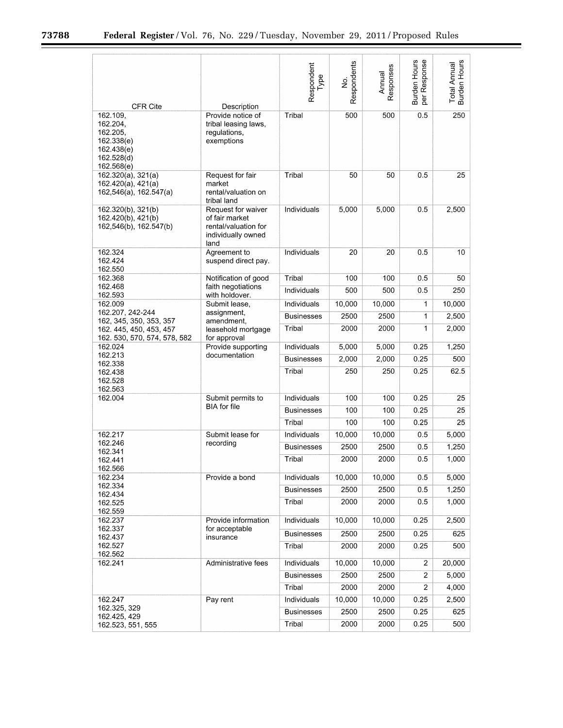| CFR Cite | Description | Respondent Type | No. Respondents | Annual Responses | Burden Hours per Response | Total Annual Burden Hours |
|---|---|---|---|---|---|---|
| 162.109, 162.204, 162.205, 162.338(e) 162.438(e) 162.528(d) 162.568(e) | Provide notice of tribal leasing laws, regulations, exemptions | Tribal | 500 | 500 | 0.5 | 250 |
| 162.320(a), 321(a) 162.420(a), 421(a) 162,546(a), 162.547(a) | Request for fair market rental/valuation on tribal land | Tribal | 50 | 50 | 0.5 | 25 |
| 162.320(b), 321(b) 162.420(b), 421(b) 162,546(b), 162.547(b) | Request for waiver of fair market rental/valuation for individually owned land | Individuals | 5,000 | 5,000 | 0.5 | 2,500 |
| 162.324 162.424 162.550 | Agreement to suspend direct pay. | Individuals | 20 | 20 | 0.5 | 10 |
| 162.368 162.468 162.593 | Notification of good faith negotiations with holdover. | Tribal | 100 | 100 | 0.5 | 50 |
| | | Individuals | 500 | 500 | 0.5 | 250 |
| 162.009 162.207, 242-244 162, 345, 350, 353, 357 162. 445, 450, 453, 457 162. 530, 570, 574, 578, 582 | Submit lease, assignment, amendment, leasehold mortgage for approval | Individuals | 10,000 | 10,000 | 1 | 10,000 |
| | | Businesses | 2500 | 2500 | 1 | 2,500 |
| | | Tribal | 2000 | 2000 | 1 | 2,000 |
| 162.024 162.213 162.338 162.438 162.528 162.563 | Provide supporting documentation | Individuals | 5,000 | 5,000 | 0.25 | 1,250 |
| | | Businesses | 2,000 | 2,000 | 0.25 | 500 |
| | | Tribal | 250 | 250 | 0.25 | 62.5 |
| 162.004 | Submit permits to BIA for file | Individuals | 100 | 100 | 0.25 | 25 |
| | | Businesses | 100 | 100 | 0.25 | 25 |
| | | Tribal | 100 | 100 | 0.25 | 25 |
| 162.217 162.246 162.341 162.441 162.566 | Submit lease for recording | Individuals | 10,000 | 10,000 | 0.5 | 5,000 |
| | | Businesses | 2500 | 2500 | 0.5 | 1,250 |
| | | Tribal | 2000 | 2000 | 0.5 | 1,000 |
| 162.234 162.334 162.434 162.525 162.559 | Provide a bond | Individuals | 10,000 | 10,000 | 0.5 | 5,000 |
| | | Businesses | 2500 | 2500 | 0.5 | 1,250 |
| | | Tribal | 2000 | 2000 | 0.5 | 1,000 |
| 162.237 162.337 162.437 162.527 162.562 | Provide information for acceptable insurance | Individuals | 10,000 | 10,000 | 0.25 | 2,500 |
| | | Businesses | 2500 | 2500 | 0.25 | 625 |
| | | Tribal | 2000 | 2000 | 0.25 | 500 |
| 162.241 | Administrative fees | Individuals | 10,000 | 10,000 | 2 | 20,000 |
| | | Businesses | 2500 | 2500 | 2 | 5,000 |
| | | Tribal | 2000 | 2000 | 2 | 4,000 |
| 162.247 162.325, 329 162.425, 429 162.523, 551, 555 | Pay rent | Individuals | 10,000 | 10,000 | 0.25 | 2,500 |
| | | Businesses | 2500 | 2500 | 0.25 | 625 |
| | | Tribal | 2000 | 2000 | 0.25 | 500 |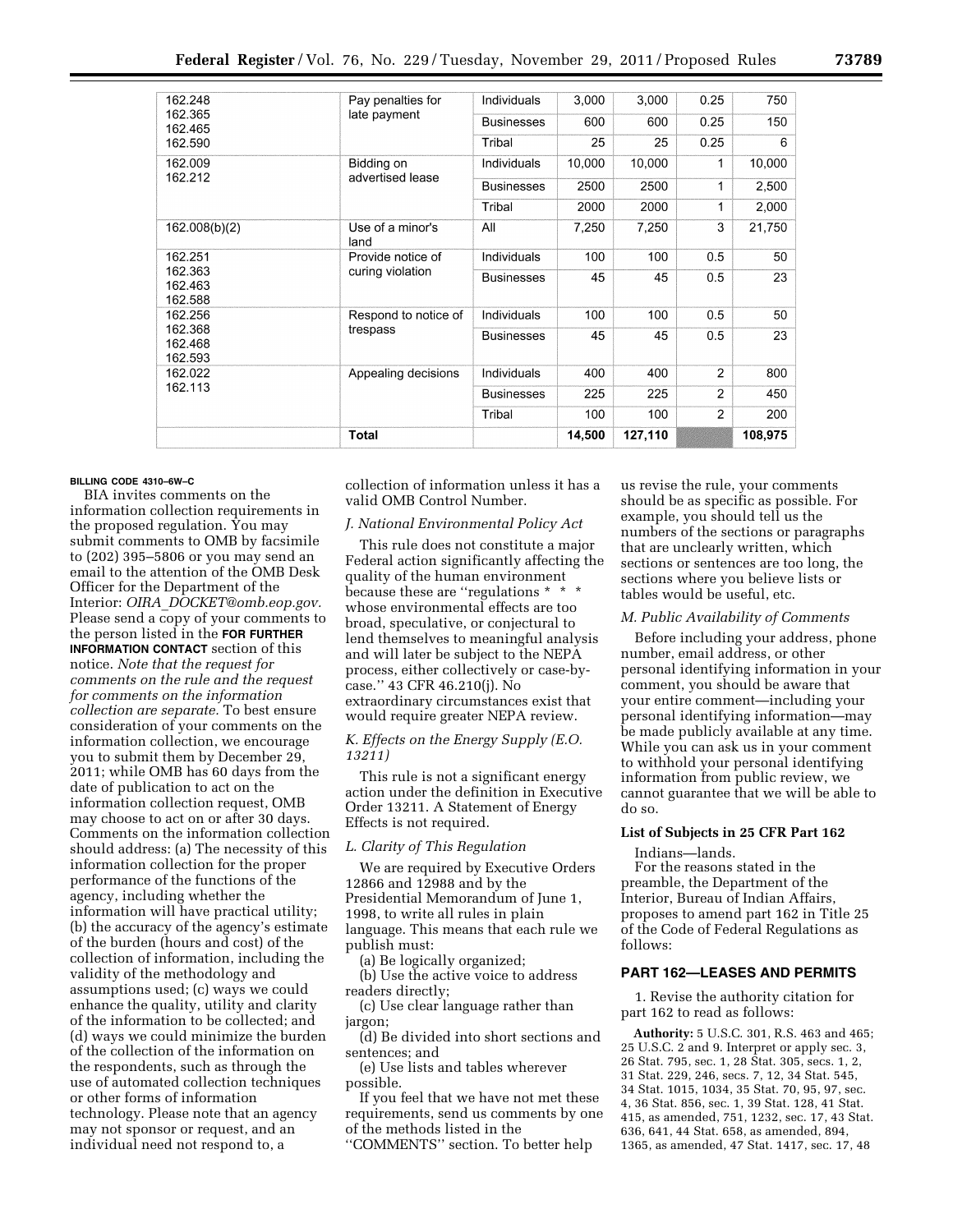| 162.248<br>162.365<br>162.465<br>162.590 | Pay penalties for late payment | Individuals | 3,000 | 3,000 | 0.25 | 750 |
|---|---|---|---|---|---|---|
| | | Businesses | 600 | 600 | 0.25 | 150 |
| | | Tribal | 25 | 25 | 0.25 | 6 |
| 162.009<br>162.212 | Bidding on advertised lease | Individuals | 10,000 | 10,000 | 1 | 10,000 |
| | | Businesses | 2500 | 2500 | 1 | 2,500 |
| | | Tribal | 2000 | 2000 | 1 | 2,000 |
| 162.008(b)(2) | Use of a minor's land | All | 7,250 | 7,250 | 3 | 21,750 |
| 162.251<br>162.363<br>162.463<br>162.588 | Provide notice of curing violation | Individuals | 100 | 100 | 0.5 | 50 |
| | | Businesses | 45 | 45 | 0.5 | 23 |
| 162.256<br>162.368<br>162.468<br>162.593 | Respond to notice of trespass | Individuals | 100 | 100 | 0.5 | 50 |
| | | Businesses | 45 | 45 | 0.5 | 23 |
| 162.022<br>162.113 | Appealing decisions | Individuals | 400 | 400 | 2 | 800 |
| | | Businesses | 225 | 225 | 2 | 450 |
| | | Tribal | 100 | 100 | 2 | 200 |
| | **Total** | | **14,500** | **127,110** | | **108,975** |

**BILLING CODE 4310–6W–C**

BIA invites comments on the information collection requirements in the proposed regulation. You may submit comments to OMB by facsimile to (202) 395–5806 or you may send an email to the attention of the OMB Desk Officer for the Department of the Interior: *OIRA_DOCKET@omb.eop.gov.* Please send a copy of your comments to the person listed in the **FOR FURTHER INFORMATION CONTACT** section of this notice. *Note that the request for comments on the rule and the request for comments on the information collection are separate.* To best ensure consideration of your comments on the information collection, we encourage you to submit them by December 29, 2011; while OMB has 60 days from the date of publication to act on the information collection request, OMB may choose to act on or after 30 days. Comments on the information collection should address: (a) The necessity of this information collection for the proper performance of the functions of the agency, including whether the information will have practical utility; (b) the accuracy of the agency's estimate of the burden (hours and cost) of the collection of information, including the validity of the methodology and assumptions used; (c) ways we could enhance the quality, utility and clarity of the information to be collected; and (d) ways we could minimize the burden of the collection of the information on the respondents, such as through the use of automated collection techniques or other forms of information technology. Please note that an agency may not sponsor or request, and an individual need not respond to, a collection of information unless it has a valid OMB Control Number.

### *J. National Environmental Policy Act*

This rule does not constitute a major Federal action significantly affecting the quality of the human environment because these are ''regulations * * * whose environmental effects are too broad, speculative, or conjectural to lend themselves to meaningful analysis and will later be subject to the NEPA process, either collectively or case-by-case.'' 43 CFR 46.210(j). No extraordinary circumstances exist that would require greater NEPA review.

### *K. Effects on the Energy Supply (E.O. 13211)*

This rule is not a significant energy action under the definition in Executive Order 13211. A Statement of Energy Effects is not required.

### *L. Clarity of This Regulation*

We are required by Executive Orders 12866 and 12988 and by the Presidential Memorandum of June 1, 1998, to write all rules in plain language. This means that each rule we publish must:

(a) Be logically organized;

(b) Use the active voice to address readers directly;

(c) Use clear language rather than jargon;

(d) Be divided into short sections and sentences; and

(e) Use lists and tables wherever possible.

If you feel that we have not met these requirements, send us comments by one of the methods listed in the ''COMMENTS'' section. To better help us revise the rule, your comments should be as specific as possible. For example, you should tell us the numbers of the sections or paragraphs that are unclearly written, which sections or sentences are too long, the sections where you believe lists or tables would be useful, etc.

### *M. Public Availability of Comments*

Before including your address, phone number, email address, or other personal identifying information in your comment, you should be aware that your entire comment—including your personal identifying information—may be made publicly available at any time. While you can ask us in your comment to withhold your personal identifying information from public review, we cannot guarantee that we will be able to do so.

### List of Subjects in 25 CFR Part 162

Indians—lands.

For the reasons stated in the preamble, the Department of the Interior, Bureau of Indian Affairs, proposes to amend part 162 in Title 25 of the Code of Federal Regulations as follows:

## PART 162—LEASES AND PERMITS

1. Revise the authority citation for part 162 to read as follows:

**Authority:** 5 U.S.C. 301, R.S. 463 and 465; 25 U.S.C. 2 and 9. Interpret or apply sec. 3, 26 Stat. 795, sec. 1, 28 Stat. 305, secs. 1, 2, 31 Stat. 229, 246, secs. 7, 12, 34 Stat. 545, 34 Stat. 1015, 1034, 35 Stat. 70, 95, 97, sec. 4, 36 Stat. 856, sec. 1, 39 Stat. 128, 41 Stat. 415, as amended, 751, 1232, sec. 17, 43 Stat. 636, 641, 44 Stat. 658, as amended, 894, 1365, as amended, 47 Stat. 1417, sec. 17, 48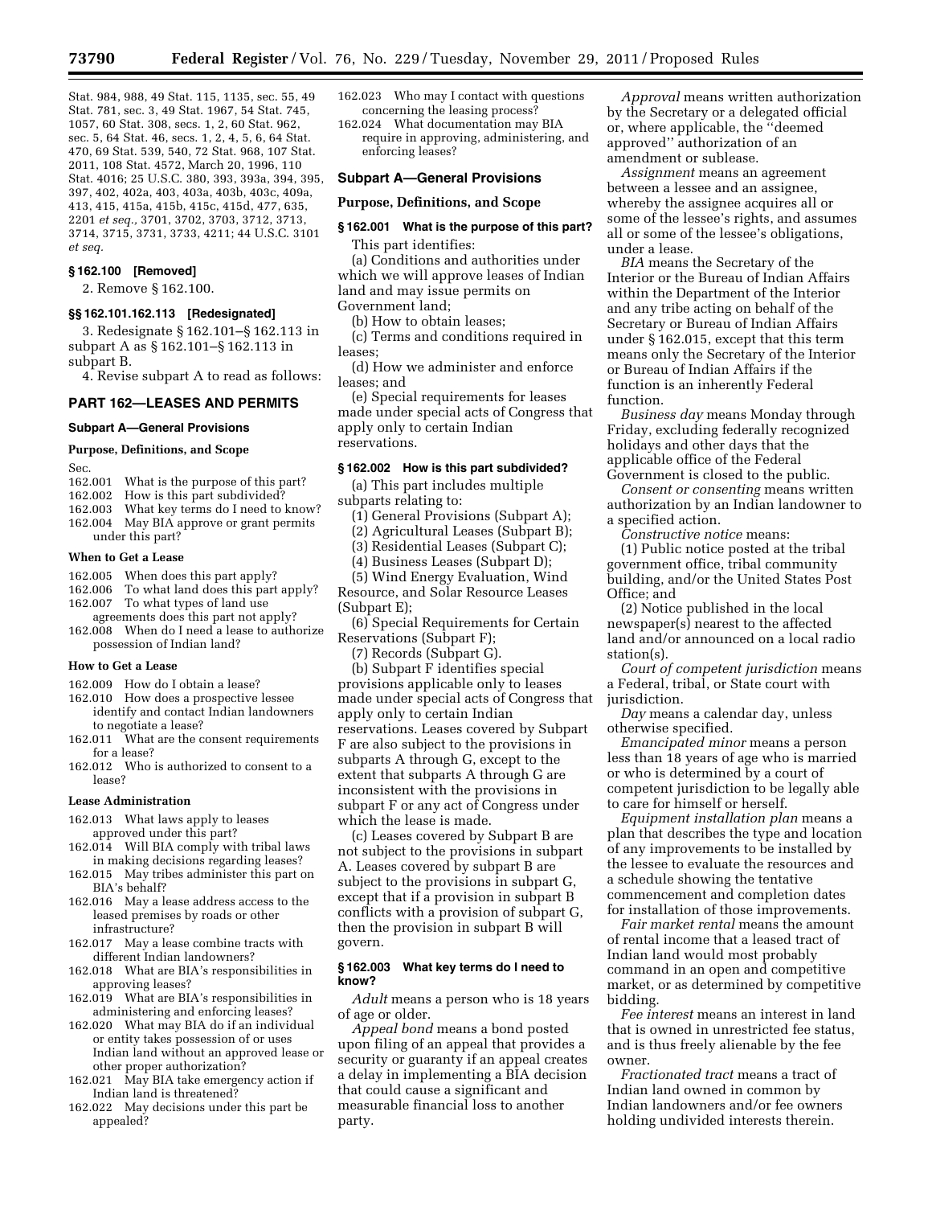Stat. 984, 988, 49 Stat. 115, 1135, sec. 55, 49 Stat. 781, sec. 3, 49 Stat. 1967, 54 Stat. 745, 1057, 60 Stat. 308, secs. 1, 2, 60 Stat. 962, sec. 5, 64 Stat. 46, secs. 1, 2, 4, 5, 6, 64 Stat. 470, 69 Stat. 539, 540, 72 Stat. 968, 107 Stat. 2011, 108 Stat. 4572, March 20, 1996, 110 Stat. 4016; 25 U.S.C. 380, 393, 393a, 394, 395, 397, 402, 402a, 403, 403a, 403b, 403c, 409a, 413, 415, 415a, 415b, 415c, 415d, 477, 635, 2201 *et seq.*, 3701, 3702, 3703, 3712, 3713, 3714, 3715, 3731, 3733, 4211; 44 U.S.C. 3101 *et seq.*

**§ 162.100 [Removed]**

2. Remove § 162.100.

**§§ 162.101.162.113 [Redesignated]**

3. Redesignate § 162.101–§ 162.113 in subpart A as § 162.101–§ 162.113 in subpart B.

4. Revise subpart A to read as follows:

## PART 162—LEASES AND PERMITS

### Subpart A—General Provisions

**Purpose, Definitions, and Scope**

Sec.
162.001 What is the purpose of this part?
162.002 How is this part subdivided?
162.003 What key terms do I need to know?
162.004 May BIA approve or grant permits under this part?

**When to Get a Lease**

162.005 When does this part apply?
162.006 To what land does this part apply?
162.007 To what types of land use agreements does this part not apply?
162.008 When do I need a lease to authorize possession of Indian land?

**How to Get a Lease**

162.009 How do I obtain a lease?
162.010 How does a prospective lessee identify and contact Indian landowners to negotiate a lease?
162.011 What are the consent requirements for a lease?
162.012 Who is authorized to consent to a lease?

**Lease Administration**

162.013 What laws apply to leases approved under this part?
162.014 Will BIA comply with tribal laws in making decisions regarding leases?
162.015 May tribes administer this part on BIA's behalf?
162.016 May a lease address access to the leased premises by roads or other infrastructure?
162.017 May a lease combine tracts with different Indian landowners?
162.018 What are BIA's responsibilities in approving leases?
162.019 What are BIA's responsibilities in administering and enforcing leases?
162.020 What may BIA do if an individual or entity takes possession of or uses Indian land without an approved lease or other proper authorization?
162.021 May BIA take emergency action if Indian land is threatened?
162.022 May decisions under this part be appealed?
162.023 Who may I contact with questions concerning the leasing process?
162.024 What documentation may BIA require in approving, administering, and enforcing leases?

### Subpart A—General Provisions

**Purpose, Definitions, and Scope**

**§ 162.001 What is the purpose of this part?**

This part identifies:

(a) Conditions and authorities under which we will approve leases of Indian land and may issue permits on Government land;

(b) How to obtain leases;

(c) Terms and conditions required in leases;

(d) How we administer and enforce leases; and

(e) Special requirements for leases made under special acts of Congress that apply only to certain Indian reservations.

**§ 162.002 How is this part subdivided?**

(a) This part includes multiple subparts relating to:

(1) General Provisions (Subpart A);

(2) Agricultural Leases (Subpart B);

(3) Residential Leases (Subpart C);

(4) Business Leases (Subpart D);

(5) Wind Energy Evaluation, Wind Resource, and Solar Resource Leases (Subpart E);

(6) Special Requirements for Certain Reservations (Subpart F);

(7) Records (Subpart G).

(b) Subpart F identifies special provisions applicable only to leases made under special acts of Congress that apply only to certain Indian reservations. Leases covered by Subpart F are also subject to the provisions in subparts A through G, except to the extent that subparts A through G are inconsistent with the provisions in subpart F or any act of Congress under which the lease is made.

(c) Leases covered by Subpart B are not subject to the provisions in subpart A. Leases covered by subpart B are subject to the provisions in subpart G, except that if a provision in subpart B conflicts with a provision of subpart G, then the provision in subpart B will govern.

**§ 162.003 What key terms do I need to know?**

*Adult* means a person who is 18 years of age or older.

*Appeal bond* means a bond posted upon filing of an appeal that provides a security or guaranty if an appeal creates a delay in implementing a BIA decision that could cause a significant and measurable financial loss to another party.

*Approval* means written authorization by the Secretary or a delegated official or, where applicable, the ''deemed approved'' authorization of an amendment or sublease.

*Assignment* means an agreement between a lessee and an assignee, whereby the assignee acquires all or some of the lessee's rights, and assumes all or some of the lessee's obligations, under a lease.

*BIA* means the Secretary of the Interior or the Bureau of Indian Affairs within the Department of the Interior and any tribe acting on behalf of the Secretary or Bureau of Indian Affairs under § 162.015, except that this term means only the Secretary of the Interior or Bureau of Indian Affairs if the function is an inherently Federal function.

*Business day* means Monday through Friday, excluding federally recognized holidays and other days that the applicable office of the Federal Government is closed to the public.

*Consent or consenting* means written authorization by an Indian landowner to a specified action.

*Constructive notice* means:

(1) Public notice posted at the tribal government office, tribal community building, and/or the United States Post Office; and

(2) Notice published in the local newspaper(s) nearest to the affected land and/or announced on a local radio station(s).

*Court of competent jurisdiction* means a Federal, tribal, or State court with jurisdiction.

*Day* means a calendar day, unless otherwise specified.

*Emancipated minor* means a person less than 18 years of age who is married or who is determined by a court of competent jurisdiction to be legally able to care for himself or herself.

*Equipment installation plan* means a plan that describes the type and location of any improvements to be installed by the lessee to evaluate the resources and a schedule showing the tentative commencement and completion dates for installation of those improvements.

*Fair market rental* means the amount of rental income that a leased tract of Indian land would most probably command in an open and competitive market, or as determined by competitive bidding.

*Fee interest* means an interest in land that is owned in unrestricted fee status, and is thus freely alienable by the fee owner.

*Fractionated tract* means a tract of Indian land owned in common by Indian landowners and/or fee owners holding undivided interests therein.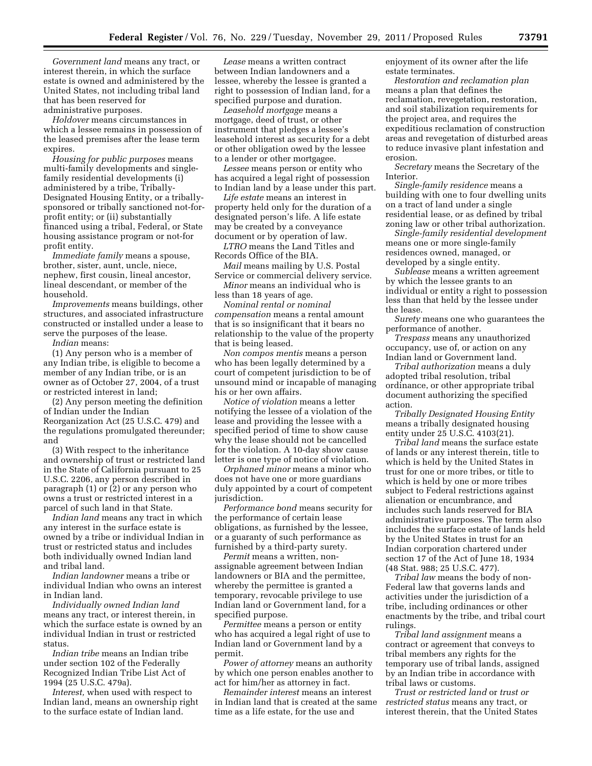*Government land* means any tract, or interest therein, in which the surface estate is owned and administered by the United States, not including tribal land that has been reserved for administrative purposes.

*Holdover* means circumstances in which a lessee remains in possession of the leased premises after the lease term expires.

*Housing for public purposes* means multi-family developments and single-family residential developments (i) administered by a tribe, Tribally-Designated Housing Entity, or a tribally-sponsored or tribally sanctioned not-for-profit entity; or (ii) substantially financed using a tribal, Federal, or State housing assistance program or not-for profit entity.

*Immediate family* means a spouse, brother, sister, aunt, uncle, niece, nephew, first cousin, lineal ancestor, lineal descendant, or member of the household.

*Improvements* means buildings, other structures, and associated infrastructure constructed or installed under a lease to serve the purposes of the lease.

*Indian* means:

(1) Any person who is a member of any Indian tribe, is eligible to become a member of any Indian tribe, or is an owner as of October 27, 2004, of a trust or restricted interest in land;

(2) Any person meeting the definition of Indian under the Indian Reorganization Act (25 U.S.C. 479) and the regulations promulgated thereunder; and

(3) With respect to the inheritance and ownership of trust or restricted land in the State of California pursuant to 25 U.S.C. 2206, any person described in paragraph (1) or (2) or any person who owns a trust or restricted interest in a parcel of such land in that State.

*Indian land* means any tract in which any interest in the surface estate is owned by a tribe or individual Indian in trust or restricted status and includes both individually owned Indian land and tribal land.

*Indian landowner* means a tribe or individual Indian who owns an interest in Indian land.

*Individually owned Indian land* means any tract, or interest therein, in which the surface estate is owned by an individual Indian in trust or restricted status.

*Indian tribe* means an Indian tribe under section 102 of the Federally Recognized Indian Tribe List Act of 1994 (25 U.S.C. 479a).

*Interest,* when used with respect to Indian land, means an ownership right to the surface estate of Indian land.

*Lease* means a written contract between Indian landowners and a lessee, whereby the lessee is granted a right to possession of Indian land, for a specified purpose and duration.

*Leasehold mortgage* means a mortgage, deed of trust, or other instrument that pledges a lessee's leasehold interest as security for a debt or other obligation owed by the lessee to a lender or other mortgagee.

*Lessee* means person or entity who has acquired a legal right of possession to Indian land by a lease under this part.

*Life estate* means an interest in property held only for the duration of a designated person's life. A life estate may be created by a conveyance document or by operation of law.

*LTRO* means the Land Titles and Records Office of the BIA.

*Mail* means mailing by U.S. Postal Service or commercial delivery service.

*Minor* means an individual who is less than 18 years of age.

*Nominal rental or nominal compensation* means a rental amount that is so insignificant that it bears no relationship to the value of the property that is being leased.

*Non compos mentis* means a person who has been legally determined by a court of competent jurisdiction to be of unsound mind or incapable of managing his or her own affairs.

*Notice of violation* means a letter notifying the lessee of a violation of the lease and providing the lessee with a specified period of time to show cause why the lease should not be cancelled for the violation. A 10-day show cause letter is one type of notice of violation.

*Orphaned minor* means a minor who does not have one or more guardians duly appointed by a court of competent jurisdiction.

*Performance bond* means security for the performance of certain lease obligations, as furnished by the lessee, or a guaranty of such performance as furnished by a third-party surety.

*Permit* means a written, non-assignable agreement between Indian landowners or BIA and the permittee, whereby the permittee is granted a temporary, revocable privilege to use Indian land or Government land, for a specified purpose.

*Permittee* means a person or entity who has acquired a legal right of use to Indian land or Government land by a permit.

*Power of attorney* means an authority by which one person enables another to act for him/her as attorney in fact.

*Remainder interest* means an interest in Indian land that is created at the same time as a life estate, for the use and enjoyment of its owner after the life estate terminates.

*Restoration and reclamation plan* means a plan that defines the reclamation, revegetation, restoration, and soil stabilization requirements for the project area, and requires the expeditious reclamation of construction areas and revegetation of disturbed areas to reduce invasive plant infestation and erosion.

*Secretary* means the Secretary of the Interior.

*Single-family residence* means a building with one to four dwelling units on a tract of land under a single residential lease, or as defined by tribal zoning law or other tribal authorization.

*Single-family residential development* means one or more single-family residences owned, managed, or developed by a single entity.

*Sublease* means a written agreement by which the lessee grants to an individual or entity a right to possession less than that held by the lessee under the lease.

*Surety* means one who guarantees the performance of another.

*Trespass* means any unauthorized occupancy, use of, or action on any Indian land or Government land.

*Tribal authorization* means a duly adopted tribal resolution, tribal ordinance, or other appropriate tribal document authorizing the specified action.

*Tribally Designated Housing Entity* means a tribally designated housing entity under 25 U.S.C. 4103(21).

*Tribal land* means the surface estate of lands or any interest therein, title to which is held by the United States in trust for one or more tribes, or title to which is held by one or more tribes subject to Federal restrictions against alienation or encumbrance, and includes such lands reserved for BIA administrative purposes. The term also includes the surface estate of lands held by the United States in trust for an Indian corporation chartered under section 17 of the Act of June 18, 1934 (48 Stat. 988; 25 U.S.C. 477).

*Tribal law* means the body of non-Federal law that governs lands and activities under the jurisdiction of a tribe, including ordinances or other enactments by the tribe, and tribal court rulings.

*Tribal land assignment* means a contract or agreement that conveys to tribal members any rights for the temporary use of tribal lands, assigned by an Indian tribe in accordance with tribal laws or customs.

*Trust or restricted land* or *trust or restricted status* means any tract, or interest therein, that the United States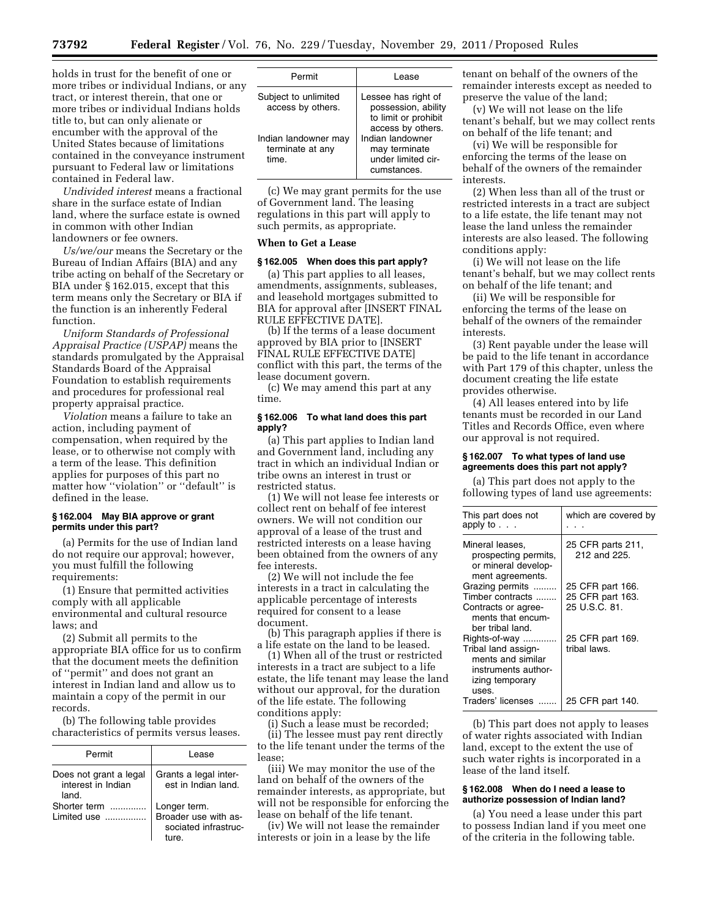holds in trust for the benefit of one or more tribes or individual Indians, or any tract, or interest therein, that one or more tribes or individual Indians holds title to, but can only alienate or encumber with the approval of the United States because of limitations contained in the conveyance instrument pursuant to Federal law or limitations contained in Federal law.

*Undivided interest* means a fractional share in the surface estate of Indian land, where the surface estate is owned in common with other Indian landowners or fee owners.

*Us/we/our* means the Secretary or the Bureau of Indian Affairs (BIA) and any tribe acting on behalf of the Secretary or BIA under § 162.015, except that this term means only the Secretary or BIA if the function is an inherently Federal function.

*Uniform Standards of Professional Appraisal Practice (USPAP)* means the standards promulgated by the Appraisal Standards Board of the Appraisal Foundation to establish requirements and procedures for professional real property appraisal practice.

*Violation* means a failure to take an action, including payment of compensation, when required by the lease, or to otherwise not comply with a term of the lease. This definition applies for purposes of this part no matter how ''violation'' or ''default'' is defined in the lease.

#### § 162.004 May BIA approve or grant permits under this part?

(a) Permits for the use of Indian land do not require our approval; however, you must fulfill the following requirements:

(1) Ensure that permitted activities comply with all applicable environmental and cultural resource laws; and

(2) Submit all permits to the appropriate BIA office for us to confirm that the document meets the definition of ''permit'' and does not grant an interest in Indian land and allow us to maintain a copy of the permit in our records.

(b) The following table provides characteristics of permits versus leases.

| Permit | Lease |
| --- | --- |
| Does not grant a legal interest in Indian land. | Grants a legal interest in Indian land. |
| Shorter term | Longer term. |
| Limited use | Broader use with associated infrastructure. |
| Subject to unlimited access by others. | Lessee has right of possession, ability to limit or prohibit access by others. |
| Indian landowner may terminate at any time. | Indian landowner may terminate under limited circumstances. |

(c) We may grant permits for the use of Government land. The leasing regulations in this part will apply to such permits, as appropriate.

### When to Get a Lease

#### § 162.005 When does this part apply?

(a) This part applies to all leases, amendments, assignments, subleases, and leasehold mortgages submitted to BIA for approval after [INSERT FINAL RULE EFFECTIVE DATE].

(b) If the terms of a lease document approved by BIA prior to [INSERT FINAL RULE EFFECTIVE DATE] conflict with this part, the terms of the lease document govern.

(c) We may amend this part at any time.

#### § 162.006 To what land does this part apply?

(a) This part applies to Indian land and Government land, including any tract in which an individual Indian or tribe owns an interest in trust or restricted status.

(1) We will not lease fee interests or collect rent on behalf of fee interest owners. We will not condition our approval of a lease of the trust and restricted interests on a lease having been obtained from the owners of any fee interests.

(2) We will not include the fee interests in a tract in calculating the applicable percentage of interests required for consent to a lease document.

(b) This paragraph applies if there is a life estate on the land to be leased.

(1) When all of the trust or restricted interests in a tract are subject to a life estate, the life tenant may lease the land without our approval, for the duration of the life estate. The following conditions apply:

(i) Such a lease must be recorded;

(ii) The lessee must pay rent directly to the life tenant under the terms of the lease;

(iii) We may monitor the use of the land on behalf of the owners of the remainder interests, as appropriate, but will not be responsible for enforcing the lease on behalf of the life tenant.

(iv) We will not lease the remainder interests or join in a lease by the life tenant on behalf of the owners of the remainder interests except as needed to preserve the value of the land;

(v) We will not lease on the life tenant's behalf, but we may collect rents on behalf of the life tenant; and

(vi) We will be responsible for enforcing the terms of the lease on behalf of the owners of the remainder interests.

(2) When less than all of the trust or restricted interests in a tract are subject to a life estate, the life tenant may not lease the land unless the remainder interests are also leased. The following conditions apply:

(i) We will not lease on the life tenant's behalf, but we may collect rents on behalf of the life tenant; and

(ii) We will be responsible for enforcing the terms of the lease on behalf of the owners of the remainder interests.

(3) Rent payable under the lease will be paid to the life tenant in accordance with Part 179 of this chapter, unless the document creating the life estate provides otherwise.

(4) All leases entered into by life tenants must be recorded in our Land Titles and Records Office, even where our approval is not required.

#### § 162.007 To what types of land use agreements does this part not apply?

(a) This part does not apply to the following types of land use agreements:

| This part does not apply to . . . | which are covered by . . . |
| --- | --- |
| Mineral leases, prospecting permits, or mineral development agreements. | 25 CFR parts 211, 212 and 225. |
| Grazing permits | 25 CFR part 166. |
| Timber contracts | 25 CFR part 163. |
| Contracts or agreements that encumber tribal land. | 25 U.S.C. 81. |
| Rights-of-way | 25 CFR part 169. |
| Tribal land assignments and similar instruments authorizing temporary uses. | tribal laws. |
| Traders' licenses | 25 CFR part 140. |

(b) This part does not apply to leases of water rights associated with Indian land, except to the extent the use of such water rights is incorporated in a lease of the land itself.

#### § 162.008 When do I need a lease to authorize possession of Indian land?

(a) You need a lease under this part to possess Indian land if you meet one of the criteria in the following table.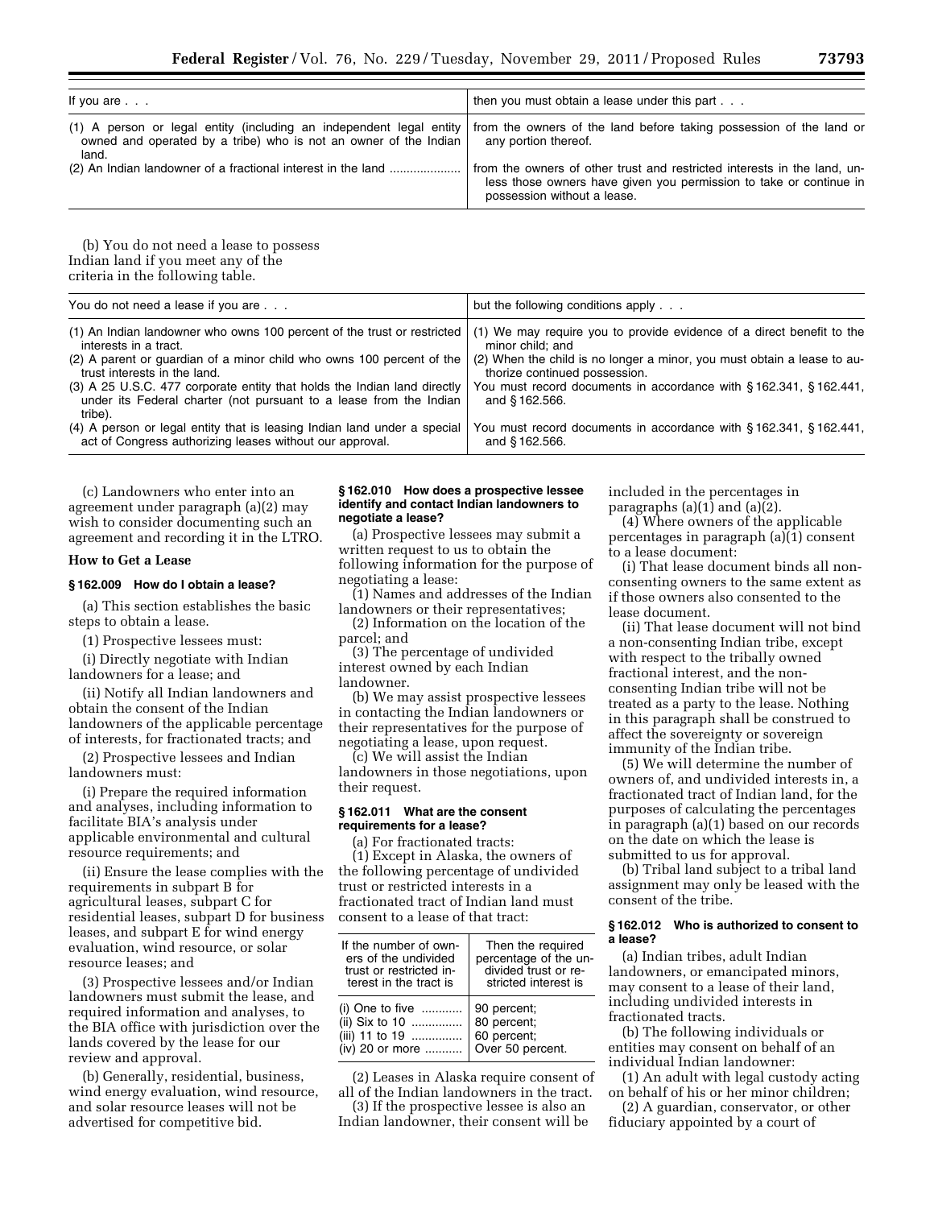| If you are . . . | then you must obtain a lease under this part . . . |
| --- | --- |
| (1) A person or legal entity (including an independent legal entity owned and operated by a tribe) who is not an owner of the Indian land. | from the owners of the land before taking possession of the land or any portion thereof. |
| (2) An Indian landowner of a fractional interest in the land ..................... | from the owners of other trust and restricted interests in the land, unless those owners have given you permission to take or continue in possession without a lease. |

(b) You do not need a lease to possess Indian land if you meet any of the criteria in the following table.

| You do not need a lease if you are . . . | but the following conditions apply . . . |
| --- | --- |
| (1) An Indian landowner who owns 100 percent of the trust or restricted interests in a tract. | (1) We may require you to provide evidence of a direct benefit to the minor child; and |
| (2) A parent or guardian of a minor child who owns 100 percent of the trust interests in the land. | (2) When the child is no longer a minor, you must obtain a lease to authorize continued possession. |
| (3) A 25 U.S.C. 477 corporate entity that holds the Indian land directly under its Federal charter (not pursuant to a lease from the Indian tribe). | You must record documents in accordance with § 162.341, § 162.441, and § 162.566. |
| (4) A person or legal entity that is leasing Indian land under a special act of Congress authorizing leases without our approval. | You must record documents in accordance with § 162.341, § 162.441, and § 162.566. |

(c) Landowners who enter into an agreement under paragraph (a)(2) may wish to consider documenting such an agreement and recording it in the LTRO.

## How to Get a Lease

### § 162.009 How do I obtain a lease?

(a) This section establishes the basic steps to obtain a lease.

(1) Prospective lessees must:

(i) Directly negotiate with Indian landowners for a lease; and

(ii) Notify all Indian landowners and obtain the consent of the Indian landowners of the applicable percentage of interests, for fractionated tracts; and

(2) Prospective lessees and Indian landowners must:

(i) Prepare the required information and analyses, including information to facilitate BIA's analysis under applicable environmental and cultural resource requirements; and

(ii) Ensure the lease complies with the requirements in subpart B for agricultural leases, subpart C for residential leases, subpart D for business leases, and subpart E for wind energy evaluation, wind resource, or solar resource leases; and

(3) Prospective lessees and/or Indian landowners must submit the lease, and required information and analyses, to the BIA office with jurisdiction over the lands covered by the lease for our review and approval.

(b) Generally, residential, business, wind energy evaluation, wind resource, and solar resource leases will not be advertised for competitive bid.

### § 162.010 How does a prospective lessee identify and contact Indian landowners to negotiate a lease?

(a) Prospective lessees may submit a written request to us to obtain the following information for the purpose of negotiating a lease:

(1) Names and addresses of the Indian landowners or their representatives;

(2) Information on the location of the parcel; and

(3) The percentage of undivided interest owned by each Indian landowner.

(b) We may assist prospective lessees in contacting the Indian landowners or their representatives for the purpose of negotiating a lease, upon request.

(c) We will assist the Indian landowners in those negotiations, upon their request.

### § 162.011 What are the consent requirements for a lease?

(a) For fractionated tracts:

(1) Except in Alaska, the owners of the following percentage of undivided trust or restricted interests in a fractionated tract of Indian land must consent to a lease of that tract:

| If the number of owners of the undivided trust or restricted interest in the tract is | Then the required percentage of the undivided trust or restricted interest is |
| --- | --- |
| (i) One to five ............ | 90 percent; |
| (ii) Six to 10 ............... | 80 percent; |
| (iii) 11 to 19 ............... | 60 percent; |
| (iv) 20 or more ........... | Over 50 percent. |

(2) Leases in Alaska require consent of all of the Indian landowners in the tract.

(3) If the prospective lessee is also an Indian landowner, their consent will be included in the percentages in paragraphs (a)(1) and (a)(2).

(4) Where owners of the applicable percentages in paragraph (a)(1) consent to a lease document:

(i) That lease document binds all non-consenting owners to the same extent as if those owners also consented to the lease document.

(ii) That lease document will not bind a non-consenting Indian tribe, except with respect to the tribally owned fractional interest, and the non-consenting Indian tribe will not be treated as a party to the lease. Nothing in this paragraph shall be construed to affect the sovereignty or sovereign immunity of the Indian tribe.

(5) We will determine the number of owners of, and undivided interests in, a fractionated tract of Indian land, for the purposes of calculating the percentages in paragraph (a)(1) based on our records on the date on which the lease is submitted to us for approval.

(b) Tribal land subject to a tribal land assignment may only be leased with the consent of the tribe.

### § 162.012 Who is authorized to consent to a lease?

(a) Indian tribes, adult Indian landowners, or emancipated minors, may consent to a lease of their land, including undivided interests in fractionated tracts.

(b) The following individuals or entities may consent on behalf of an individual Indian landowner:

(1) An adult with legal custody acting on behalf of his or her minor children;

(2) A guardian, conservator, or other fiduciary appointed by a court of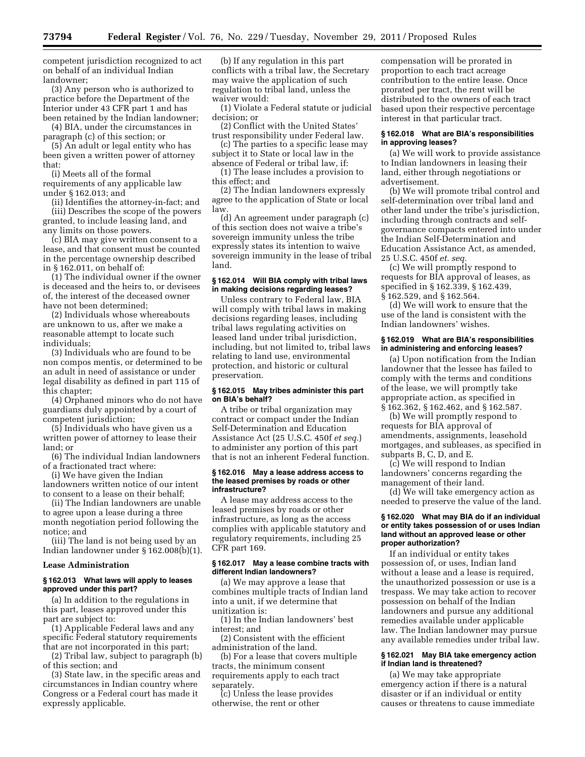competent jurisdiction recognized to act on behalf of an individual Indian landowner;

(3) Any person who is authorized to practice before the Department of the Interior under 43 CFR part 1 and has been retained by the Indian landowner;

(4) BIA, under the circumstances in paragraph (c) of this section; or

(5) An adult or legal entity who has been given a written power of attorney that:

(i) Meets all of the formal requirements of any applicable law under § 162.013; and

(ii) Identifies the attorney-in-fact; and

(iii) Describes the scope of the powers granted, to include leasing land, and any limits on those powers.

(c) BIA may give written consent to a lease, and that consent must be counted in the percentage ownership described in § 162.011, on behalf of:

(1) The individual owner if the owner is deceased and the heirs to, or devisees of, the interest of the deceased owner have not been determined;

(2) Individuals whose whereabouts are unknown to us, after we make a reasonable attempt to locate such individuals;

(3) Individuals who are found to be non compos mentis, or determined to be an adult in need of assistance or under legal disability as defined in part 115 of this chapter;

(4) Orphaned minors who do not have guardians duly appointed by a court of competent jurisdiction;

(5) Individuals who have given us a written power of attorney to lease their land; or

(6) The individual Indian landowners of a fractionated tract where:

(i) We have given the Indian landowners written notice of our intent to consent to a lease on their behalf;

(ii) The Indian landowners are unable to agree upon a lease during a three month negotiation period following the notice; and

(iii) The land is not being used by an Indian landowner under § 162.008(b)(1).

## Lease Administration

### § 162.013 What laws will apply to leases approved under this part?

(a) In addition to the regulations in this part, leases approved under this part are subject to:

(1) Applicable Federal laws and any specific Federal statutory requirements that are not incorporated in this part;

(2) Tribal law, subject to paragraph (b) of this section; and

(3) State law, in the specific areas and circumstances in Indian country where Congress or a Federal court has made it expressly applicable.

(b) If any regulation in this part conflicts with a tribal law, the Secretary may waive the application of such regulation to tribal land, unless the waiver would:

(1) Violate a Federal statute or judicial decision; or

(2) Conflict with the United States' trust responsibility under Federal law.

(c) The parties to a specific lease may subject it to State or local law in the absence of Federal or tribal law, if:

(1) The lease includes a provision to this effect; and

(2) The Indian landowners expressly agree to the application of State or local law.

(d) An agreement under paragraph (c) of this section does not waive a tribe's sovereign immunity unless the tribe expressly states its intention to waive sovereign immunity in the lease of tribal land.

### § 162.014 Will BIA comply with tribal laws in making decisions regarding leases?

Unless contrary to Federal law, BIA will comply with tribal laws in making decisions regarding leases, including tribal laws regulating activities on leased land under tribal jurisdiction, including, but not limited to, tribal laws relating to land use, environmental protection, and historic or cultural preservation.

### § 162.015 May tribes administer this part on BIA's behalf?

A tribe or tribal organization may contract or compact under the Indian Self-Determination and Education Assistance Act (25 U.S.C. 450f *et seq.*) to administer any portion of this part that is not an inherent Federal function.

### § 162.016 May a lease address access to the leased premises by roads or other infrastructure?

A lease may address access to the leased premises by roads or other infrastructure, as long as the access complies with applicable statutory and regulatory requirements, including 25 CFR part 169.

### § 162.017 May a lease combine tracts with different Indian landowners?

(a) We may approve a lease that combines multiple tracts of Indian land into a unit, if we determine that unitization is:

(1) In the Indian landowners' best interest; and

(2) Consistent with the efficient administration of the land.

(b) For a lease that covers multiple tracts, the minimum consent requirements apply to each tract separately.

(c) Unless the lease provides otherwise, the rent or other compensation will be prorated in proportion to each tract acreage contribution to the entire lease. Once prorated per tract, the rent will be distributed to the owners of each tract based upon their respective percentage interest in that particular tract.

### § 162.018 What are BIA's responsibilities in approving leases?

(a) We will work to provide assistance to Indian landowners in leasing their land, either through negotiations or advertisement.

(b) We will promote tribal control and self-determination over tribal land and other land under the tribe's jurisdiction, including through contracts and self-governance compacts entered into under the Indian Self-Determination and Education Assistance Act, as amended, 25 U.S.C. 450f *et. seq.*

(c) We will promptly respond to requests for BIA approval of leases, as specified in § 162.339, § 162.439, § 162.529, and § 162.564.

(d) We will work to ensure that the use of the land is consistent with the Indian landowners' wishes.

### § 162.019 What are BIA's responsibilities in administering and enforcing leases?

(a) Upon notification from the Indian landowner that the lessee has failed to comply with the terms and conditions of the lease, we will promptly take appropriate action, as specified in § 162.362, § 162.462, and § 162.587.

(b) We will promptly respond to requests for BIA approval of amendments, assignments, leasehold mortgages, and subleases, as specified in subparts B, C, D, and E.

(c) We will respond to Indian landowners' concerns regarding the management of their land.

(d) We will take emergency action as needed to preserve the value of the land.

### § 162.020 What may BIA do if an individual or entity takes possession of or uses Indian land without an approved lease or other proper authorization?

If an individual or entity takes possession of, or uses, Indian land without a lease and a lease is required, the unauthorized possession or use is a trespass. We may take action to recover possession on behalf of the Indian landowners and pursue any additional remedies available under applicable law. The Indian landowner may pursue any available remedies under tribal law.

### § 162.021 May BIA take emergency action if Indian land is threatened?

(a) We may take appropriate emergency action if there is a natural disaster or if an individual or entity causes or threatens to cause immediate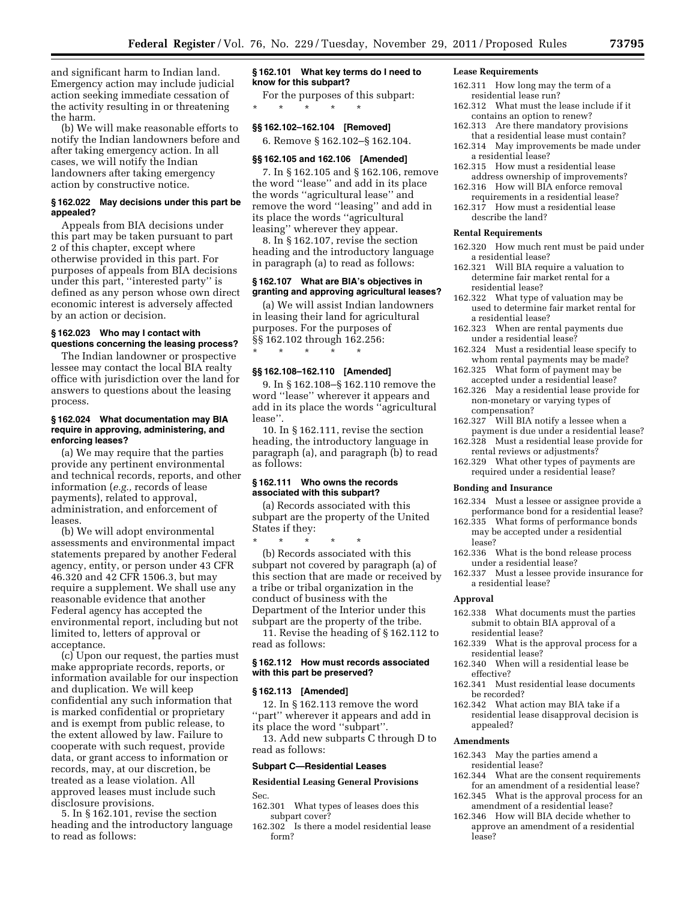and significant harm to Indian land. Emergency action may include judicial action seeking immediate cessation of the activity resulting in or threatening the harm.

(b) We will make reasonable efforts to notify the Indian landowners before and after taking emergency action. In all cases, we will notify the Indian landowners after taking emergency action by constructive notice.

### § 162.022 May decisions under this part be appealed?

Appeals from BIA decisions under this part may be taken pursuant to part 2 of this chapter, except where otherwise provided in this part. For purposes of appeals from BIA decisions under this part, ''interested party'' is defined as any person whose own direct economic interest is adversely affected by an action or decision.

### § 162.023 Who may I contact with questions concerning the leasing process?

The Indian landowner or prospective lessee may contact the local BIA realty office with jurisdiction over the land for answers to questions about the leasing process.

### § 162.024 What documentation may BIA require in approving, administering, and enforcing leases?

(a) We may require that the parties provide any pertinent environmental and technical records, reports, and other information (*e.g.,* records of lease payments), related to approval, administration, and enforcement of leases.

(b) We will adopt environmental assessments and environmental impact statements prepared by another Federal agency, entity, or person under 43 CFR 46.320 and 42 CFR 1506.3, but may require a supplement. We shall use any reasonable evidence that another Federal agency has accepted the environmental report, including but not limited to, letters of approval or acceptance.

(c) Upon our request, the parties must make appropriate records, reports, or information available for our inspection and duplication. We will keep confidential any such information that is marked confidential or proprietary and is exempt from public release, to the extent allowed by law. Failure to cooperate with such request, provide data, or grant access to information or records, may, at our discretion, be treated as a lease violation. All approved leases must include such disclosure provisions.

5. In § 162.101, revise the section heading and the introductory language to read as follows:

### § 162.101 What key terms do I need to know for this subpart?

For the purposes of this subpart:

\* \* \* \* \*

### §§ 162.102–162.104 [Removed]

6. Remove § 162.102–§ 162.104.

### §§ 162.105 and 162.106 [Amended]

7. In § 162.105 and § 162.106, remove the word ''lease'' and add in its place the words ''agricultural lease'' and remove the word ''leasing'' and add in its place the words ''agricultural leasing'' wherever they appear.

8. In § 162.107, revise the section heading and the introductory language in paragraph (a) to read as follows:

### § 162.107 What are BIA's objectives in granting and approving agricultural leases?

(a) We will assist Indian landowners in leasing their land for agricultural purposes. For the purposes of §§ 162.102 through 162.256:

\* \* \* \* \*

### §§ 162.108–162.110 [Amended]

9. In § 162.108–§ 162.110 remove the word ''lease'' wherever it appears and add in its place the words ''agricultural lease''.

10. In § 162.111, revise the section heading, the introductory language in paragraph (a), and paragraph (b) to read as follows:

### § 162.111 Who owns the records associated with this subpart?

(a) Records associated with this subpart are the property of the United States if they:

\* \* \* \* \*

(b) Records associated with this subpart not covered by paragraph (a) of this section that are made or received by a tribe or tribal organization in the conduct of business with the Department of the Interior under this subpart are the property of the tribe.

11. Revise the heading of § 162.112 to read as follows:

### § 162.112 How must records associated with this subpart be preserved?

### § 162.113 [Amended]

12. In § 162.113 remove the word ''part'' wherever it appears and add in its place the word ''subpart''.

13. Add new subparts C through D to read as follows:

## Subpart C—Residential Leases

### Residential Leasing General Provisions

Sec.

162.301 What types of leases does this subpart cover?
162.302 Is there a model residential lease form?

### Lease Requirements

162.311 How long may the term of a residential lease run?
162.312 What must the lease include if it contains an option to renew?
162.313 Are there mandatory provisions that a residential lease must contain?
162.314 May improvements be made under a residential lease?
162.315 How must a residential lease address ownership of improvements?
162.316 How will BIA enforce removal requirements in a residential lease?
162.317 How must a residential lease describe the land?

### Rental Requirements

162.320 How much rent must be paid under a residential lease?
162.321 Will BIA require a valuation to determine fair market rental for a residential lease?
162.322 What type of valuation may be used to determine fair market rental for a residential lease?
162.323 When are rental payments due under a residential lease?
162.324 Must a residential lease specify to whom rental payments may be made?
162.325 What form of payment may be accepted under a residential lease?
162.326 May a residential lease provide for non-monetary or varying types of compensation?
162.327 Will BIA notify a lessee when a payment is due under a residential lease?
162.328 Must a residential lease provide for rental reviews or adjustments?
162.329 What other types of payments are required under a residential lease?

### Bonding and Insurance

162.334 Must a lessee or assignee provide a performance bond for a residential lease?
162.335 What forms of performance bonds may be accepted under a residential lease?
162.336 What is the bond release process under a residential lease?
162.337 Must a lessee provide insurance for a residential lease?

### Approval

162.338 What documents must the parties submit to obtain BIA approval of a residential lease?
162.339 What is the approval process for a residential lease?
162.340 When will a residential lease be effective?
162.341 Must residential lease documents be recorded?
162.342 What action may BIA take if a residential lease disapproval decision is appealed?

### Amendments

162.343 May the parties amend a residential lease?
162.344 What are the consent requirements for an amendment of a residential lease?
162.345 What is the approval process for an amendment of a residential lease?
162.346 How will BIA decide whether to approve an amendment of a residential lease?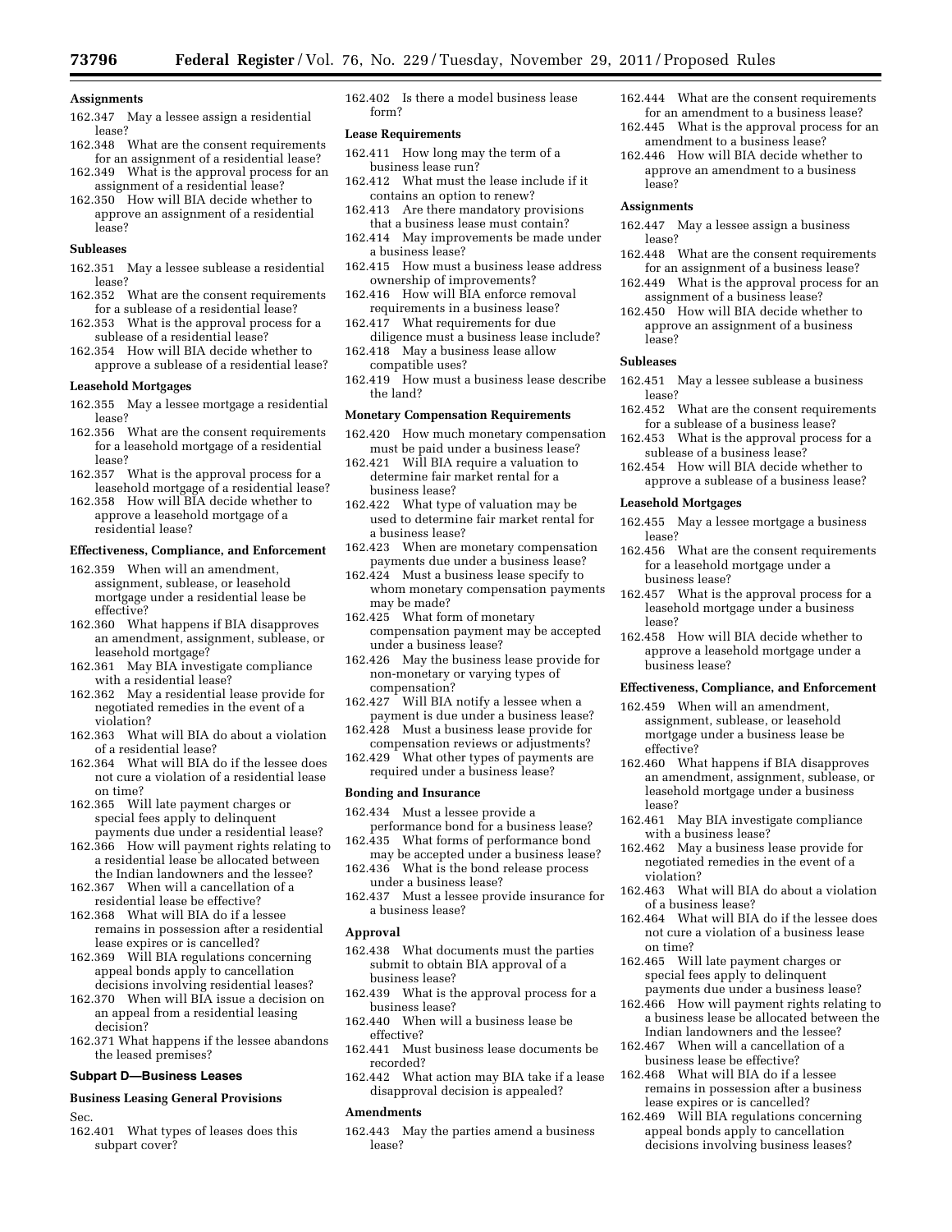**Assignments**

162.347 May a lessee assign a residential lease?
162.348 What are the consent requirements for an assignment of a residential lease?
162.349 What is the approval process for an assignment of a residential lease?
162.350 How will BIA decide whether to approve an assignment of a residential lease?

**Subleases**

162.351 May a lessee sublease a residential lease?
162.352 What are the consent requirements for a sublease of a residential lease?
162.353 What is the approval process for a sublease of a residential lease?
162.354 How will BIA decide whether to approve a sublease of a residential lease?

**Leasehold Mortgages**

162.355 May a lessee mortgage a residential lease?
162.356 What are the consent requirements for a leasehold mortgage of a residential lease?
162.357 What is the approval process for a leasehold mortgage of a residential lease?
162.358 How will BIA decide whether to approve a leasehold mortgage of a residential lease?

**Effectiveness, Compliance, and Enforcement**

162.359 When will an amendment, assignment, sublease, or leasehold mortgage under a residential lease be effective?
162.360 What happens if BIA disapproves an amendment, assignment, sublease, or leasehold mortgage?
162.361 May BIA investigate compliance with a residential lease?
162.362 May a residential lease provide for negotiated remedies in the event of a violation?
162.363 What will BIA do about a violation of a residential lease?
162.364 What will BIA do if the lessee does not cure a violation of a residential lease on time?
162.365 Will late payment charges or special fees apply to delinquent payments due under a residential lease?
162.366 How will payment rights relating to a residential lease be allocated between the Indian landowners and the lessee?
162.367 When will a cancellation of a residential lease be effective?
162.368 What will BIA do if a lessee remains in possession after a residential lease expires or is cancelled?
162.369 Will BIA regulations concerning appeal bonds apply to cancellation decisions involving residential leases?
162.370 When will BIA issue a decision on an appeal from a residential leasing decision?
162.371 What happens if the lessee abandons the leased premises?

## Subpart D—Business Leases

**Business Leasing General Provisions**

Sec.
162.401 What types of leases does this subpart cover?
162.402 Is there a model business lease form?

**Lease Requirements**

162.411 How long may the term of a business lease run?
162.412 What must the lease include if it contains an option to renew?
162.413 Are there mandatory provisions that a business lease must contain?
162.414 May improvements be made under a business lease?
162.415 How must a business lease address ownership of improvements?
162.416 How will BIA enforce removal requirements in a business lease?
162.417 What requirements for due diligence must a business lease include?
162.418 May a business lease allow compatible uses?
162.419 How must a business lease describe the land?

**Monetary Compensation Requirements**

162.420 How much monetary compensation must be paid under a business lease?
162.421 Will BIA require a valuation to determine fair market rental for a business lease?
162.422 What type of valuation may be used to determine fair market rental for a business lease?
162.423 When are monetary compensation payments due under a business lease?
162.424 Must a business lease specify to whom monetary compensation payments may be made?
162.425 What form of monetary compensation payment may be accepted under a business lease?
162.426 May the business lease provide for non-monetary or varying types of compensation?
162.427 Will BIA notify a lessee when a payment is due under a business lease?
162.428 Must a business lease provide for compensation reviews or adjustments?
162.429 What other types of payments are required under a business lease?

**Bonding and Insurance**

162.434 Must a lessee provide a performance bond for a business lease?
162.435 What forms of performance bond may be accepted under a business lease?
162.436 What is the bond release process under a business lease?
162.437 Must a lessee provide insurance for a business lease?

**Approval**

162.438 What documents must the parties submit to obtain BIA approval of a business lease?
162.439 What is the approval process for a business lease?
162.440 When will a business lease be effective?
162.441 Must business lease documents be recorded?
162.442 What action may BIA take if a lease disapproval decision is appealed?

**Amendments**

162.443 May the parties amend a business lease?
162.444 What are the consent requirements for an amendment to a business lease?
162.445 What is the approval process for an amendment to a business lease?
162.446 How will BIA decide whether to approve an amendment to a business lease?

**Assignments**

162.447 May a lessee assign a business lease?
162.448 What are the consent requirements for an assignment of a business lease?
162.449 What is the approval process for an assignment of a business lease?
162.450 How will BIA decide whether to approve an assignment of a business lease?

**Subleases**

162.451 May a lessee sublease a business lease?
162.452 What are the consent requirements for a sublease of a business lease?
162.453 What is the approval process for a sublease of a business lease?
162.454 How will BIA decide whether to approve a sublease of a business lease?

**Leasehold Mortgages**

162.455 May a lessee mortgage a business lease?
162.456 What are the consent requirements for a leasehold mortgage under a business lease?
162.457 What is the approval process for a leasehold mortgage under a business lease?
162.458 How will BIA decide whether to approve a leasehold mortgage under a business lease?

**Effectiveness, Compliance, and Enforcement**

162.459 When will an amendment, assignment, sublease, or leasehold mortgage under a business lease be effective?
162.460 What happens if BIA disapproves an amendment, assignment, sublease, or leasehold mortgage under a business lease?
162.461 May BIA investigate compliance with a business lease?
162.462 May a business lease provide for negotiated remedies in the event of a violation?
162.463 What will BIA do about a violation of a business lease?
162.464 What will BIA do if the lessee does not cure a violation of a business lease on time?
162.465 Will late payment charges or special fees apply to delinquent payments due under a business lease?
162.466 How will payment rights relating to a business lease be allocated between the Indian landowners and the lessee?
162.467 When will a cancellation of a business lease be effective?
162.468 What will BIA do if a lessee remains in possession after a business lease expires or is cancelled?
162.469 Will BIA regulations concerning appeal bonds apply to cancellation decisions involving business leases?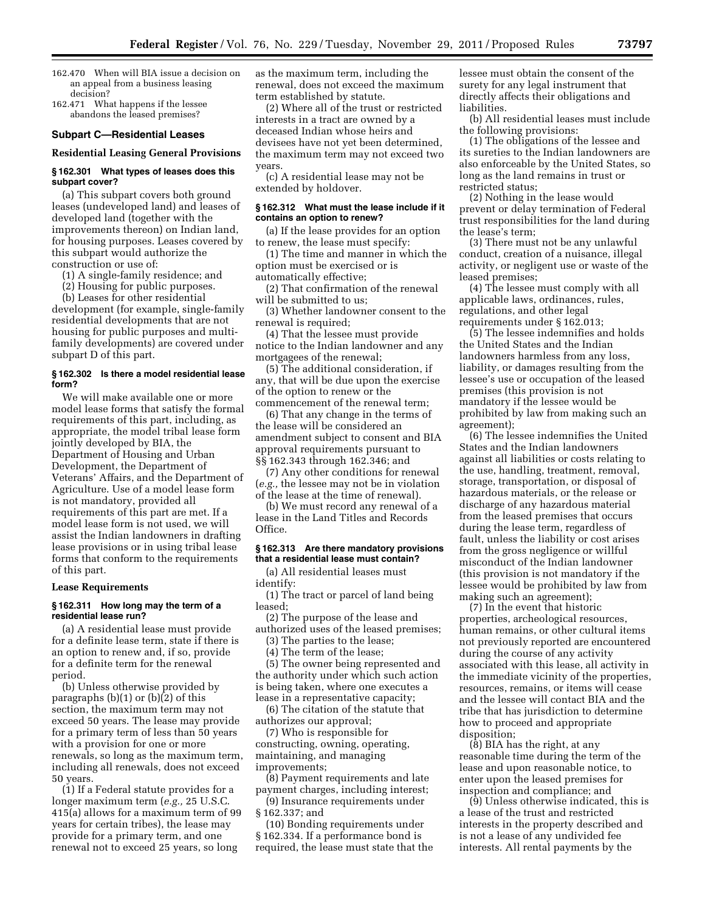162.470 When will BIA issue a decision on an appeal from a business leasing decision?

162.471 What happens if the lessee abandons the leased premises?

### Subpart C—Residential Leases

#### Residential Leasing General Provisions

#### § 162.301 What types of leases does this subpart cover?

(a) This subpart covers both ground leases (undeveloped land) and leases of developed land (together with the improvements thereon) on Indian land, for housing purposes. Leases covered by this subpart would authorize the construction or use of:

(1) A single-family residence; and

(2) Housing for public purposes.

(b) Leases for other residential development (for example, single-family residential developments that are not housing for public purposes and multi-family developments) are covered under subpart D of this part.

#### § 162.302 Is there a model residential lease form?

We will make available one or more model lease forms that satisfy the formal requirements of this part, including, as appropriate, the model tribal lease form jointly developed by BIA, the Department of Housing and Urban Development, the Department of Veterans' Affairs, and the Department of Agriculture. Use of a model lease form is not mandatory, provided all requirements of this part are met. If a model lease form is not used, we will assist the Indian landowners in drafting lease provisions or in using tribal lease forms that conform to the requirements of this part.

#### Lease Requirements

#### § 162.311 How long may the term of a residential lease run?

(a) A residential lease must provide for a definite lease term, state if there is an option to renew and, if so, provide for a definite term for the renewal period.

(b) Unless otherwise provided by paragraphs (b)(1) or (b)(2) of this section, the maximum term may not exceed 50 years. The lease may provide for a primary term of less than 50 years with a provision for one or more renewals, so long as the maximum term, including all renewals, does not exceed 50 years.

(1) If a Federal statute provides for a longer maximum term (*e.g.,* 25 U.S.C. 415(a) allows for a maximum term of 99 years for certain tribes), the lease may provide for a primary term, and one renewal not to exceed 25 years, so long as the maximum term, including the renewal, does not exceed the maximum term established by statute.

(2) Where all of the trust or restricted interests in a tract are owned by a deceased Indian whose heirs and devisees have not yet been determined, the maximum term may not exceed two years.

(c) A residential lease may not be extended by holdover.

#### § 162.312 What must the lease include if it contains an option to renew?

(a) If the lease provides for an option to renew, the lease must specify:

(1) The time and manner in which the option must be exercised or is automatically effective;

(2) That confirmation of the renewal will be submitted to us;

(3) Whether landowner consent to the renewal is required;

(4) That the lessee must provide notice to the Indian landowner and any mortgagees of the renewal;

(5) The additional consideration, if any, that will be due upon the exercise of the option to renew or the commencement of the renewal term;

(6) That any change in the terms of the lease will be considered an amendment subject to consent and BIA approval requirements pursuant to §§ 162.343 through 162.346; and

(7) Any other conditions for renewal (*e.g.,* the lessee may not be in violation of the lease at the time of renewal).

(b) We must record any renewal of a lease in the Land Titles and Records Office.

#### § 162.313 Are there mandatory provisions that a residential lease must contain?

(a) All residential leases must identify:

(1) The tract or parcel of land being leased;

(2) The purpose of the lease and authorized uses of the leased premises;

(3) The parties to the lease;

(4) The term of the lease;

(5) The owner being represented and the authority under which such action is being taken, where one executes a lease in a representative capacity;

(6) The citation of the statute that authorizes our approval;

(7) Who is responsible for constructing, owning, operating, maintaining, and managing improvements;

(8) Payment requirements and late payment charges, including interest;

(9) Insurance requirements under § 162.337; and

(10) Bonding requirements under § 162.334. If a performance bond is required, the lease must state that the lessee must obtain the consent of the surety for any legal instrument that directly affects their obligations and liabilities.

(b) All residential leases must include the following provisions:

(1) The obligations of the lessee and its sureties to the Indian landowners are also enforceable by the United States, so long as the land remains in trust or restricted status;

(2) Nothing in the lease would prevent or delay termination of Federal trust responsibilities for the land during the lease's term;

(3) There must not be any unlawful conduct, creation of a nuisance, illegal activity, or negligent use or waste of the leased premises;

(4) The lessee must comply with all applicable laws, ordinances, rules, regulations, and other legal requirements under § 162.013;

(5) The lessee indemnifies and holds the United States and the Indian landowners harmless from any loss, liability, or damages resulting from the lessee's use or occupation of the leased premises (this provision is not mandatory if the lessee would be prohibited by law from making such an agreement);

(6) The lessee indemnifies the United States and the Indian landowners against all liabilities or costs relating to the use, handling, treatment, removal, storage, transportation, or disposal of hazardous materials, or the release or discharge of any hazardous material from the leased premises that occurs during the lease term, regardless of fault, unless the liability or cost arises from the gross negligence or willful misconduct of the Indian landowner (this provision is not mandatory if the lessee would be prohibited by law from making such an agreement);

(7) In the event that historic properties, archeological resources, human remains, or other cultural items not previously reported are encountered during the course of any activity associated with this lease, all activity in the immediate vicinity of the properties, resources, remains, or items will cease and the lessee will contact BIA and the tribe that has jurisdiction to determine how to proceed and appropriate disposition;

(8) BIA has the right, at any reasonable time during the term of the lease and upon reasonable notice, to enter upon the leased premises for inspection and compliance; and

(9) Unless otherwise indicated, this is a lease of the trust and restricted interests in the property described and is not a lease of any undivided fee interests. All rental payments by the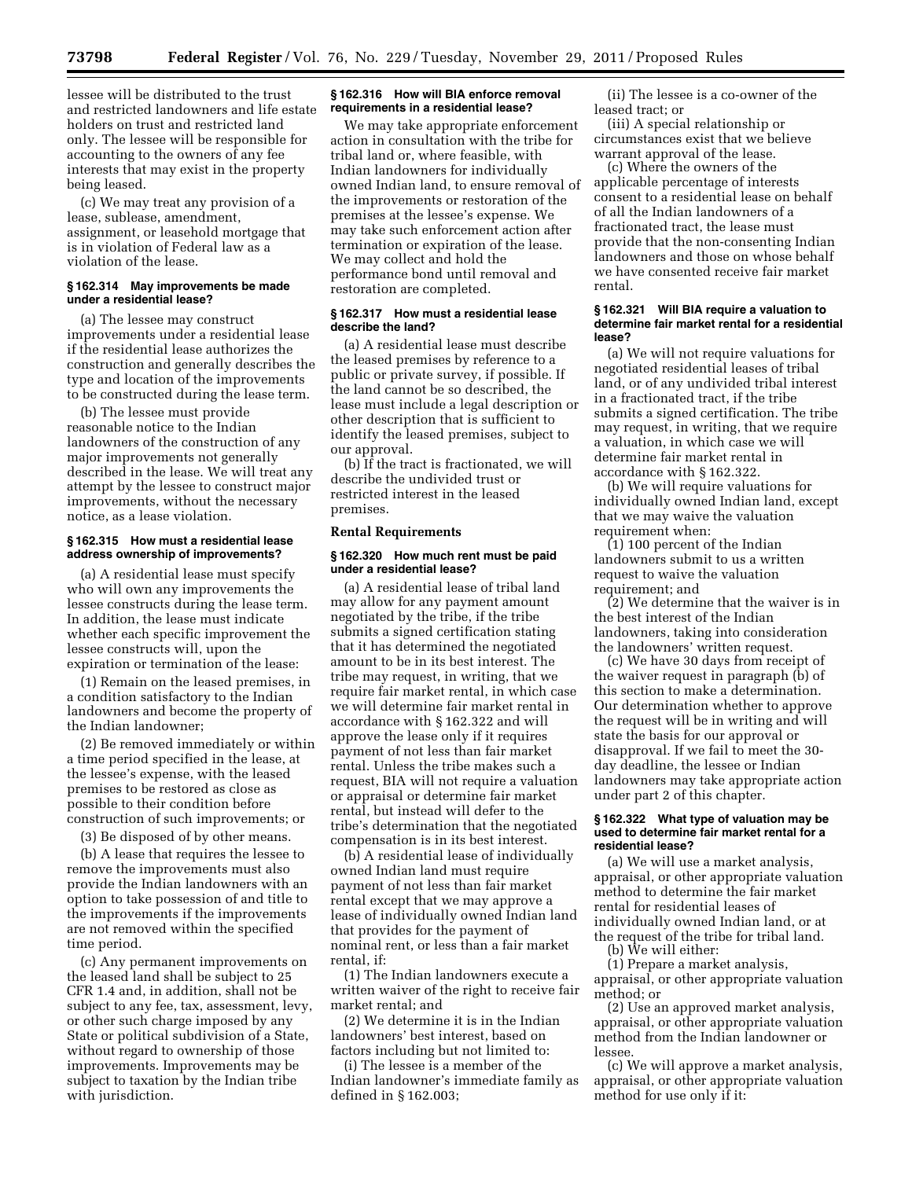lessee will be distributed to the trust and restricted landowners and life estate holders on trust and restricted land only. The lessee will be responsible for accounting to the owners of any fee interests that may exist in the property being leased.

(c) We may treat any provision of a lease, sublease, amendment, assignment, or leasehold mortgage that is in violation of Federal law as a violation of the lease.

#### § 162.314 May improvements be made under a residential lease?

(a) The lessee may construct improvements under a residential lease if the residential lease authorizes the construction and generally describes the type and location of the improvements to be constructed during the lease term.

(b) The lessee must provide reasonable notice to the Indian landowners of the construction of any major improvements not generally described in the lease. We will treat any attempt by the lessee to construct major improvements, without the necessary notice, as a lease violation.

#### § 162.315 How must a residential lease address ownership of improvements?

(a) A residential lease must specify who will own any improvements the lessee constructs during the lease term. In addition, the lease must indicate whether each specific improvement the lessee constructs will, upon the expiration or termination of the lease:

(1) Remain on the leased premises, in a condition satisfactory to the Indian landowners and become the property of the Indian landowner;

(2) Be removed immediately or within a time period specified in the lease, at the lessee's expense, with the leased premises to be restored as close as possible to their condition before construction of such improvements; or

(3) Be disposed of by other means.

(b) A lease that requires the lessee to remove the improvements must also provide the Indian landowners with an option to take possession of and title to the improvements if the improvements are not removed within the specified time period.

(c) Any permanent improvements on the leased land shall be subject to 25 CFR 1.4 and, in addition, shall not be subject to any fee, tax, assessment, levy, or other such charge imposed by any State or political subdivision of a State, without regard to ownership of those improvements. Improvements may be subject to taxation by the Indian tribe with jurisdiction.

#### § 162.316 How will BIA enforce removal requirements in a residential lease?

We may take appropriate enforcement action in consultation with the tribe for tribal land or, where feasible, with Indian landowners for individually owned Indian land, to ensure removal of the improvements or restoration of the premises at the lessee's expense. We may take such enforcement action after termination or expiration of the lease. We may collect and hold the performance bond until removal and restoration are completed.

#### § 162.317 How must a residential lease describe the land?

(a) A residential lease must describe the leased premises by reference to a public or private survey, if possible. If the land cannot be so described, the lease must include a legal description or other description that is sufficient to identify the leased premises, subject to our approval.

(b) If the tract is fractionated, we will describe the undivided trust or restricted interest in the leased premises.

### Rental Requirements

#### § 162.320 How much rent must be paid under a residential lease?

(a) A residential lease of tribal land may allow for any payment amount negotiated by the tribe, if the tribe submits a signed certification stating that it has determined the negotiated amount to be in its best interest. The tribe may request, in writing, that we require fair market rental, in which case we will determine fair market rental in accordance with § 162.322 and will approve the lease only if it requires payment of not less than fair market rental. Unless the tribe makes such a request, BIA will not require a valuation or appraisal or determine fair market rental, but instead will defer to the tribe's determination that the negotiated compensation is in its best interest.

(b) A residential lease of individually owned Indian land must require payment of not less than fair market rental except that we may approve a lease of individually owned Indian land that provides for the payment of nominal rent, or less than a fair market rental, if:

(1) The Indian landowners execute a written waiver of the right to receive fair market rental; and

(2) We determine it is in the Indian landowners' best interest, based on factors including but not limited to:

(i) The lessee is a member of the Indian landowner's immediate family as defined in § 162.003;

(ii) The lessee is a co-owner of the leased tract; or

(iii) A special relationship or circumstances exist that we believe warrant approval of the lease.

(c) Where the owners of the applicable percentage of interests consent to a residential lease on behalf of all the Indian landowners of a fractionated tract, the lease must provide that the non-consenting Indian landowners and those on whose behalf we have consented receive fair market rental.

#### § 162.321 Will BIA require a valuation to determine fair market rental for a residential lease?

(a) We will not require valuations for negotiated residential leases of tribal land, or of any undivided tribal interest in a fractionated tract, if the tribe submits a signed certification. The tribe may request, in writing, that we require a valuation, in which case we will determine fair market rental in accordance with § 162.322.

(b) We will require valuations for individually owned Indian land, except that we may waive the valuation requirement when:

(1) 100 percent of the Indian landowners submit to us a written request to waive the valuation requirement; and

(2) We determine that the waiver is in the best interest of the Indian landowners, taking into consideration the landowners' written request.

(c) We have 30 days from receipt of the waiver request in paragraph (b) of this section to make a determination. Our determination whether to approve the request will be in writing and will state the basis for our approval or disapproval. If we fail to meet the 30-day deadline, the lessee or Indian landowners may take appropriate action under part 2 of this chapter.

#### § 162.322 What type of valuation may be used to determine fair market rental for a residential lease?

(a) We will use a market analysis, appraisal, or other appropriate valuation method to determine the fair market rental for residential leases of individually owned Indian land, or at the request of the tribe for tribal land.

(b) We will either:

(1) Prepare a market analysis, appraisal, or other appropriate valuation method; or

(2) Use an approved market analysis, appraisal, or other appropriate valuation method from the Indian landowner or lessee.

(c) We will approve a market analysis, appraisal, or other appropriate valuation method for use only if it: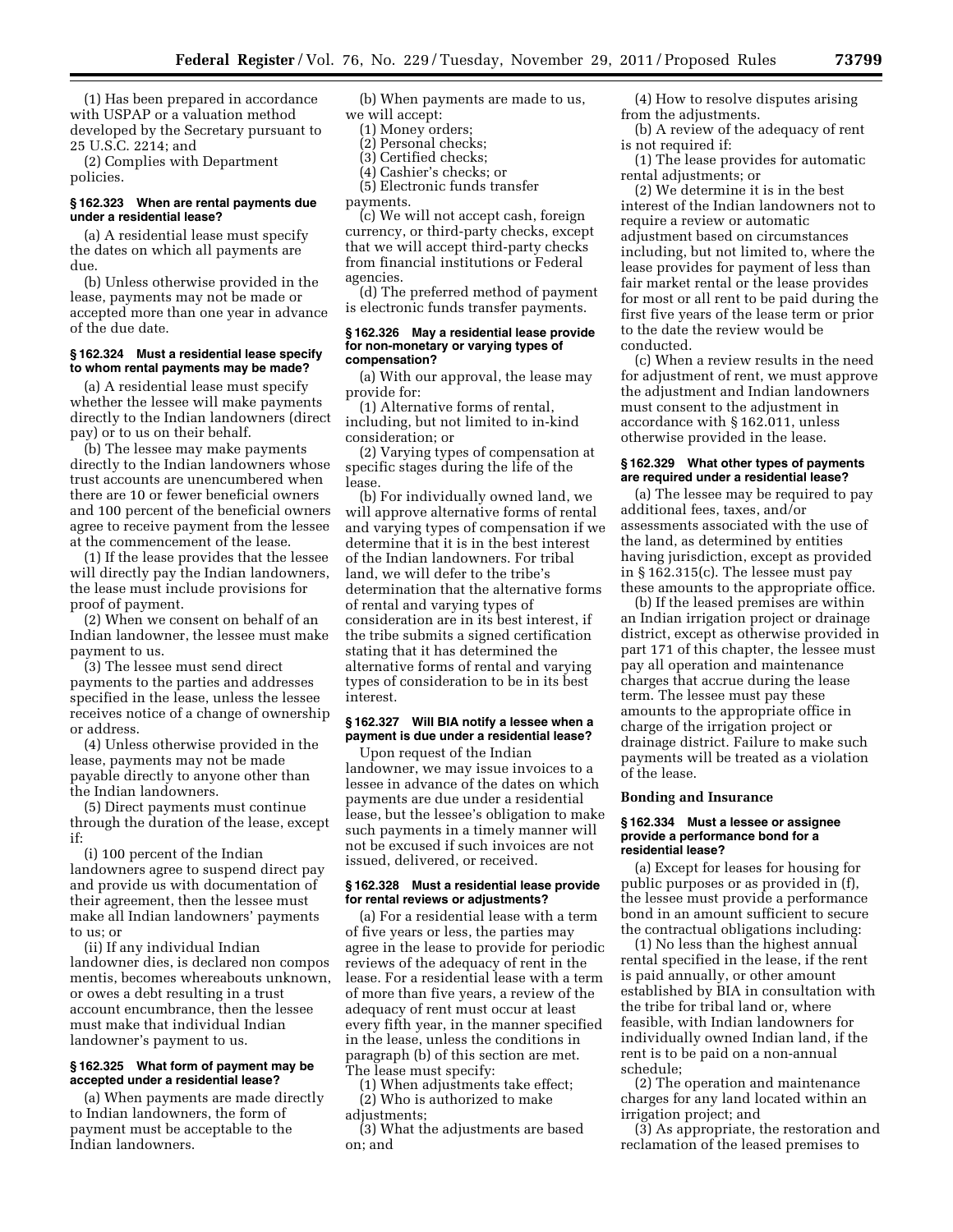(1) Has been prepared in accordance with USPAP or a valuation method developed by the Secretary pursuant to 25 U.S.C. 2214; and

(2) Complies with Department policies.

#### § 162.323 When are rental payments due under a residential lease?

(a) A residential lease must specify the dates on which all payments are due.

(b) Unless otherwise provided in the lease, payments may not be made or accepted more than one year in advance of the due date.

#### § 162.324 Must a residential lease specify to whom rental payments may be made?

(a) A residential lease must specify whether the lessee will make payments directly to the Indian landowners (direct pay) or to us on their behalf.

(b) The lessee may make payments directly to the Indian landowners whose trust accounts are unencumbered when there are 10 or fewer beneficial owners and 100 percent of the beneficial owners agree to receive payment from the lessee at the commencement of the lease.

(1) If the lease provides that the lessee will directly pay the Indian landowners, the lease must include provisions for proof of payment.

(2) When we consent on behalf of an Indian landowner, the lessee must make payment to us.

(3) The lessee must send direct payments to the parties and addresses specified in the lease, unless the lessee receives notice of a change of ownership or address.

(4) Unless otherwise provided in the lease, payments may not be made payable directly to anyone other than the Indian landowners.

(5) Direct payments must continue through the duration of the lease, except if:

(i) 100 percent of the Indian landowners agree to suspend direct pay and provide us with documentation of their agreement, then the lessee must make all Indian landowners' payments to us; or

(ii) If any individual Indian landowner dies, is declared non compos mentis, becomes whereabouts unknown, or owes a debt resulting in a trust account encumbrance, then the lessee must make that individual Indian landowner's payment to us.

#### § 162.325 What form of payment may be accepted under a residential lease?

(a) When payments are made directly to Indian landowners, the form of payment must be acceptable to the Indian landowners.

(b) When payments are made to us, we will accept:

(1) Money orders;

(2) Personal checks;

(3) Certified checks;

(4) Cashier's checks; or

(5) Electronic funds transfer payments.

(c) We will not accept cash, foreign currency, or third-party checks, except that we will accept third-party checks from financial institutions or Federal agencies.

(d) The preferred method of payment is electronic funds transfer payments.

#### § 162.326 May a residential lease provide for non-monetary or varying types of compensation?

(a) With our approval, the lease may provide for:

(1) Alternative forms of rental, including, but not limited to in-kind consideration; or

(2) Varying types of compensation at specific stages during the life of the lease.

(b) For individually owned land, we will approve alternative forms of rental and varying types of compensation if we determine that it is in the best interest of the Indian landowners. For tribal land, we will defer to the tribe's determination that the alternative forms of rental and varying types of consideration are in its best interest, if the tribe submits a signed certification stating that it has determined the alternative forms of rental and varying types of consideration to be in its best interest.

#### § 162.327 Will BIA notify a lessee when a payment is due under a residential lease?

Upon request of the Indian landowner, we may issue invoices to a lessee in advance of the dates on which payments are due under a residential lease, but the lessee's obligation to make such payments in a timely manner will not be excused if such invoices are not issued, delivered, or received.

#### § 162.328 Must a residential lease provide for rental reviews or adjustments?

(a) For a residential lease with a term of five years or less, the parties may agree in the lease to provide for periodic reviews of the adequacy of rent in the lease. For a residential lease with a term of more than five years, a review of the adequacy of rent must occur at least every fifth year, in the manner specified in the lease, unless the conditions in paragraph (b) of this section are met. The lease must specify:

(1) When adjustments take effect;

(2) Who is authorized to make adjustments;

(3) What the adjustments are based on; and

(4) How to resolve disputes arising from the adjustments.

(b) A review of the adequacy of rent is not required if:

(1) The lease provides for automatic rental adjustments; or

(2) We determine it is in the best interest of the Indian landowners not to require a review or automatic adjustment based on circumstances including, but not limited to, where the lease provides for payment of less than fair market rental or the lease provides for most or all rent to be paid during the first five years of the lease term or prior to the date the review would be conducted.

(c) When a review results in the need for adjustment of rent, we must approve the adjustment and Indian landowners must consent to the adjustment in accordance with § 162.011, unless otherwise provided in the lease.

#### § 162.329 What other types of payments are required under a residential lease?

(a) The lessee may be required to pay additional fees, taxes, and/or assessments associated with the use of the land, as determined by entities having jurisdiction, except as provided in § 162.315(c). The lessee must pay these amounts to the appropriate office.

(b) If the leased premises are within an Indian irrigation project or drainage district, except as otherwise provided in part 171 of this chapter, the lessee must pay all operation and maintenance charges that accrue during the lease term. The lessee must pay these amounts to the appropriate office in charge of the irrigation project or drainage district. Failure to make such payments will be treated as a violation of the lease.

### Bonding and Insurance

#### § 162.334 Must a lessee or assignee provide a performance bond for a residential lease?

(a) Except for leases for housing for public purposes or as provided in (f), the lessee must provide a performance bond in an amount sufficient to secure the contractual obligations including:

(1) No less than the highest annual rental specified in the lease, if the rent is paid annually, or other amount established by BIA in consultation with the tribe for tribal land or, where feasible, with Indian landowners for individually owned Indian land, if the rent is to be paid on a non-annual schedule;

(2) The operation and maintenance charges for any land located within an irrigation project; and

(3) As appropriate, the restoration and reclamation of the leased premises to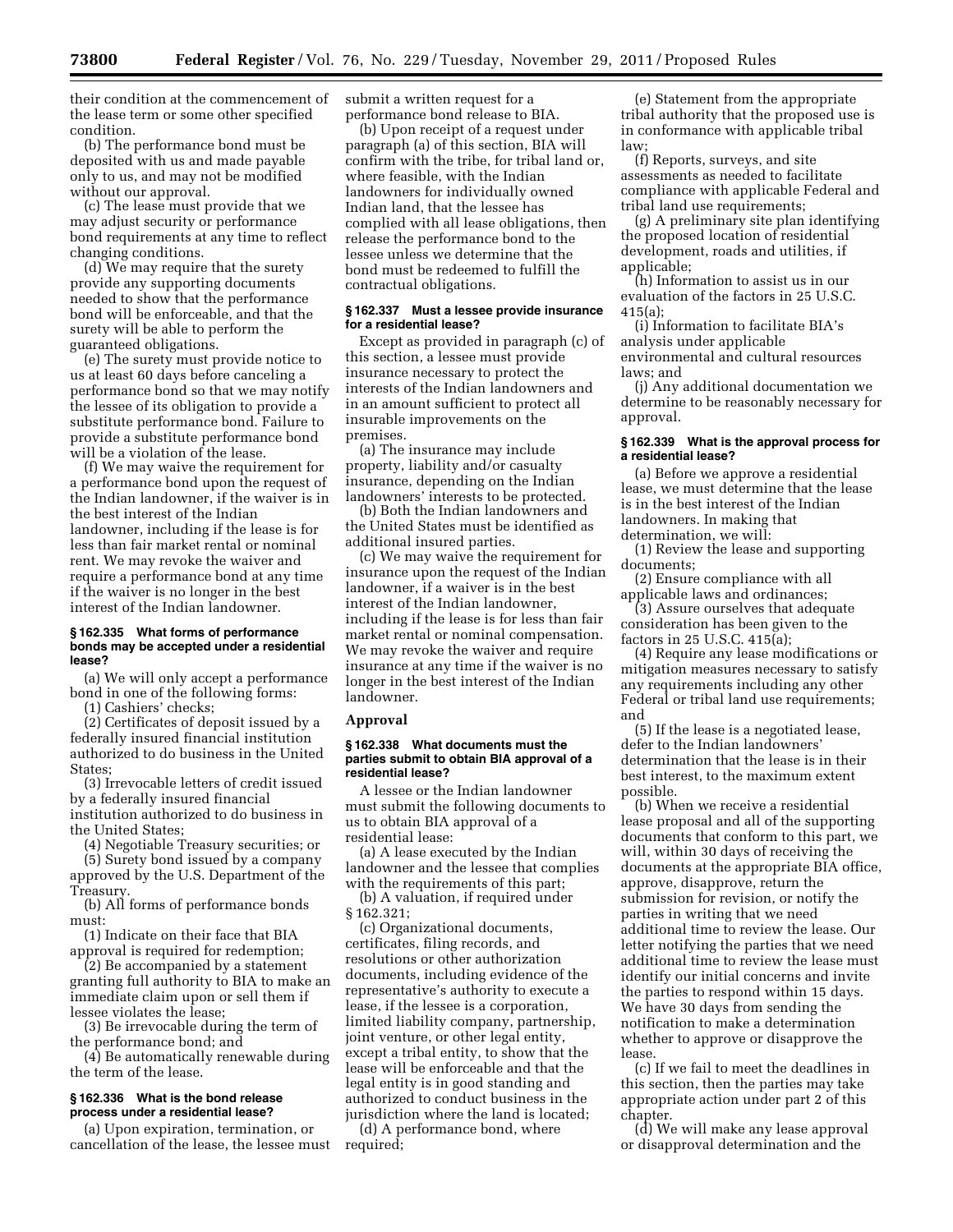their condition at the commencement of the lease term or some other specified condition.

(b) The performance bond must be deposited with us and made payable only to us, and may not be modified without our approval.

(c) The lease must provide that we may adjust security or performance bond requirements at any time to reflect changing conditions.

(d) We may require that the surety provide any supporting documents needed to show that the performance bond will be enforceable, and that the surety will be able to perform the guaranteed obligations.

(e) The surety must provide notice to us at least 60 days before canceling a performance bond so that we may notify the lessee of its obligation to provide a substitute performance bond. Failure to provide a substitute performance bond will be a violation of the lease.

(f) We may waive the requirement for a performance bond upon the request of the Indian landowner, if the waiver is in the best interest of the Indian landowner, including if the lease is for less than fair market rental or nominal rent. We may revoke the waiver and require a performance bond at any time if the waiver is no longer in the best interest of the Indian landowner.

#### § 162.335 What forms of performance bonds may be accepted under a residential lease?

(a) We will only accept a performance bond in one of the following forms:

(1) Cashiers' checks;

(2) Certificates of deposit issued by a federally insured financial institution authorized to do business in the United States;

(3) Irrevocable letters of credit issued by a federally insured financial institution authorized to do business in the United States;

(4) Negotiable Treasury securities; or

(5) Surety bond issued by a company approved by the U.S. Department of the Treasury.

(b) All forms of performance bonds must:

(1) Indicate on their face that BIA approval is required for redemption;

(2) Be accompanied by a statement granting full authority to BIA to make an immediate claim upon or sell them if lessee violates the lease;

(3) Be irrevocable during the term of the performance bond; and

(4) Be automatically renewable during the term of the lease.

#### § 162.336 What is the bond release process under a residential lease?

(a) Upon expiration, termination, or cancellation of the lease, the lessee must submit a written request for a performance bond release to BIA.

(b) Upon receipt of a request under paragraph (a) of this section, BIA will confirm with the tribe, for tribal land or, where feasible, with the Indian landowners for individually owned Indian land, that the lessee has complied with all lease obligations, then release the performance bond to the lessee unless we determine that the bond must be redeemed to fulfill the contractual obligations.

#### § 162.337 Must a lessee provide insurance for a residential lease?

Except as provided in paragraph (c) of this section, a lessee must provide insurance necessary to protect the interests of the Indian landowners and in an amount sufficient to protect all insurable improvements on the premises.

(a) The insurance may include property, liability and/or casualty insurance, depending on the Indian landowners' interests to be protected.

(b) Both the Indian landowners and the United States must be identified as additional insured parties.

(c) We may waive the requirement for insurance upon the request of the Indian landowner, if a waiver is in the best interest of the Indian landowner, including if the lease is for less than fair market rental or nominal compensation. We may revoke the waiver and require insurance at any time if the waiver is no longer in the best interest of the Indian landowner.

### Approval

#### § 162.338 What documents must the parties submit to obtain BIA approval of a residential lease?

A lessee or the Indian landowner must submit the following documents to us to obtain BIA approval of a residential lease:

(a) A lease executed by the Indian landowner and the lessee that complies with the requirements of this part;

(b) A valuation, if required under § 162.321;

(c) Organizational documents, certificates, filing records, and resolutions or other authorization documents, including evidence of the representative's authority to execute a lease, if the lessee is a corporation, limited liability company, partnership, joint venture, or other legal entity, except a tribal entity, to show that the lease will be enforceable and that the legal entity is in good standing and authorized to conduct business in the jurisdiction where the land is located;

(d) A performance bond, where required;

(e) Statement from the appropriate tribal authority that the proposed use is in conformance with applicable tribal law;

(f) Reports, surveys, and site assessments as needed to facilitate compliance with applicable Federal and tribal land use requirements;

(g) A preliminary site plan identifying the proposed location of residential development, roads and utilities, if applicable;

(h) Information to assist us in our evaluation of the factors in 25 U.S.C. 415(a);

(i) Information to facilitate BIA's analysis under applicable environmental and cultural resources laws; and

(j) Any additional documentation we determine to be reasonably necessary for approval.

#### § 162.339 What is the approval process for a residential lease?

(a) Before we approve a residential lease, we must determine that the lease is in the best interest of the Indian landowners. In making that determination, we will:

(1) Review the lease and supporting documents;

(2) Ensure compliance with all applicable laws and ordinances;

(3) Assure ourselves that adequate consideration has been given to the factors in 25 U.S.C. 415(a);

(4) Require any lease modifications or mitigation measures necessary to satisfy any requirements including any other Federal or tribal land use requirements; and

(5) If the lease is a negotiated lease, defer to the Indian landowners' determination that the lease is in their best interest, to the maximum extent possible.

(b) When we receive a residential lease proposal and all of the supporting documents that conform to this part, we will, within 30 days of receiving the documents at the appropriate BIA office, approve, disapprove, return the submission for revision, or notify the parties in writing that we need additional time to review the lease. Our letter notifying the parties that we need additional time to review the lease must identify our initial concerns and invite the parties to respond within 15 days. We have 30 days from sending the notification to make a determination whether to approve or disapprove the lease.

(c) If we fail to meet the deadlines in this section, then the parties may take appropriate action under part 2 of this chapter.

(d) We will make any lease approval or disapproval determination and the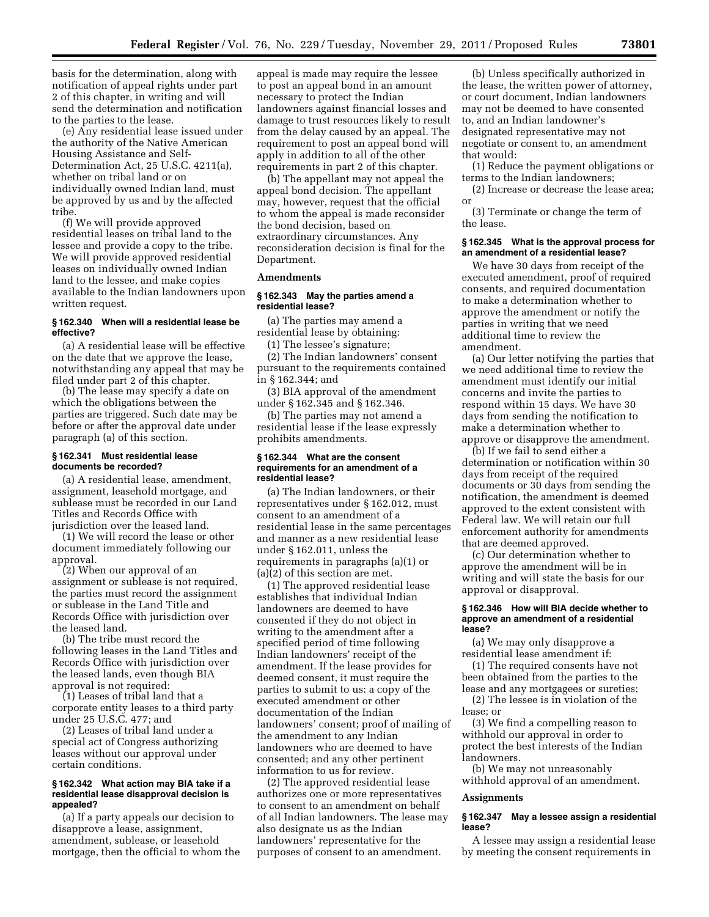basis for the determination, along with notification of appeal rights under part 2 of this chapter, in writing and will send the determination and notification to the parties to the lease.

(e) Any residential lease issued under the authority of the Native American Housing Assistance and Self-Determination Act, 25 U.S.C. 4211(a), whether on tribal land or on individually owned Indian land, must be approved by us and by the affected tribe.

(f) We will provide approved residential leases on tribal land to the lessee and provide a copy to the tribe. We will provide approved residential leases on individually owned Indian land to the lessee, and make copies available to the Indian landowners upon written request.

**§ 162.340 When will a residential lease be effective?**

(a) A residential lease will be effective on the date that we approve the lease, notwithstanding any appeal that may be filed under part 2 of this chapter.

(b) The lease may specify a date on which the obligations between the parties are triggered. Such date may be before or after the approval date under paragraph (a) of this section.

**§ 162.341 Must residential lease documents be recorded?**

(a) A residential lease, amendment, assignment, leasehold mortgage, and sublease must be recorded in our Land Titles and Records Office with jurisdiction over the leased land.

(1) We will record the lease or other document immediately following our approval.

(2) When our approval of an assignment or sublease is not required, the parties must record the assignment or sublease in the Land Title and Records Office with jurisdiction over the leased land.

(b) The tribe must record the following leases in the Land Titles and Records Office with jurisdiction over the leased lands, even though BIA approval is not required:

(1) Leases of tribal land that a corporate entity leases to a third party under 25 U.S.C. 477; and

(2) Leases of tribal land under a special act of Congress authorizing leases without our approval under certain conditions.

**§ 162.342 What action may BIA take if a residential lease disapproval decision is appealed?**

(a) If a party appeals our decision to disapprove a lease, assignment, amendment, sublease, or leasehold mortgage, then the official to whom the appeal is made may require the lessee to post an appeal bond in an amount necessary to protect the Indian landowners against financial losses and damage to trust resources likely to result from the delay caused by an appeal. The requirement to post an appeal bond will apply in addition to all of the other requirements in part 2 of this chapter.

(b) The appellant may not appeal the appeal bond decision. The appellant may, however, request that the official to whom the appeal is made reconsider the bond decision, based on extraordinary circumstances. Any reconsideration decision is final for the Department.

**Amendments**

**§ 162.343 May the parties amend a residential lease?**

(a) The parties may amend a residential lease by obtaining:

(1) The lessee's signature;

(2) The Indian landowners' consent pursuant to the requirements contained in § 162.344; and

(3) BIA approval of the amendment under § 162.345 and § 162.346.

(b) The parties may not amend a residential lease if the lease expressly prohibits amendments.

**§ 162.344 What are the consent requirements for an amendment of a residential lease?**

(a) The Indian landowners, or their representatives under § 162.012, must consent to an amendment of a residential lease in the same percentages and manner as a new residential lease under § 162.011, unless the requirements in paragraphs (a)(1) or (a)(2) of this section are met.

(1) The approved residential lease establishes that individual Indian landowners are deemed to have consented if they do not object in writing to the amendment after a specified period of time following Indian landowners' receipt of the amendment. If the lease provides for deemed consent, it must require the parties to submit to us: a copy of the executed amendment or other documentation of the Indian landowners' consent; proof of mailing of the amendment to any Indian landowners who are deemed to have consented; and any other pertinent information to us for review.

(2) The approved residential lease authorizes one or more representatives to consent to an amendment on behalf of all Indian landowners. The lease may also designate us as the Indian landowners' representative for the purposes of consent to an amendment.

(b) Unless specifically authorized in the lease, the written power of attorney, or court document, Indian landowners may not be deemed to have consented to, and an Indian landowner's designated representative may not negotiate or consent to, an amendment that would:

(1) Reduce the payment obligations or terms to the Indian landowners;

(2) Increase or decrease the lease area; or

(3) Terminate or change the term of the lease.

**§ 162.345 What is the approval process for an amendment of a residential lease?**

We have 30 days from receipt of the executed amendment, proof of required consents, and required documentation to make a determination whether to approve the amendment or notify the parties in writing that we need additional time to review the amendment.

(a) Our letter notifying the parties that we need additional time to review the amendment must identify our initial concerns and invite the parties to respond within 15 days. We have 30 days from sending the notification to make a determination whether to approve or disapprove the amendment.

(b) If we fail to send either a determination or notification within 30 days from receipt of the required documents or 30 days from sending the notification, the amendment is deemed approved to the extent consistent with Federal law. We will retain our full enforcement authority for amendments that are deemed approved.

(c) Our determination whether to approve the amendment will be in writing and will state the basis for our approval or disapproval.

**§ 162.346 How will BIA decide whether to approve an amendment of a residential lease?**

(a) We may only disapprove a residential lease amendment if:

(1) The required consents have not been obtained from the parties to the lease and any mortgagees or sureties;

(2) The lessee is in violation of the lease; or

(3) We find a compelling reason to withhold our approval in order to protect the best interests of the Indian landowners.

(b) We may not unreasonably withhold approval of an amendment.

**Assignments**

**§ 162.347 May a lessee assign a residential lease?**

A lessee may assign a residential lease by meeting the consent requirements in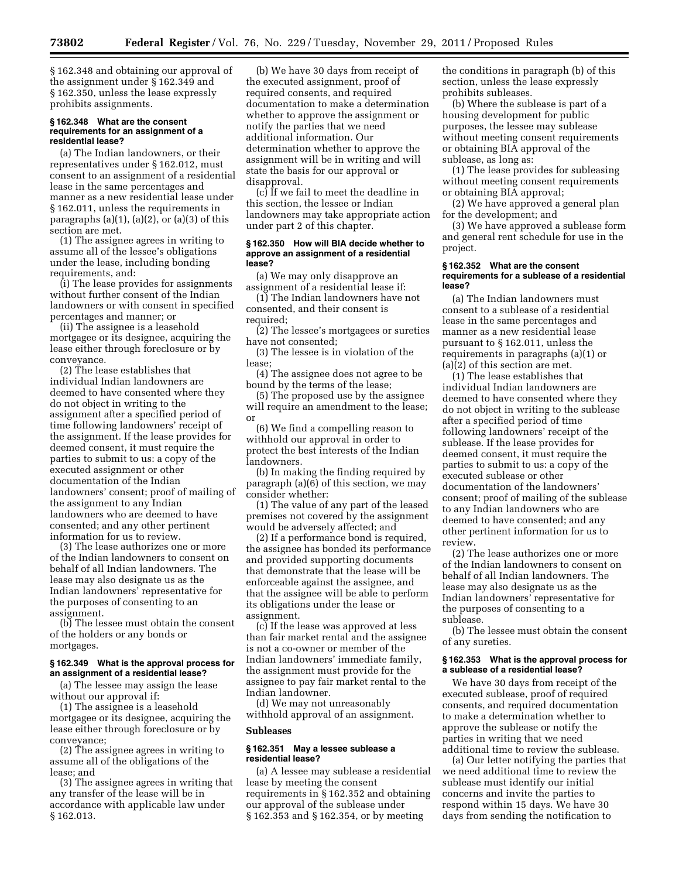§ 162.348 and obtaining our approval of the assignment under § 162.349 and § 162.350, unless the lease expressly prohibits assignments.

#### § 162.348 What are the consent requirements for an assignment of a residential lease?

(a) The Indian landowners, or their representatives under § 162.012, must consent to an assignment of a residential lease in the same percentages and manner as a new residential lease under § 162.011, unless the requirements in paragraphs (a)(1), (a)(2), or (a)(3) of this section are met.

(1) The assignee agrees in writing to assume all of the lessee's obligations under the lease, including bonding requirements, and:

(i) The lease provides for assignments without further consent of the Indian landowners or with consent in specified percentages and manner; or

(ii) The assignee is a leasehold mortgagee or its designee, acquiring the lease either through foreclosure or by conveyance.

(2) The lease establishes that individual Indian landowners are deemed to have consented where they do not object in writing to the assignment after a specified period of time following landowners' receipt of the assignment. If the lease provides for deemed consent, it must require the parties to submit to us: a copy of the executed assignment or other documentation of the Indian landowners' consent; proof of mailing of the assignment to any Indian landowners who are deemed to have consented; and any other pertinent information for us to review.

(3) The lease authorizes one or more of the Indian landowners to consent on behalf of all Indian landowners. The lease may also designate us as the Indian landowners' representative for the purposes of consenting to an assignment.

(b) The lessee must obtain the consent of the holders or any bonds or mortgages.

#### § 162.349 What is the approval process for an assignment of a residential lease?

(a) The lessee may assign the lease without our approval if:

(1) The assignee is a leasehold mortgagee or its designee, acquiring the lease either through foreclosure or by conveyance;

(2) The assignee agrees in writing to assume all of the obligations of the lease; and

(3) The assignee agrees in writing that any transfer of the lease will be in accordance with applicable law under § 162.013.

(b) We have 30 days from receipt of the executed assignment, proof of required consents, and required documentation to make a determination whether to approve the assignment or notify the parties that we need additional information. Our determination whether to approve the assignment will be in writing and will state the basis for our approval or disapproval.

(c) If we fail to meet the deadline in this section, the lessee or Indian landowners may take appropriate action under part 2 of this chapter.

#### § 162.350 How will BIA decide whether to approve an assignment of a residential lease?

(a) We may only disapprove an assignment of a residential lease if:

(1) The Indian landowners have not consented, and their consent is required;

(2) The lessee's mortgagees or sureties have not consented;

(3) The lessee is in violation of the lease;

(4) The assignee does not agree to be bound by the terms of the lease;

(5) The proposed use by the assignee will require an amendment to the lease; or

(6) We find a compelling reason to withhold our approval in order to protect the best interests of the Indian landowners.

(b) In making the finding required by paragraph (a)(6) of this section, we may consider whether:

(1) The value of any part of the leased premises not covered by the assignment would be adversely affected; and

(2) If a performance bond is required, the assignee has bonded its performance and provided supporting documents that demonstrate that the lease will be enforceable against the assignee, and that the assignee will be able to perform its obligations under the lease or assignment.

(c) If the lease was approved at less than fair market rental and the assignee is not a co-owner or member of the Indian landowners' immediate family, the assignment must provide for the assignee to pay fair market rental to the Indian landowner.

(d) We may not unreasonably withhold approval of an assignment.

### Subleases

#### § 162.351 May a lessee sublease a residential lease?

(a) A lessee may sublease a residential lease by meeting the consent requirements in § 162.352 and obtaining our approval of the sublease under § 162.353 and § 162.354, or by meeting the conditions in paragraph (b) of this section, unless the lease expressly prohibits subleases.

(b) Where the sublease is part of a housing development for public purposes, the lessee may sublease without meeting consent requirements or obtaining BIA approval of the sublease, as long as:

(1) The lease provides for subleasing without meeting consent requirements or obtaining BIA approval;

(2) We have approved a general plan for the development; and

(3) We have approved a sublease form and general rent schedule for use in the project.

#### § 162.352 What are the consent requirements for a sublease of a residential lease?

(a) The Indian landowners must consent to a sublease of a residential lease in the same percentages and manner as a new residential lease pursuant to § 162.011, unless the requirements in paragraphs (a)(1) or (a)(2) of this section are met.

(1) The lease establishes that individual Indian landowners are deemed to have consented where they do not object in writing to the sublease after a specified period of time following landowners' receipt of the sublease. If the lease provides for deemed consent, it must require the parties to submit to us: a copy of the executed sublease or other documentation of the landowners' consent; proof of mailing of the sublease to any Indian landowners who are deemed to have consented; and any other pertinent information for us to review.

(2) The lease authorizes one or more of the Indian landowners to consent on behalf of all Indian landowners. The lease may also designate us as the Indian landowners' representative for the purposes of consenting to a sublease.

(b) The lessee must obtain the consent of any sureties.

#### § 162.353 What is the approval process for a sublease of a residential lease?

We have 30 days from receipt of the executed sublease, proof of required consents, and required documentation to make a determination whether to approve the sublease or notify the parties in writing that we need additional time to review the sublease.

(a) Our letter notifying the parties that we need additional time to review the sublease must identify our initial concerns and invite the parties to respond within 15 days. We have 30 days from sending the notification to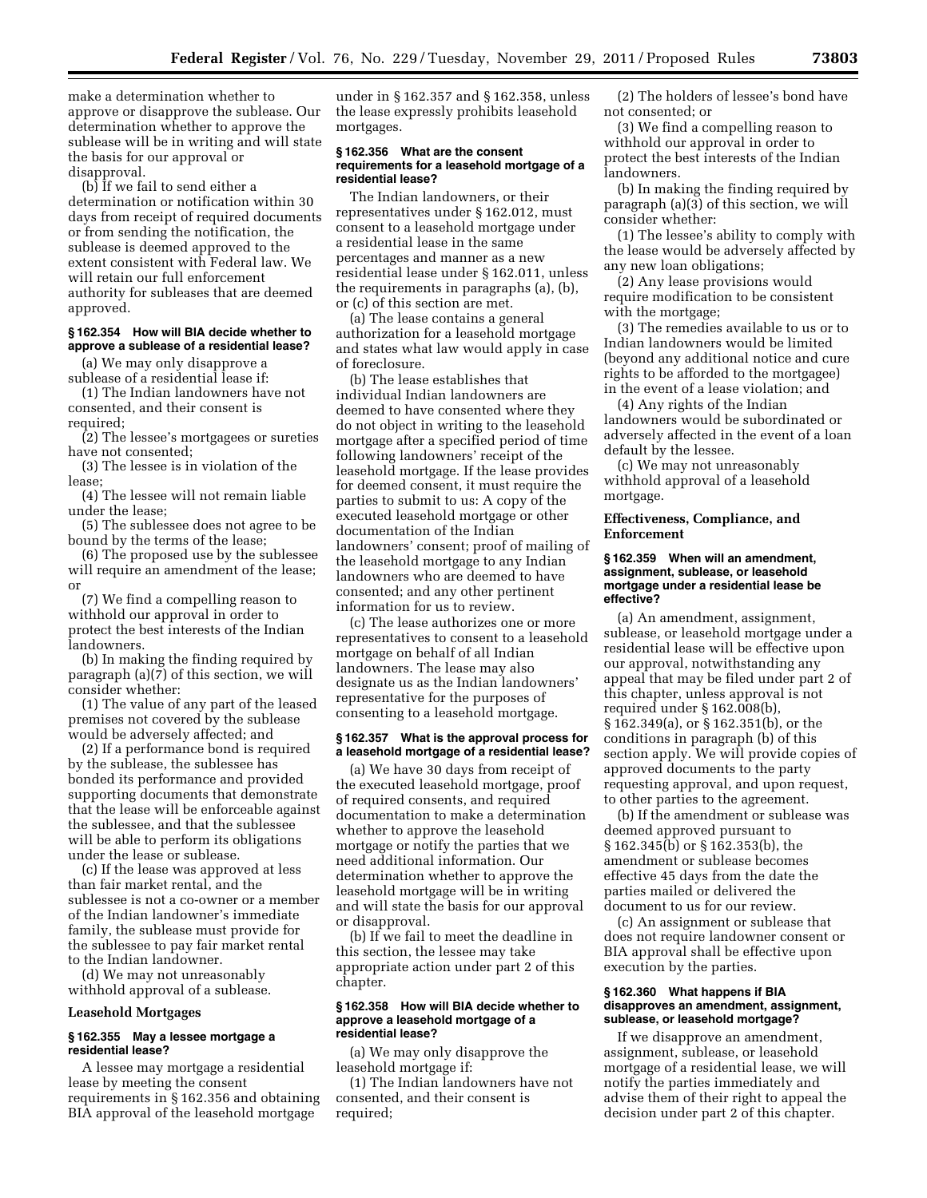make a determination whether to approve or disapprove the sublease. Our determination whether to approve the sublease will be in writing and will state the basis for our approval or disapproval.

(b) If we fail to send either a determination or notification within 30 days from receipt of required documents or from sending the notification, the sublease is deemed approved to the extent consistent with Federal law. We will retain our full enforcement authority for subleases that are deemed approved.

#### § 162.354 How will BIA decide whether to approve a sublease of a residential lease?

(a) We may only disapprove a sublease of a residential lease if:

(1) The Indian landowners have not consented, and their consent is required;

(2) The lessee's mortgagees or sureties have not consented;

(3) The lessee is in violation of the lease;

(4) The lessee will not remain liable under the lease;

(5) The sublessee does not agree to be bound by the terms of the lease;

(6) The proposed use by the sublessee will require an amendment of the lease; or

(7) We find a compelling reason to withhold our approval in order to protect the best interests of the Indian landowners.

(b) In making the finding required by paragraph (a)(7) of this section, we will consider whether:

(1) The value of any part of the leased premises not covered by the sublease would be adversely affected; and

(2) If a performance bond is required by the sublease, the sublessee has bonded its performance and provided supporting documents that demonstrate that the lease will be enforceable against the sublessee, and that the sublessee will be able to perform its obligations under the lease or sublease.

(c) If the lease was approved at less than fair market rental, and the sublessee is not a co-owner or a member of the Indian landowner's immediate family, the sublease must provide for the sublessee to pay fair market rental to the Indian landowner.

(d) We may not unreasonably withhold approval of a sublease.

### Leasehold Mortgages

#### § 162.355 May a lessee mortgage a residential lease?

A lessee may mortgage a residential lease by meeting the consent requirements in § 162.356 and obtaining BIA approval of the leasehold mortgage under in § 162.357 and § 162.358, unless the lease expressly prohibits leasehold mortgages.

#### § 162.356 What are the consent requirements for a leasehold mortgage of a residential lease?

The Indian landowners, or their representatives under § 162.012, must consent to a leasehold mortgage under a residential lease in the same percentages and manner as a new residential lease under § 162.011, unless the requirements in paragraphs (a), (b), or (c) of this section are met.

(a) The lease contains a general authorization for a leasehold mortgage and states what law would apply in case of foreclosure.

(b) The lease establishes that individual Indian landowners are deemed to have consented where they do not object in writing to the leasehold mortgage after a specified period of time following landowners' receipt of the leasehold mortgage. If the lease provides for deemed consent, it must require the parties to submit to us: A copy of the executed leasehold mortgage or other documentation of the Indian landowners' consent; proof of mailing of the leasehold mortgage to any Indian landowners who are deemed to have consented; and any other pertinent information for us to review.

(c) The lease authorizes one or more representatives to consent to a leasehold mortgage on behalf of all Indian landowners. The lease may also designate us as the Indian landowners' representative for the purposes of consenting to a leasehold mortgage.

#### § 162.357 What is the approval process for a leasehold mortgage of a residential lease?

(a) We have 30 days from receipt of the executed leasehold mortgage, proof of required consents, and required documentation to make a determination whether to approve the leasehold mortgage or notify the parties that we need additional information. Our determination whether to approve the leasehold mortgage will be in writing and will state the basis for our approval or disapproval.

(b) If we fail to meet the deadline in this section, the lessee may take appropriate action under part 2 of this chapter.

#### § 162.358 How will BIA decide whether to approve a leasehold mortgage of a residential lease?

(a) We may only disapprove the leasehold mortgage if:

(1) The Indian landowners have not consented, and their consent is required;

(2) The holders of lessee's bond have not consented; or

(3) We find a compelling reason to withhold our approval in order to protect the best interests of the Indian landowners.

(b) In making the finding required by paragraph (a)(3) of this section, we will consider whether:

(1) The lessee's ability to comply with the lease would be adversely affected by any new loan obligations;

(2) Any lease provisions would require modification to be consistent with the mortgage;

(3) The remedies available to us or to Indian landowners would be limited (beyond any additional notice and cure rights to be afforded to the mortgagee) in the event of a lease violation; and

(4) Any rights of the Indian landowners would be subordinated or adversely affected in the event of a loan default by the lessee.

(c) We may not unreasonably withhold approval of a leasehold mortgage.

### Effectiveness, Compliance, and Enforcement

#### § 162.359 When will an amendment, assignment, sublease, or leasehold mortgage under a residential lease be effective?

(a) An amendment, assignment, sublease, or leasehold mortgage under a residential lease will be effective upon our approval, notwithstanding any appeal that may be filed under part 2 of this chapter, unless approval is not required under § 162.008(b), § 162.349(a), or § 162.351(b), or the conditions in paragraph (b) of this section apply. We will provide copies of approved documents to the party requesting approval, and upon request, to other parties to the agreement.

(b) If the amendment or sublease was deemed approved pursuant to § 162.345(b) or § 162.353(b), the amendment or sublease becomes effective 45 days from the date the parties mailed or delivered the document to us for our review.

(c) An assignment or sublease that does not require landowner consent or BIA approval shall be effective upon execution by the parties.

#### § 162.360 What happens if BIA disapproves an amendment, assignment, sublease, or leasehold mortgage?

If we disapprove an amendment, assignment, sublease, or leasehold mortgage of a residential lease, we will notify the parties immediately and advise them of their right to appeal the decision under part 2 of this chapter.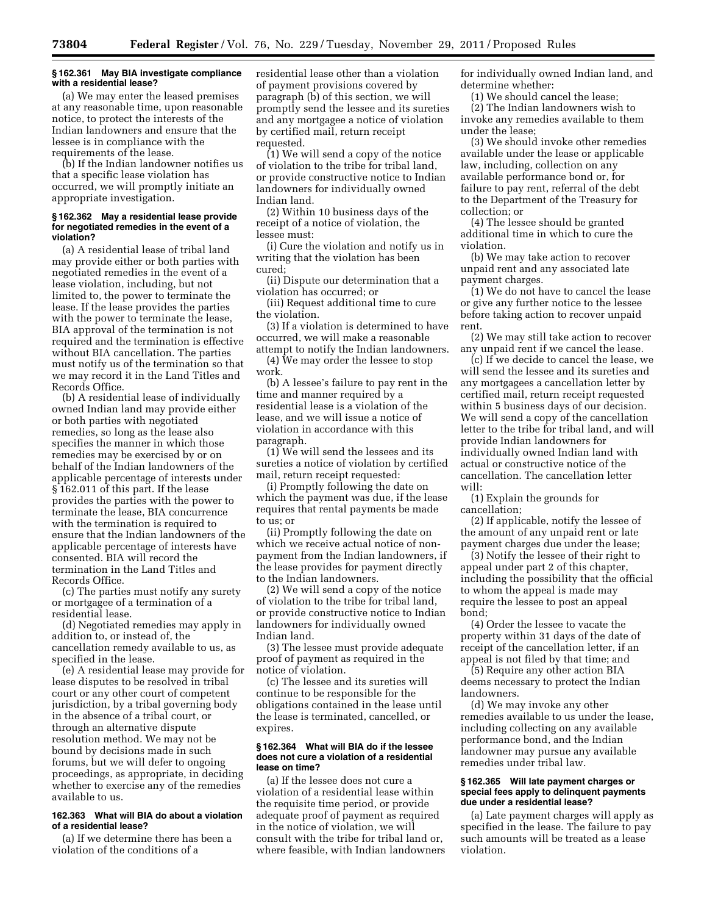### § 162.361 May BIA investigate compliance with a residential lease?

(a) We may enter the leased premises at any reasonable time, upon reasonable notice, to protect the interests of the Indian landowners and ensure that the lessee is in compliance with the requirements of the lease.

(b) If the Indian landowner notifies us that a specific lease violation has occurred, we will promptly initiate an appropriate investigation.

### § 162.362 May a residential lease provide for negotiated remedies in the event of a violation?

(a) A residential lease of tribal land may provide either or both parties with negotiated remedies in the event of a lease violation, including, but not limited to, the power to terminate the lease. If the lease provides the parties with the power to terminate the lease, BIA approval of the termination is not required and the termination is effective without BIA cancellation. The parties must notify us of the termination so that we may record it in the Land Titles and Records Office.

(b) A residential lease of individually owned Indian land may provide either or both parties with negotiated remedies, so long as the lease also specifies the manner in which those remedies may be exercised by or on behalf of the Indian landowners of the applicable percentage of interests under § 162.011 of this part. If the lease provides the parties with the power to terminate the lease, BIA concurrence with the termination is required to ensure that the Indian landowners of the applicable percentage of interests have consented. BIA will record the termination in the Land Titles and Records Office.

(c) The parties must notify any surety or mortgagee of a termination of a residential lease.

(d) Negotiated remedies may apply in addition to, or instead of, the cancellation remedy available to us, as specified in the lease.

(e) A residential lease may provide for lease disputes to be resolved in tribal court or any other court of competent jurisdiction, by a tribal governing body in the absence of a tribal court, or through an alternative dispute resolution method. We may not be bound by decisions made in such forums, but we will defer to ongoing proceedings, as appropriate, in deciding whether to exercise any of the remedies available to us.

### 162.363 What will BIA do about a violation of a residential lease?

(a) If we determine there has been a violation of the conditions of a residential lease other than a violation of payment provisions covered by paragraph (b) of this section, we will promptly send the lessee and its sureties and any mortgagee a notice of violation by certified mail, return receipt requested.

(1) We will send a copy of the notice of violation to the tribe for tribal land, or provide constructive notice to Indian landowners for individually owned Indian land.

(2) Within 10 business days of the receipt of a notice of violation, the lessee must:

(i) Cure the violation and notify us in writing that the violation has been cured;

(ii) Dispute our determination that a violation has occurred; or

(iii) Request additional time to cure the violation.

(3) If a violation is determined to have occurred, we will make a reasonable attempt to notify the Indian landowners.

(4) We may order the lessee to stop work.

(b) A lessee's failure to pay rent in the time and manner required by a residential lease is a violation of the lease, and we will issue a notice of violation in accordance with this paragraph.

(1) We will send the lessees and its sureties a notice of violation by certified mail, return receipt requested:

(i) Promptly following the date on which the payment was due, if the lease requires that rental payments be made to us; or

(ii) Promptly following the date on which we receive actual notice of non-payment from the Indian landowners, if the lease provides for payment directly to the Indian landowners.

(2) We will send a copy of the notice of violation to the tribe for tribal land, or provide constructive notice to Indian landowners for individually owned Indian land.

(3) The lessee must provide adequate proof of payment as required in the notice of violation.

(c) The lessee and its sureties will continue to be responsible for the obligations contained in the lease until the lease is terminated, cancelled, or expires.

### § 162.364 What will BIA do if the lessee does not cure a violation of a residential lease on time?

(a) If the lessee does not cure a violation of a residential lease within the requisite time period, or provide adequate proof of payment as required in the notice of violation, we will consult with the tribe for tribal land or, where feasible, with Indian landowners for individually owned Indian land, and determine whether:

(1) We should cancel the lease;

(2) The Indian landowners wish to invoke any remedies available to them under the lease;

(3) We should invoke other remedies available under the lease or applicable law, including, collection on any available performance bond or, for failure to pay rent, referral of the debt to the Department of the Treasury for collection; or

(4) The lessee should be granted additional time in which to cure the violation.

(b) We may take action to recover unpaid rent and any associated late payment charges.

(1) We do not have to cancel the lease or give any further notice to the lessee before taking action to recover unpaid rent.

(2) We may still take action to recover any unpaid rent if we cancel the lease.

(c) If we decide to cancel the lease, we will send the lessee and its sureties and any mortgagees a cancellation letter by certified mail, return receipt requested within 5 business days of our decision. We will send a copy of the cancellation letter to the tribe for tribal land, and will provide Indian landowners for individually owned Indian land with actual or constructive notice of the cancellation. The cancellation letter will:

(1) Explain the grounds for cancellation;

(2) If applicable, notify the lessee of the amount of any unpaid rent or late payment charges due under the lease;

(3) Notify the lessee of their right to appeal under part 2 of this chapter, including the possibility that the official to whom the appeal is made may require the lessee to post an appeal bond;

(4) Order the lessee to vacate the property within 31 days of the date of receipt of the cancellation letter, if an appeal is not filed by that time; and

(5) Require any other action BIA deems necessary to protect the Indian landowners.

(d) We may invoke any other remedies available to us under the lease, including collecting on any available performance bond, and the Indian landowner may pursue any available remedies under tribal law.

### § 162.365 Will late payment charges or special fees apply to delinquent payments due under a residential lease?

(a) Late payment charges will apply as specified in the lease. The failure to pay such amounts will be treated as a lease violation.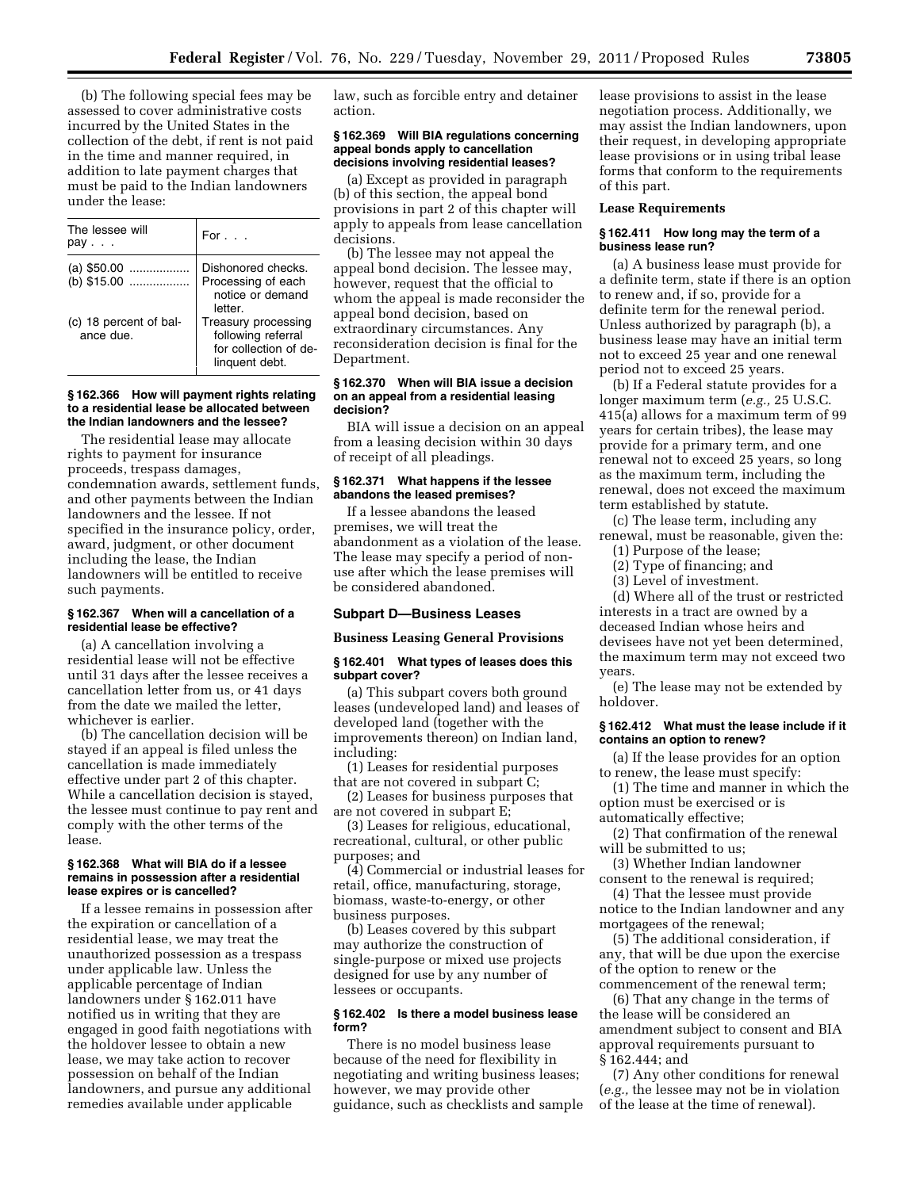(b) The following special fees may be assessed to cover administrative costs incurred by the United States in the collection of the debt, if rent is not paid in the time and manner required, in addition to late payment charges that must be paid to the Indian landowners under the lease:

| The lessee will pay . . . | For . . . |
| --- | --- |
| (a) $50.00 .................. | Dishonored checks. |
| (b) $15.00 .................. | Processing of each notice or demand letter. |
| (c) 18 percent of balance due. | Treasury processing following referral for collection of delinquent debt. |

#### § 162.366 How will payment rights relating to a residential lease be allocated between the Indian landowners and the lessee?

The residential lease may allocate rights to payment for insurance proceeds, trespass damages, condemnation awards, settlement funds, and other payments between the Indian landowners and the lessee. If not specified in the insurance policy, order, award, judgment, or other document including the lease, the Indian landowners will be entitled to receive such payments.

#### § 162.367 When will a cancellation of a residential lease be effective?

(a) A cancellation involving a residential lease will not be effective until 31 days after the lessee receives a cancellation letter from us, or 41 days from the date we mailed the letter, whichever is earlier.

(b) The cancellation decision will be stayed if an appeal is filed unless the cancellation is made immediately effective under part 2 of this chapter. While a cancellation decision is stayed, the lessee must continue to pay rent and comply with the other terms of the lease.

#### § 162.368 What will BIA do if a lessee remains in possession after a residential lease expires or is cancelled?

If a lessee remains in possession after the expiration or cancellation of a residential lease, we may treat the unauthorized possession as a trespass under applicable law. Unless the applicable percentage of Indian landowners under § 162.011 have notified us in writing that they are engaged in good faith negotiations with the holdover lessee to obtain a new lease, we may take action to recover possession on behalf of the Indian landowners, and pursue any additional remedies available under applicable law, such as forcible entry and detainer action.

#### § 162.369 Will BIA regulations concerning appeal bonds apply to cancellation decisions involving residential leases?

(a) Except as provided in paragraph (b) of this section, the appeal bond provisions in part 2 of this chapter will apply to appeals from lease cancellation decisions.

(b) The lessee may not appeal the appeal bond decision. The lessee may, however, request that the official to whom the appeal is made reconsider the appeal bond decision, based on extraordinary circumstances. Any reconsideration decision is final for the Department.

#### § 162.370 When will BIA issue a decision on an appeal from a residential leasing decision?

BIA will issue a decision on an appeal from a leasing decision within 30 days of receipt of all pleadings.

#### § 162.371 What happens if the lessee abandons the leased premises?

If a lessee abandons the leased premises, we will treat the abandonment as a violation of the lease. The lease may specify a period of non-use after which the lease premises will be considered abandoned.

## Subpart D—Business Leases

### Business Leasing General Provisions

#### § 162.401 What types of leases does this subpart cover?

(a) This subpart covers both ground leases (undeveloped land) and leases of developed land (together with the improvements thereon) on Indian land, including:

(1) Leases for residential purposes that are not covered in subpart C;

(2) Leases for business purposes that are not covered in subpart E;

(3) Leases for religious, educational, recreational, cultural, or other public purposes; and

(4) Commercial or industrial leases for retail, office, manufacturing, storage, biomass, waste-to-energy, or other business purposes.

(b) Leases covered by this subpart may authorize the construction of single-purpose or mixed use projects designed for use by any number of lessees or occupants.

#### § 162.402 Is there a model business lease form?

There is no model business lease because of the need for flexibility in negotiating and writing business leases; however, we may provide other guidance, such as checklists and sample lease provisions to assist in the lease negotiation process. Additionally, we may assist the Indian landowners, upon their request, in developing appropriate lease provisions or in using tribal lease forms that conform to the requirements of this part.

### Lease Requirements

#### § 162.411 How long may the term of a business lease run?

(a) A business lease must provide for a definite term, state if there is an option to renew and, if so, provide for a definite term for the renewal period. Unless authorized by paragraph (b), a business lease may have an initial term not to exceed 25 year and one renewal period not to exceed 25 years.

(b) If a Federal statute provides for a longer maximum term (*e.g.,* 25 U.S.C. 415(a) allows for a maximum term of 99 years for certain tribes), the lease may provide for a primary term, and one renewal not to exceed 25 years, so long as the maximum term, including the renewal, does not exceed the maximum term established by statute.

(c) The lease term, including any renewal, must be reasonable, given the:

(1) Purpose of the lease;

(2) Type of financing; and

(3) Level of investment.

(d) Where all of the trust or restricted interests in a tract are owned by a deceased Indian whose heirs and devisees have not yet been determined, the maximum term may not exceed two years.

(e) The lease may not be extended by holdover.

#### § 162.412 What must the lease include if it contains an option to renew?

(a) If the lease provides for an option to renew, the lease must specify:

(1) The time and manner in which the option must be exercised or is automatically effective;

(2) That confirmation of the renewal will be submitted to us;

(3) Whether Indian landowner consent to the renewal is required;

(4) That the lessee must provide notice to the Indian landowner and any mortgagees of the renewal;

(5) The additional consideration, if any, that will be due upon the exercise of the option to renew or the commencement of the renewal term;

(6) That any change in the terms of the lease will be considered an amendment subject to consent and BIA approval requirements pursuant to § 162.444; and

(7) Any other conditions for renewal (*e.g.,* the lessee may not be in violation of the lease at the time of renewal).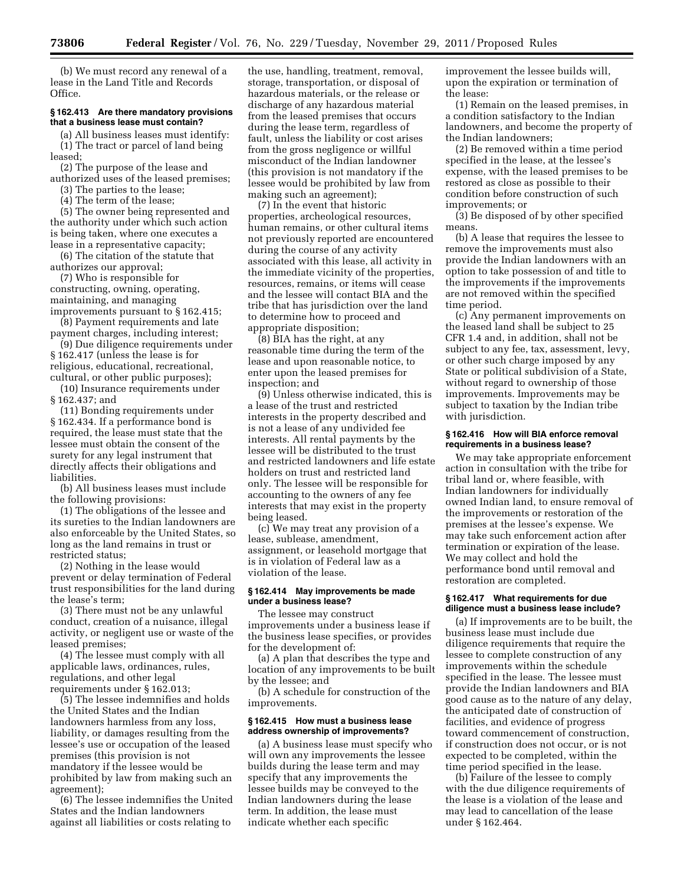(b) We must record any renewal of a lease in the Land Title and Records Office.

#### § 162.413 Are there mandatory provisions that a business lease must contain?

(a) All business leases must identify:

(1) The tract or parcel of land being leased;

(2) The purpose of the lease and authorized uses of the leased premises;

(3) The parties to the lease;

(4) The term of the lease;

(5) The owner being represented and the authority under which such action is being taken, where one executes a lease in a representative capacity;

(6) The citation of the statute that authorizes our approval;

(7) Who is responsible for constructing, owning, operating, maintaining, and managing improvements pursuant to § 162.415;

(8) Payment requirements and late payment charges, including interest;

(9) Due diligence requirements under § 162.417 (unless the lease is for religious, educational, recreational, cultural, or other public purposes);

(10) Insurance requirements under § 162.437; and

(11) Bonding requirements under § 162.434. If a performance bond is required, the lease must state that the lessee must obtain the consent of the surety for any legal instrument that directly affects their obligations and liabilities.

(b) All business leases must include the following provisions:

(1) The obligations of the lessee and its sureties to the Indian landowners are also enforceable by the United States, so long as the land remains in trust or restricted status;

(2) Nothing in the lease would prevent or delay termination of Federal trust responsibilities for the land during the lease's term;

(3) There must not be any unlawful conduct, creation of a nuisance, illegal activity, or negligent use or waste of the leased premises;

(4) The lessee must comply with all applicable laws, ordinances, rules, regulations, and other legal requirements under § 162.013;

(5) The lessee indemnifies and holds the United States and the Indian landowners harmless from any loss, liability, or damages resulting from the lessee's use or occupation of the leased premises (this provision is not mandatory if the lessee would be prohibited by law from making such an agreement);

(6) The lessee indemnifies the United States and the Indian landowners against all liabilities or costs relating to the use, handling, treatment, removal, storage, transportation, or disposal of hazardous materials, or the release or discharge of any hazardous material from the leased premises that occurs during the lease term, regardless of fault, unless the liability or cost arises from the gross negligence or willful misconduct of the Indian landowner (this provision is not mandatory if the lessee would be prohibited by law from making such an agreement);

(7) In the event that historic properties, archeological resources, human remains, or other cultural items not previously reported are encountered during the course of any activity associated with this lease, all activity in the immediate vicinity of the properties, resources, remains, or items will cease and the lessee will contact BIA and the tribe that has jurisdiction over the land to determine how to proceed and appropriate disposition;

(8) BIA has the right, at any reasonable time during the term of the lease and upon reasonable notice, to enter upon the leased premises for inspection; and

(9) Unless otherwise indicated, this is a lease of the trust and restricted interests in the property described and is not a lease of any undivided fee interests. All rental payments by the lessee will be distributed to the trust and restricted landowners and life estate holders on trust and restricted land only. The lessee will be responsible for accounting to the owners of any fee interests that may exist in the property being leased.

(c) We may treat any provision of a lease, sublease, amendment, assignment, or leasehold mortgage that is in violation of Federal law as a violation of the lease.

#### § 162.414 May improvements be made under a business lease?

The lessee may construct improvements under a business lease if the business lease specifies, or provides for the development of:

(a) A plan that describes the type and location of any improvements to be built by the lessee; and

(b) A schedule for construction of the improvements.

#### § 162.415 How must a business lease address ownership of improvements?

(a) A business lease must specify who will own any improvements the lessee builds during the lease term and may specify that any improvements the lessee builds may be conveyed to the Indian landowners during the lease term. In addition, the lease must indicate whether each specific improvement the lessee builds will, upon the expiration or termination of the lease:

(1) Remain on the leased premises, in a condition satisfactory to the Indian landowners, and become the property of the Indian landowners;

(2) Be removed within a time period specified in the lease, at the lessee's expense, with the leased premises to be restored as close as possible to their condition before construction of such improvements; or

(3) Be disposed of by other specified means.

(b) A lease that requires the lessee to remove the improvements must also provide the Indian landowners with an option to take possession of and title to the improvements if the improvements are not removed within the specified time period.

(c) Any permanent improvements on the leased land shall be subject to 25 CFR 1.4 and, in addition, shall not be subject to any fee, tax, assessment, levy, or other such charge imposed by any State or political subdivision of a State, without regard to ownership of those improvements. Improvements may be subject to taxation by the Indian tribe with jurisdiction.

#### § 162.416 How will BIA enforce removal requirements in a business lease?

We may take appropriate enforcement action in consultation with the tribe for tribal land or, where feasible, with Indian landowners for individually owned Indian land, to ensure removal of the improvements or restoration of the premises at the lessee's expense. We may take such enforcement action after termination or expiration of the lease. We may collect and hold the performance bond until removal and restoration are completed.

#### § 162.417 What requirements for due diligence must a business lease include?

(a) If improvements are to be built, the business lease must include due diligence requirements that require the lessee to complete construction of any improvements within the schedule specified in the lease. The lessee must provide the Indian landowners and BIA good cause as to the nature of any delay, the anticipated date of construction of facilities, and evidence of progress toward commencement of construction, if construction does not occur, or is not expected to be completed, within the time period specified in the lease.

(b) Failure of the lessee to comply with the due diligence requirements of the lease is a violation of the lease and may lead to cancellation of the lease under § 162.464.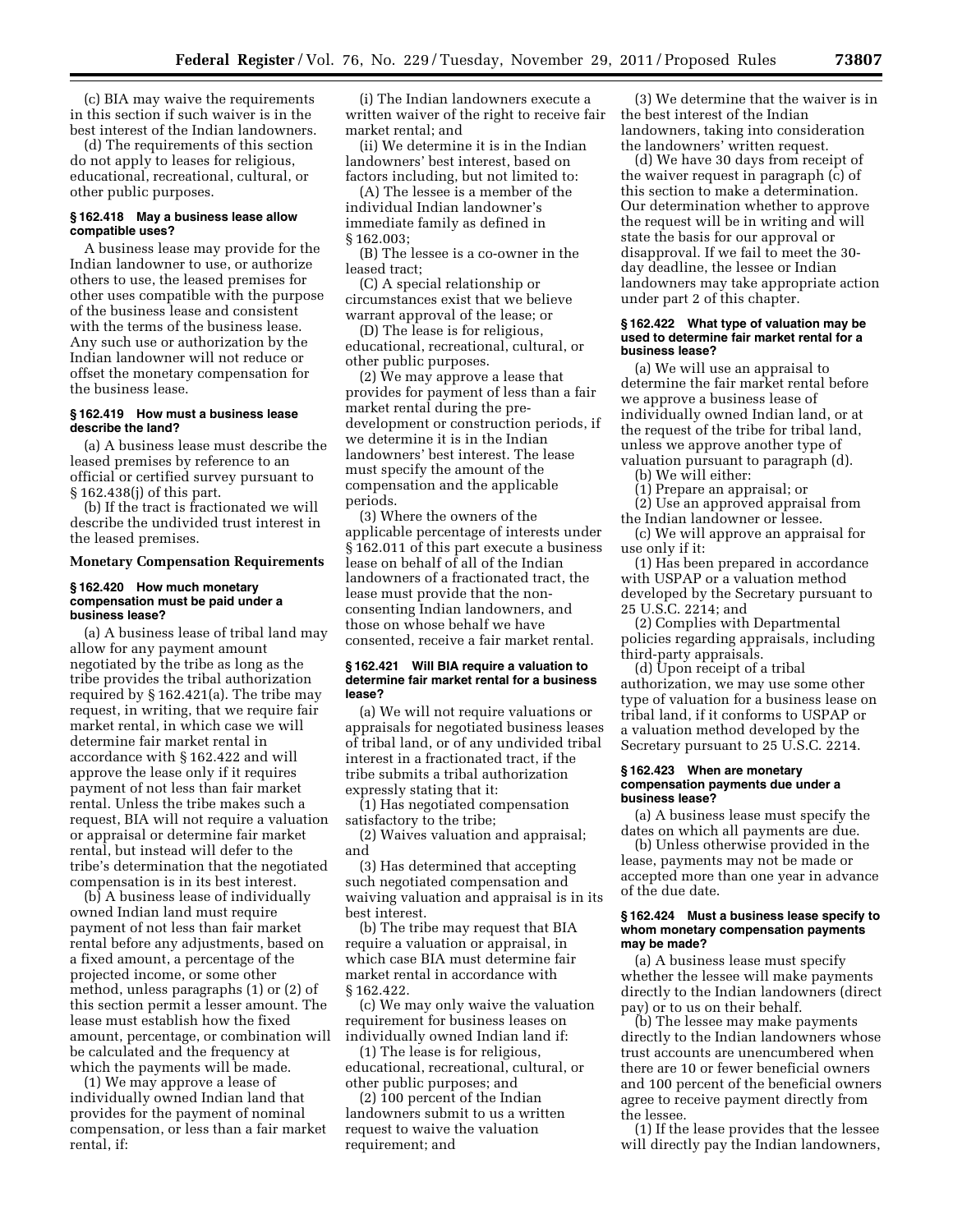(c) BIA may waive the requirements in this section if such waiver is in the best interest of the Indian landowners.

(d) The requirements of this section do not apply to leases for religious, educational, recreational, cultural, or other public purposes.

#### § 162.418 May a business lease allow compatible uses?

A business lease may provide for the Indian landowner to use, or authorize others to use, the leased premises for other uses compatible with the purpose of the business lease and consistent with the terms of the business lease. Any such use or authorization by the Indian landowner will not reduce or offset the monetary compensation for the business lease.

#### § 162.419 How must a business lease describe the land?

(a) A business lease must describe the leased premises by reference to an official or certified survey pursuant to § 162.438(j) of this part.

(b) If the tract is fractionated we will describe the undivided trust interest in the leased premises.

### Monetary Compensation Requirements

#### § 162.420 How much monetary compensation must be paid under a business lease?

(a) A business lease of tribal land may allow for any payment amount negotiated by the tribe as long as the tribe provides the tribal authorization required by § 162.421(a). The tribe may request, in writing, that we require fair market rental, in which case we will determine fair market rental in accordance with § 162.422 and will approve the lease only if it requires payment of not less than fair market rental. Unless the tribe makes such a request, BIA will not require a valuation or appraisal or determine fair market rental, but instead will defer to the tribe's determination that the negotiated compensation is in its best interest.

(b) A business lease of individually owned Indian land must require payment of not less than fair market rental before any adjustments, based on a fixed amount, a percentage of the projected income, or some other method, unless paragraphs (1) or (2) of this section permit a lesser amount. The lease must establish how the fixed amount, percentage, or combination will be calculated and the frequency at which the payments will be made.

(1) We may approve a lease of individually owned Indian land that provides for the payment of nominal compensation, or less than a fair market rental, if:

(i) The Indian landowners execute a written waiver of the right to receive fair market rental; and

(ii) We determine it is in the Indian landowners' best interest, based on factors including, but not limited to:

(A) The lessee is a member of the individual Indian landowner's immediate family as defined in § 162.003;

(B) The lessee is a co-owner in the leased tract;

(C) A special relationship or circumstances exist that we believe warrant approval of the lease; or

(D) The lease is for religious, educational, recreational, cultural, or other public purposes.

(2) We may approve a lease that provides for payment of less than a fair market rental during the pre-development or construction periods, if we determine it is in the Indian landowners' best interest. The lease must specify the amount of the compensation and the applicable periods.

(3) Where the owners of the applicable percentage of interests under § 162.011 of this part execute a business lease on behalf of all of the Indian landowners of a fractionated tract, the lease must provide that the non-consenting Indian landowners, and those on whose behalf we have consented, receive a fair market rental.

#### § 162.421 Will BIA require a valuation to determine fair market rental for a business lease?

(a) We will not require valuations or appraisals for negotiated business leases of tribal land, or of any undivided tribal interest in a fractionated tract, if the tribe submits a tribal authorization expressly stating that it:

(1) Has negotiated compensation satisfactory to the tribe;

(2) Waives valuation and appraisal; and

(3) Has determined that accepting such negotiated compensation and waiving valuation and appraisal is in its best interest.

(b) The tribe may request that BIA require a valuation or appraisal, in which case BIA must determine fair market rental in accordance with § 162.422.

(c) We may only waive the valuation requirement for business leases on individually owned Indian land if:

(1) The lease is for religious, educational, recreational, cultural, or other public purposes; and

(2) 100 percent of the Indian landowners submit to us a written request to waive the valuation requirement; and

(3) We determine that the waiver is in the best interest of the Indian landowners, taking into consideration the landowners' written request.

(d) We have 30 days from receipt of the waiver request in paragraph (c) of this section to make a determination. Our determination whether to approve the request will be in writing and will state the basis for our approval or disapproval. If we fail to meet the 30-day deadline, the lessee or Indian landowners may take appropriate action under part 2 of this chapter.

#### § 162.422 What type of valuation may be used to determine fair market rental for a business lease?

(a) We will use an appraisal to determine the fair market rental before we approve a business lease of individually owned Indian land, or at the request of the tribe for tribal land, unless we approve another type of valuation pursuant to paragraph (d).

(b) We will either:

(1) Prepare an appraisal; or

(2) Use an approved appraisal from the Indian landowner or lessee.

(c) We will approve an appraisal for use only if it:

(1) Has been prepared in accordance with USPAP or a valuation method developed by the Secretary pursuant to 25 U.S.C. 2214; and

(2) Complies with Departmental policies regarding appraisals, including third-party appraisals.

(d) Upon receipt of a tribal authorization, we may use some other type of valuation for a business lease on tribal land, if it conforms to USPAP or a valuation method developed by the Secretary pursuant to 25 U.S.C. 2214.

#### § 162.423 When are monetary compensation payments due under a business lease?

(a) A business lease must specify the dates on which all payments are due.

(b) Unless otherwise provided in the lease, payments may not be made or accepted more than one year in advance of the due date.

#### § 162.424 Must a business lease specify to whom monetary compensation payments may be made?

(a) A business lease must specify whether the lessee will make payments directly to the Indian landowners (direct pay) or to us on their behalf.

(b) The lessee may make payments directly to the Indian landowners whose trust accounts are unencumbered when there are 10 or fewer beneficial owners and 100 percent of the beneficial owners agree to receive payment directly from the lessee.

(1) If the lease provides that the lessee will directly pay the Indian landowners,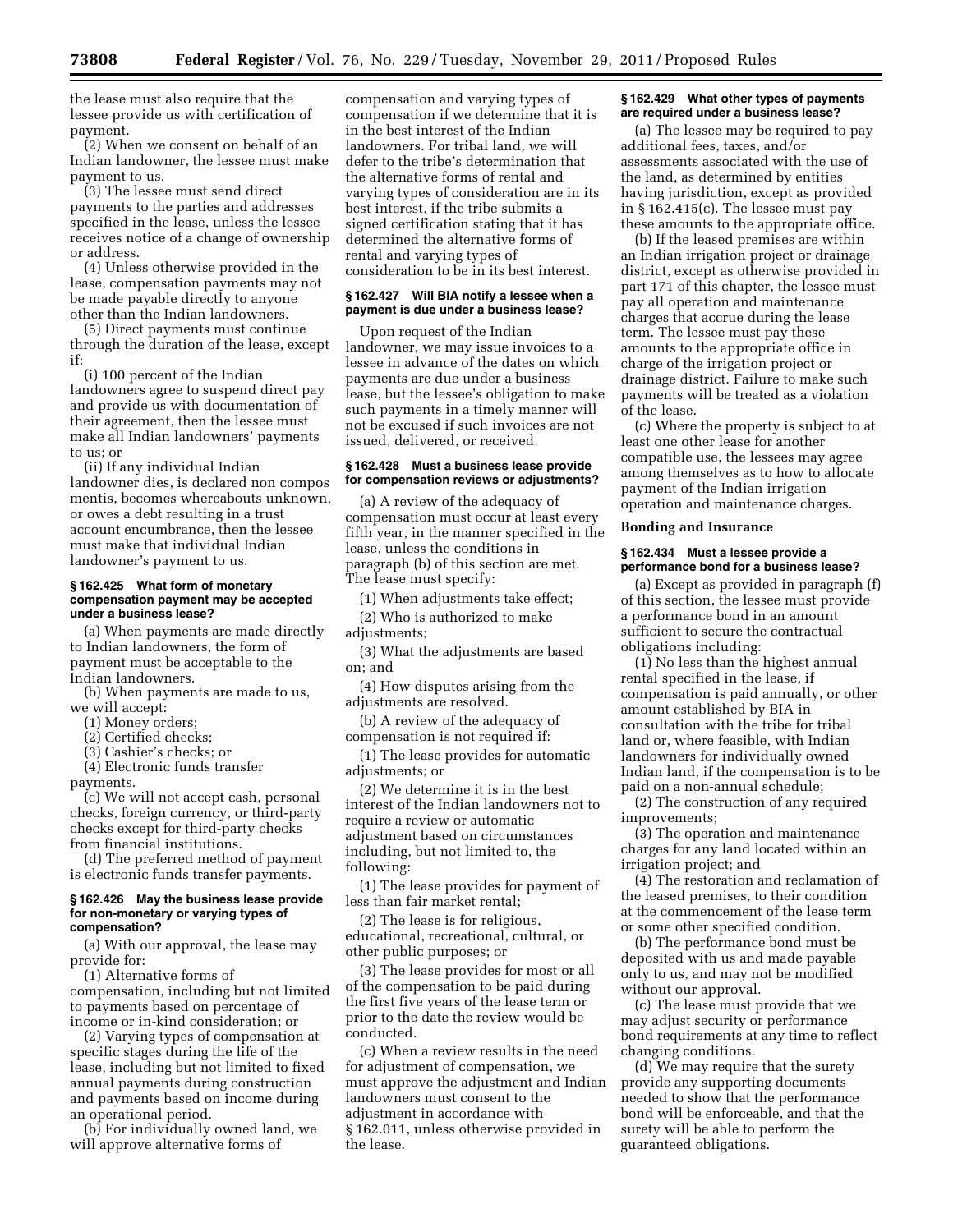the lease must also require that the lessee provide us with certification of payment.

(2) When we consent on behalf of an Indian landowner, the lessee must make payment to us.

(3) The lessee must send direct payments to the parties and addresses specified in the lease, unless the lessee receives notice of a change of ownership or address.

(4) Unless otherwise provided in the lease, compensation payments may not be made payable directly to anyone other than the Indian landowners.

(5) Direct payments must continue through the duration of the lease, except if:

(i) 100 percent of the Indian landowners agree to suspend direct pay and provide us with documentation of their agreement, then the lessee must make all Indian landowners' payments to us; or

(ii) If any individual Indian landowner dies, is declared non compos mentis, becomes whereabouts unknown, or owes a debt resulting in a trust account encumbrance, then the lessee must make that individual Indian landowner's payment to us.

#### § 162.425 What form of monetary compensation payment may be accepted under a business lease?

(a) When payments are made directly to Indian landowners, the form of payment must be acceptable to the Indian landowners.

(b) When payments are made to us, we will accept:

(1) Money orders;

(2) Certified checks;

(3) Cashier's checks; or

(4) Electronic funds transfer payments.

(c) We will not accept cash, personal checks, foreign currency, or third-party checks except for third-party checks from financial institutions.

(d) The preferred method of payment is electronic funds transfer payments.

#### § 162.426 May the business lease provide for non-monetary or varying types of compensation?

(a) With our approval, the lease may provide for:

(1) Alternative forms of compensation, including but not limited to payments based on percentage of income or in-kind consideration; or

(2) Varying types of compensation at specific stages during the life of the lease, including but not limited to fixed annual payments during construction and payments based on income during an operational period.

(b) For individually owned land, we will approve alternative forms of compensation and varying types of compensation if we determine that it is in the best interest of the Indian landowners. For tribal land, we will defer to the tribe's determination that the alternative forms of rental and varying types of consideration are in its best interest, if the tribe submits a signed certification stating that it has determined the alternative forms of rental and varying types of consideration to be in its best interest.

#### § 162.427 Will BIA notify a lessee when a payment is due under a business lease?

Upon request of the Indian landowner, we may issue invoices to a lessee in advance of the dates on which payments are due under a business lease, but the lessee's obligation to make such payments in a timely manner will not be excused if such invoices are not issued, delivered, or received.

#### § 162.428 Must a business lease provide for compensation reviews or adjustments?

(a) A review of the adequacy of compensation must occur at least every fifth year, in the manner specified in the lease, unless the conditions in paragraph (b) of this section are met. The lease must specify:

(1) When adjustments take effect;

(2) Who is authorized to make adjustments;

(3) What the adjustments are based on; and

(4) How disputes arising from the adjustments are resolved.

(b) A review of the adequacy of compensation is not required if:

(1) The lease provides for automatic adjustments; or

(2) We determine it is in the best interest of the Indian landowners not to require a review or automatic adjustment based on circumstances including, but not limited to, the following:

(1) The lease provides for payment of less than fair market rental;

(2) The lease is for religious, educational, recreational, cultural, or other public purposes; or

(3) The lease provides for most or all of the compensation to be paid during the first five years of the lease term or prior to the date the review would be conducted.

(c) When a review results in the need for adjustment of compensation, we must approve the adjustment and Indian landowners must consent to the adjustment in accordance with § 162.011, unless otherwise provided in the lease.

#### § 162.429 What other types of payments are required under a business lease?

(a) The lessee may be required to pay additional fees, taxes, and/or assessments associated with the use of the land, as determined by entities having jurisdiction, except as provided in § 162.415(c). The lessee must pay these amounts to the appropriate office.

(b) If the leased premises are within an Indian irrigation project or drainage district, except as otherwise provided in part 171 of this chapter, the lessee must pay all operation and maintenance charges that accrue during the lease term. The lessee must pay these amounts to the appropriate office in charge of the irrigation project or drainage district. Failure to make such payments will be treated as a violation of the lease.

(c) Where the property is subject to at least one other lease for another compatible use, the lessees may agree among themselves as to how to allocate payment of the Indian irrigation operation and maintenance charges.

### Bonding and Insurance

#### § 162.434 Must a lessee provide a performance bond for a business lease?

(a) Except as provided in paragraph (f) of this section, the lessee must provide a performance bond in an amount sufficient to secure the contractual obligations including:

(1) No less than the highest annual rental specified in the lease, if compensation is paid annually, or other amount established by BIA in consultation with the tribe for tribal land or, where feasible, with Indian landowners for individually owned Indian land, if the compensation is to be paid on a non-annual schedule;

(2) The construction of any required improvements;

(3) The operation and maintenance charges for any land located within an irrigation project; and

(4) The restoration and reclamation of the leased premises, to their condition at the commencement of the lease term or some other specified condition.

(b) The performance bond must be deposited with us and made payable only to us, and may not be modified without our approval.

(c) The lease must provide that we may adjust security or performance bond requirements at any time to reflect changing conditions.

(d) We may require that the surety provide any supporting documents needed to show that the performance bond will be enforceable, and that the surety will be able to perform the guaranteed obligations.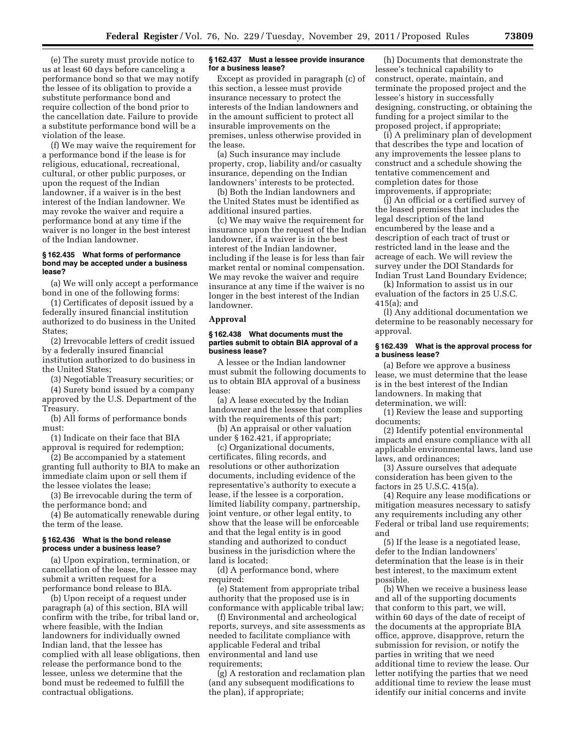(e) The surety must provide notice to us at least 60 days before canceling a performance bond so that we may notify the lessee of its obligation to provide a substitute performance bond and require collection of the bond prior to the cancellation date. Failure to provide a substitute performance bond will be a violation of the lease.

(f) We may waive the requirement for a performance bond if the lease is for religious, educational, recreational, cultural, or other public purposes, or upon the request of the Indian landowner, if a waiver is in the best interest of the Indian landowner. We may revoke the waiver and require a performance bond at any time if the waiver is no longer in the best interest of the Indian landowner.

#### § 162.435 What forms of performance bond may be accepted under a business lease?

(a) We will only accept a performance bond in one of the following forms:

(1) Certificates of deposit issued by a federally insured financial institution authorized to do business in the United States;

(2) Irrevocable letters of credit issued by a federally insured financial institution authorized to do business in the United States;

(3) Negotiable Treasury securities; or

(4) Surety bond issued by a company approved by the U.S. Department of the Treasury.

(b) All forms of performance bonds must:

(1) Indicate on their face that BIA approval is required for redemption;

(2) Be accompanied by a statement granting full authority to BIA to make an immediate claim upon or sell them if the lessee violates the lease;

(3) Be irrevocable during the term of the performance bond; and

(4) Be automatically renewable during the term of the lease.

#### § 162.436 What is the bond release process under a business lease?

(a) Upon expiration, termination, or cancellation of the lease, the lessee may submit a written request for a performance bond release to BIA.

(b) Upon receipt of a request under paragraph (a) of this section, BIA will confirm with the tribe, for tribal land or, where feasible, with the Indian landowners for individually owned Indian land, that the lessee has complied with all lease obligations, then release the performance bond to the lessee, unless we determine that the bond must be redeemed to fulfill the contractual obligations.

#### § 162.437 Must a lessee provide insurance for a business lease?

Except as provided in paragraph (c) of this section, a lessee must provide insurance necessary to protect the interests of the Indian landowners and in the amount sufficient to protect all insurable improvements on the premises, unless otherwise provided in the lease.

(a) Such insurance may include property, crop, liability and/or casualty insurance, depending on the Indian landowners' interests to be protected.

(b) Both the Indian landowners and the United States must be identified as additional insured parties.

(c) We may waive the requirement for insurance upon the request of the Indian landowner, if a waiver is in the best interest of the Indian landowner, including if the lease is for less than fair market rental or nominal compensation. We may revoke the waiver and require insurance at any time if the waiver is no longer in the best interest of the Indian landowner.

### Approval

#### § 162.438 What documents must the parties submit to obtain BIA approval of a business lease?

A lessee or the Indian landowner must submit the following documents to us to obtain BIA approval of a business lease:

(a) A lease executed by the Indian landowner and the lessee that complies with the requirements of this part;

(b) An appraisal or other valuation under § 162.421, if appropriate;

(c) Organizational documents, certificates, filing records, and resolutions or other authorization documents, including evidence of the representative's authority to execute a lease, if the lessee is a corporation, limited liability company, partnership, joint venture, or other legal entity, to show that the lease will be enforceable and that the legal entity is in good standing and authorized to conduct business in the jurisdiction where the land is located;

(d) A performance bond, where required:

(e) Statement from appropriate tribal authority that the proposed use is in conformance with applicable tribal law;

(f) Environmental and archeological reports, surveys, and site assessments as needed to facilitate compliance with applicable Federal and tribal environmental and land use requirements;

(g) A restoration and reclamation plan (and any subsequent modifications to the plan), if appropriate;

(h) Documents that demonstrate the lessee's technical capability to construct, operate, maintain, and terminate the proposed project and the lessee's history in successfully designing, constructing, or obtaining the funding for a project similar to the proposed project, if appropriate;

(i) A preliminary plan of development that describes the type and location of any improvements the lessee plans to construct and a schedule showing the tentative commencement and completion dates for those improvements, if appropriate;

(j) An official or a certified survey of the leased premises that includes the legal description of the land encumbered by the lease and a description of each tract of trust or restricted land in the lease and the acreage of each. We will review the survey under the DOI Standards for Indian Trust Land Boundary Evidence;

(k) Information to assist us in our evaluation of the factors in 25 U.S.C. 415(a); and

(l) Any additional documentation we determine to be reasonably necessary for approval.

#### § 162.439 What is the approval process for a business lease?

(a) Before we approve a business lease, we must determine that the lease is in the best interest of the Indian landowners. In making that determination, we will:

(1) Review the lease and supporting documents;

(2) Identify potential environmental impacts and ensure compliance with all applicable environmental laws, land use laws, and ordinances;

(3) Assure ourselves that adequate consideration has been given to the factors in 25 U.S.C. 415(a).

(4) Require any lease modifications or mitigation measures necessary to satisfy any requirements including any other Federal or tribal land use requirements; and

(5) If the lease is a negotiated lease, defer to the Indian landowners' determination that the lease is in their best interest, to the maximum extent possible.

(b) When we receive a business lease and all of the supporting documents that conform to this part, we will, within 60 days of the date of receipt of the documents at the appropriate BIA office, approve, disapprove, return the submission for revision, or notify the parties in writing that we need additional time to review the lease. Our letter notifying the parties that we need additional time to review the lease must identify our initial concerns and invite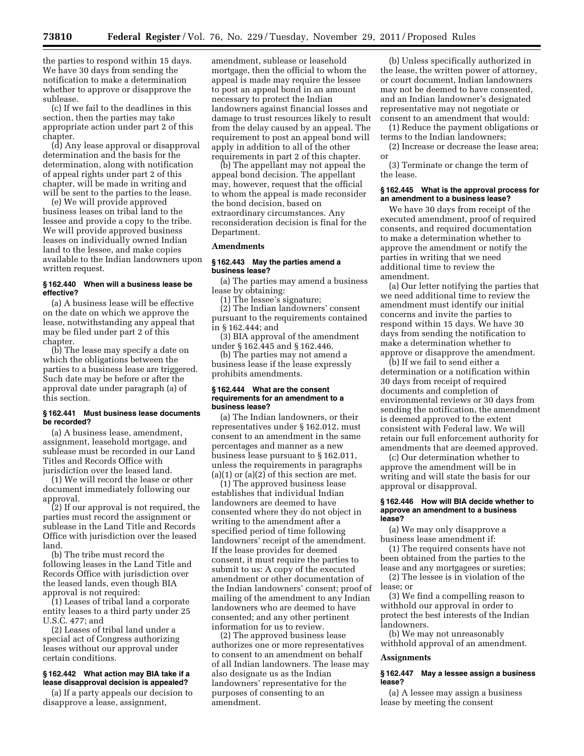the parties to respond within 15 days. We have 30 days from sending the notification to make a determination whether to approve or disapprove the sublease.

(c) If we fail to the deadlines in this section, then the parties may take appropriate action under part 2 of this chapter.

(d) Any lease approval or disapproval determination and the basis for the determination, along with notification of appeal rights under part 2 of this chapter, will be made in writing and will be sent to the parties to the lease.

(e) We will provide approved business leases on tribal land to the lessee and provide a copy to the tribe. We will provide approved business leases on individually owned Indian land to the lessee, and make copies available to the Indian landowners upon written request.

#### § 162.440 When will a business lease be effective?

(a) A business lease will be effective on the date on which we approve the lease, notwithstanding any appeal that may be filed under part 2 of this chapter.

(b) The lease may specify a date on which the obligations between the parties to a business lease are triggered. Such date may be before or after the approval date under paragraph (a) of this section.

#### § 162.441 Must business lease documents be recorded?

(a) A business lease, amendment, assignment, leasehold mortgage, and sublease must be recorded in our Land Titles and Records Office with jurisdiction over the leased land.

(1) We will record the lease or other document immediately following our approval.

(2) If our approval is not required, the parties must record the assignment or sublease in the Land Title and Records Office with jurisdiction over the leased land.

(b) The tribe must record the following leases in the Land Title and Records Office with jurisdiction over the leased lands, even though BIA approval is not required:

(1) Leases of tribal land a corporate entity leases to a third party under 25 U.S.C. 477; and

(2) Leases of tribal land under a special act of Congress authorizing leases without our approval under certain conditions.

#### § 162.442 What action may BIA take if a lease disapproval decision is appealed?

(a) If a party appeals our decision to disapprove a lease, assignment, amendment, sublease or leasehold mortgage, then the official to whom the appeal is made may require the lessee to post an appeal bond in an amount necessary to protect the Indian landowners against financial losses and damage to trust resources likely to result from the delay caused by an appeal. The requirement to post an appeal bond will apply in addition to all of the other requirements in part 2 of this chapter.

(b) The appellant may not appeal the appeal bond decision. The appellant may, however, request that the official to whom the appeal is made reconsider the bond decision, based on extraordinary circumstances. Any reconsideration decision is final for the Department.

### Amendments

#### § 162.443 May the parties amend a business lease?

(a) The parties may amend a business lease by obtaining:

(1) The lessee's signature;

(2) The Indian landowners' consent pursuant to the requirements contained in § 162.444; and

(3) BIA approval of the amendment under § 162.445 and § 162.446.

(b) The parties may not amend a business lease if the lease expressly prohibits amendments.

#### § 162.444 What are the consent requirements for an amendment to a business lease?

(a) The Indian landowners, or their representatives under § 162.012, must consent to an amendment in the same percentages and manner as a new business lease pursuant to § 162.011, unless the requirements in paragraphs (a)(1) or (a)(2) of this section are met.

(1) The approved business lease establishes that individual Indian landowners are deemed to have consented where they do not object in writing to the amendment after a specified period of time following landowners' receipt of the amendment. If the lease provides for deemed consent, it must require the parties to submit to us: A copy of the executed amendment or other documentation of the Indian landowners' consent; proof of mailing of the amendment to any Indian landowners who are deemed to have consented; and any other pertinent information for us to review.

(2) The approved business lease authorizes one or more representatives to consent to an amendment on behalf of all Indian landowners. The lease may also designate us as the Indian landowners' representative for the purposes of consenting to an amendment.

(b) Unless specifically authorized in the lease, the written power of attorney, or court document, Indian landowners may not be deemed to have consented, and an Indian landowner's designated representative may not negotiate or consent to an amendment that would:

(1) Reduce the payment obligations or terms to the Indian landowners;

(2) Increase or decrease the lease area; or

(3) Terminate or change the term of the lease.

#### § 162.445 What is the approval process for an amendment to a business lease?

We have 30 days from receipt of the executed amendment, proof of required consents, and required documentation to make a determination whether to approve the amendment or notify the parties in writing that we need additional time to review the amendment.

(a) Our letter notifying the parties that we need additional time to review the amendment must identify our initial concerns and invite the parties to respond within 15 days. We have 30 days from sending the notification to make a determination whether to approve or disapprove the amendment.

(b) If we fail to send either a determination or a notification within 30 days from receipt of required documents and completion of environmental reviews or 30 days from sending the notification, the amendment is deemed approved to the extent consistent with Federal law. We will retain our full enforcement authority for amendments that are deemed approved.

(c) Our determination whether to approve the amendment will be in writing and will state the basis for our approval or disapproval.

#### § 162.446 How will BIA decide whether to approve an amendment to a business lease?

(a) We may only disapprove a business lease amendment if:

(1) The required consents have not been obtained from the parties to the lease and any mortgagees or sureties;

(2) The lessee is in violation of the lease; or

(3) We find a compelling reason to withhold our approval in order to protect the best interests of the Indian landowners.

(b) We may not unreasonably withhold approval of an amendment.

### Assignments

#### § 162.447 May a lessee assign a business lease?

(a) A lessee may assign a business lease by meeting the consent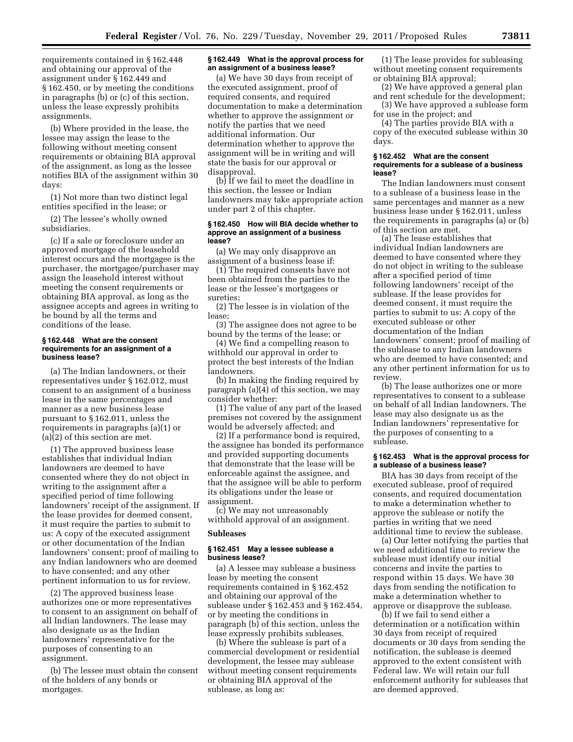requirements contained in § 162.448 and obtaining our approval of the assignment under § 162.449 and § 162.450, or by meeting the conditions in paragraphs (b) or (c) of this section, unless the lease expressly prohibits assignments.

(b) Where provided in the lease, the lessee may assign the lease to the following without meeting consent requirements or obtaining BIA approval of the assignment, as long as the lessee notifies BIA of the assignment within 30 days:

(1) Not more than two distinct legal entities specified in the lease; or

(2) The lessee's wholly owned subsidiaries.

(c) If a sale or foreclosure under an approved mortgage of the leasehold interest occurs and the mortgagee is the purchaser, the mortgagee/purchaser may assign the leasehold interest without meeting the consent requirements or obtaining BIA approval, as long as the assignee accepts and agrees in writing to be bound by all the terms and conditions of the lease.

#### § 162.448 What are the consent requirements for an assignment of a business lease?

(a) The Indian landowners, or their representatives under § 162.012, must consent to an assignment of a business lease in the same percentages and manner as a new business lease pursuant to § 162.011, unless the requirements in paragraphs (a)(1) or (a)(2) of this section are met.

(1) The approved business lease establishes that individual Indian landowners are deemed to have consented where they do not object in writing to the assignment after a specified period of time following landowners' receipt of the assignment. If the lease provides for deemed consent, it must require the parties to submit to us: A copy of the executed assignment or other documentation of the Indian landowners' consent; proof of mailing to any Indian landowners who are deemed to have consented; and any other pertinent information to us for review.

(2) The approved business lease authorizes one or more representatives to consent to an assignment on behalf of all Indian landowners. The lease may also designate us as the Indian landowners' representative for the purposes of consenting to an assignment.

(b) The lessee must obtain the consent of the holders of any bonds or mortgages.

#### § 162.449 What is the approval process for an assignment of a business lease?

(a) We have 30 days from receipt of the executed assignment, proof of required consents, and required documentation to make a determination whether to approve the assignment or notify the parties that we need additional information. Our determination whether to approve the assignment will be in writing and will state the basis for our approval or disapproval.

(b) If we fail to meet the deadline in this section, the lessee or Indian landowners may take appropriate action under part 2 of this chapter.

#### § 162.450 How will BIA decide whether to approve an assignment of a business lease?

(a) We may only disapprove an assignment of a business lease if:

(1) The required consents have not been obtained from the parties to the lease or the lessee's mortgagees or sureties;

(2) The lessee is in violation of the lease;

(3) The assignee does not agree to be bound by the terms of the lease; or

(4) We find a compelling reason to withhold our approval in order to protect the best interests of the Indian landowners.

(b) In making the finding required by paragraph (a)(4) of this section, we may consider whether:

(1) The value of any part of the leased premises not covered by the assignment would be adversely affected; and

(2) If a performance bond is required, the assignee has bonded its performance and provided supporting documents that demonstrate that the lease will be enforceable against the assignee, and that the assignee will be able to perform its obligations under the lease or assignment.

(c) We may not unreasonably withhold approval of an assignment.

### Subleases

#### § 162.451 May a lessee sublease a business lease?

(a) A lessee may sublease a business lease by meeting the consent requirements contained in § 162.452 and obtaining our approval of the sublease under § 162.453 and § 162.454, or by meeting the conditions in paragraph (b) of this section, unless the lease expressly prohibits subleases.

(b) Where the sublease is part of a commercial development or residential development, the lessee may sublease without meeting consent requirements or obtaining BIA approval of the sublease, as long as:

(1) The lease provides for subleasing without meeting consent requirements or obtaining BIA approval;

(2) We have approved a general plan and rent schedule for the development;

(3) We have approved a sublease form for use in the project; and

(4) The parties provide BIA with a copy of the executed sublease within 30 days.

#### § 162.452 What are the consent requirements for a sublease of a business lease?

The Indian landowners must consent to a sublease of a business lease in the same percentages and manner as a new business lease under § 162.011, unless the requirements in paragraphs (a) or (b) of this section are met.

(a) The lease establishes that individual Indian landowners are deemed to have consented where they do not object in writing to the sublease after a specified period of time following landowners' receipt of the sublease. If the lease provides for deemed consent, it must require the parties to submit to us: A copy of the executed sublease or other documentation of the Indian landowners' consent; proof of mailing of the sublease to any Indian landowners who are deemed to have consented; and any other pertinent information for us to review.

(b) The lease authorizes one or more representatives to consent to a sublease on behalf of all Indian landowners. The lease may also designate us as the Indian landowners' representative for the purposes of consenting to a sublease.

#### § 162.453 What is the approval process for a sublease of a business lease?

BIA has 30 days from receipt of the executed sublease, proof of required consents, and required documentation to make a determination whether to approve the sublease or notify the parties in writing that we need additional time to review the sublease.

(a) Our letter notifying the parties that we need additional time to review the sublease must identify our initial concerns and invite the parties to respond within 15 days. We have 30 days from sending the notification to make a determination whether to approve or disapprove the sublease.

(b) If we fail to send either a determination or a notification within 30 days from receipt of required documents or 30 days from sending the notification, the sublease is deemed approved to the extent consistent with Federal law. We will retain our full enforcement authority for subleases that are deemed approved.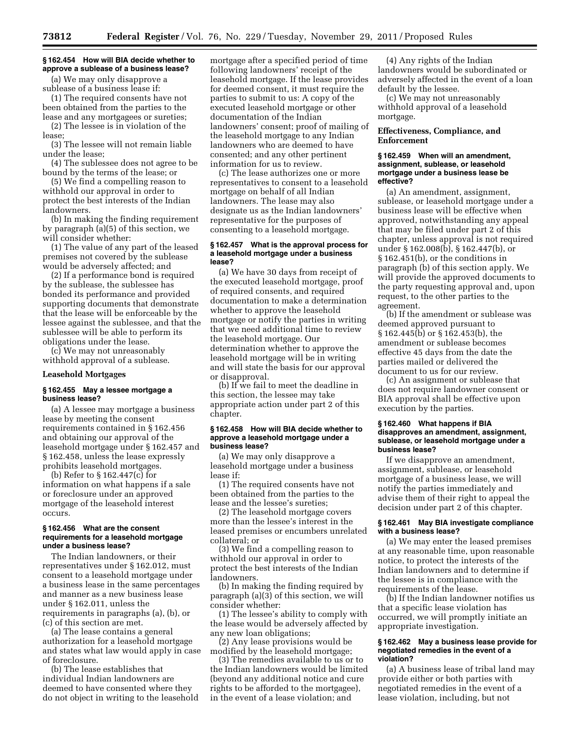### § 162.454 How will BIA decide whether to approve a sublease of a business lease?

(a) We may only disapprove a sublease of a business lease if:

(1) The required consents have not been obtained from the parties to the lease and any mortgagees or sureties;

(2) The lessee is in violation of the lease;

(3) The lessee will not remain liable under the lease;

(4) The sublessee does not agree to be bound by the terms of the lease; or

(5) We find a compelling reason to withhold our approval in order to protect the best interests of the Indian landowners.

(b) In making the finding requirement by paragraph (a)(5) of this section, we will consider whether:

(1) The value of any part of the leased premises not covered by the sublease would be adversely affected; and

(2) If a performance bond is required by the sublease, the sublessee has bonded its performance and provided supporting documents that demonstrate that the lease will be enforceable by the lessee against the sublessee, and that the sublessee will be able to perform its obligations under the lease.

(c) We may not unreasonably withhold approval of a sublease.

#### Leasehold Mortgages

### § 162.455 May a lessee mortgage a business lease?

(a) A lessee may mortgage a business lease by meeting the consent requirements contained in § 162.456 and obtaining our approval of the leasehold mortgage under § 162.457 and § 162.458, unless the lease expressly prohibits leasehold mortgages.

(b) Refer to § 162.447(c) for information on what happens if a sale or foreclosure under an approved mortgage of the leasehold interest occurs.

### § 162.456 What are the consent requirements for a leasehold mortgage under a business lease?

The Indian landowners, or their representatives under § 162.012, must consent to a leasehold mortgage under a business lease in the same percentages and manner as a new business lease under § 162.011, unless the requirements in paragraphs (a), (b), or (c) of this section are met.

(a) The lease contains a general authorization for a leasehold mortgage and states what law would apply in case of foreclosure.

(b) The lease establishes that individual Indian landowners are deemed to have consented where they do not object in writing to the leasehold mortgage after a specified period of time following landowners' receipt of the leasehold mortgage. If the lease provides for deemed consent, it must require the parties to submit to us: A copy of the executed leasehold mortgage or other documentation of the Indian landowners' consent; proof of mailing of the leasehold mortgage to any Indian landowners who are deemed to have consented; and any other pertinent information for us to review.

(c) The lease authorizes one or more representatives to consent to a leasehold mortgage on behalf of all Indian landowners. The lease may also designate us as the Indian landowners' representative for the purposes of consenting to a leasehold mortgage.

### § 162.457 What is the approval process for a leasehold mortgage under a business lease?

(a) We have 30 days from receipt of the executed leasehold mortgage, proof of required consents, and required documentation to make a determination whether to approve the leasehold mortgage or notify the parties in writing that we need additional time to review the leasehold mortgage. Our determination whether to approve the leasehold mortgage will be in writing and will state the basis for our approval or disapproval.

(b) If we fail to meet the deadline in this section, the lessee may take appropriate action under part 2 of this chapter.

### § 162.458 How will BIA decide whether to approve a leasehold mortgage under a business lease?

(a) We may only disapprove a leasehold mortgage under a business lease if:

(1) The required consents have not been obtained from the parties to the lease and the lessee's sureties;

(2) The leasehold mortgage covers more than the lessee's interest in the leased premises or encumbers unrelated collateral; or

(3) We find a compelling reason to withhold our approval in order to protect the best interests of the Indian landowners.

(b) In making the finding required by paragraph (a)(3) of this section, we will consider whether:

(1) The lessee's ability to comply with the lease would be adversely affected by any new loan obligations;

(2) Any lease provisions would be modified by the leasehold mortgage;

(3) The remedies available to us or to the Indian landowners would be limited (beyond any additional notice and cure rights to be afforded to the mortgagee), in the event of a lease violation; and

(4) Any rights of the Indian landowners would be subordinated or adversely affected in the event of a loan default by the lessee.

(c) We may not unreasonably withhold approval of a leasehold mortgage.

#### Effectiveness, Compliance, and Enforcement

### § 162.459 When will an amendment, assignment, sublease, or leasehold mortgage under a business lease be effective?

(a) An amendment, assignment, sublease, or leasehold mortgage under a business lease will be effective when approved, notwithstanding any appeal that may be filed under part 2 of this chapter, unless approval is not required under § 162.008(b), § 162.447(b), or § 162.451(b), or the conditions in paragraph (b) of this section apply. We will provide the approved documents to the party requesting approval and, upon request, to the other parties to the agreement.

(b) If the amendment or sublease was deemed approved pursuant to § 162.445(b) or § 162.453(b), the amendment or sublease becomes effective 45 days from the date the parties mailed or delivered the document to us for our review.

(c) An assignment or sublease that does not require landowner consent or BIA approval shall be effective upon execution by the parties.

### § 162.460 What happens if BIA disapproves an amendment, assignment, sublease, or leasehold mortgage under a business lease?

If we disapprove an amendment, assignment, sublease, or leasehold mortgage of a business lease, we will notify the parties immediately and advise them of their right to appeal the decision under part 2 of this chapter.

### § 162.461 May BIA investigate compliance with a business lease?

(a) We may enter the leased premises at any reasonable time, upon reasonable notice, to protect the interests of the Indian landowners and to determine if the lessee is in compliance with the requirements of the lease.

(b) If the Indian landowner notifies us that a specific lease violation has occurred, we will promptly initiate an appropriate investigation.

### § 162.462 May a business lease provide for negotiated remedies in the event of a violation?

(a) A business lease of tribal land may provide either or both parties with negotiated remedies in the event of a lease violation, including, but not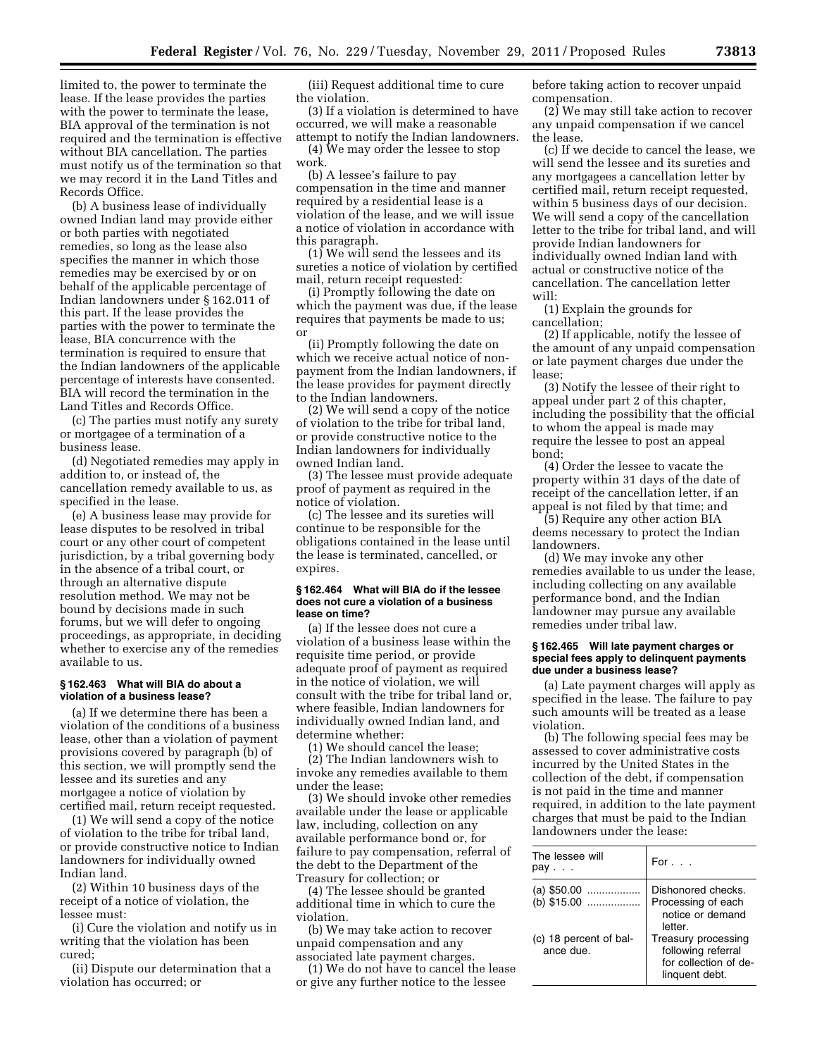limited to, the power to terminate the lease. If the lease provides the parties with the power to terminate the lease, BIA approval of the termination is not required and the termination is effective without BIA cancellation. The parties must notify us of the termination so that we may record it in the Land Titles and Records Office.

(b) A business lease of individually owned Indian land may provide either or both parties with negotiated remedies, so long as the lease also specifies the manner in which those remedies may be exercised by or on behalf of the applicable percentage of Indian landowners under § 162.011 of this part. If the lease provides the parties with the power to terminate the lease, BIA concurrence with the termination is required to ensure that the Indian landowners of the applicable percentage of interests have consented. BIA will record the termination in the Land Titles and Records Office.

(c) The parties must notify any surety or mortgagee of a termination of a business lease.

(d) Negotiated remedies may apply in addition to, or instead of, the cancellation remedy available to us, as specified in the lease.

(e) A business lease may provide for lease disputes to be resolved in tribal court or any other court of competent jurisdiction, by a tribal governing body in the absence of a tribal court, or through an alternative dispute resolution method. We may not be bound by decisions made in such forums, but we will defer to ongoing proceedings, as appropriate, in deciding whether to exercise any of the remedies available to us.

#### § 162.463 What will BIA do about a violation of a business lease?

(a) If we determine there has been a violation of the conditions of a business lease, other than a violation of payment provisions covered by paragraph (b) of this section, we will promptly send the lessee and its sureties and any mortgagee a notice of violation by certified mail, return receipt requested.

(1) We will send a copy of the notice of violation to the tribe for tribal land, or provide constructive notice to Indian landowners for individually owned Indian land.

(2) Within 10 business days of the receipt of a notice of violation, the lessee must:

(i) Cure the violation and notify us in writing that the violation has been cured;

(ii) Dispute our determination that a violation has occurred; or

(iii) Request additional time to cure the violation.

(3) If a violation is determined to have occurred, we will make a reasonable attempt to notify the Indian landowners.

(4) We may order the lessee to stop work.

(b) A lessee's failure to pay compensation in the time and manner required by a residential lease is a violation of the lease, and we will issue a notice of violation in accordance with this paragraph.

(1) We will send the lessees and its sureties a notice of violation by certified mail, return receipt requested:

(i) Promptly following the date on which the payment was due, if the lease requires that payments be made to us; or

(ii) Promptly following the date on which we receive actual notice of non-payment from the Indian landowners, if the lease provides for payment directly to the Indian landowners.

(2) We will send a copy of the notice of violation to the tribe for tribal land, or provide constructive notice to the Indian landowners for individually owned Indian land.

(3) The lessee must provide adequate proof of payment as required in the notice of violation.

(c) The lessee and its sureties will continue to be responsible for the obligations contained in the lease until the lease is terminated, cancelled, or expires.

#### § 162.464 What will BIA do if the lessee does not cure a violation of a business lease on time?

(a) If the lessee does not cure a violation of a business lease within the requisite time period, or provide adequate proof of payment as required in the notice of violation, we will consult with the tribe for tribal land or, where feasible, Indian landowners for individually owned Indian land, and determine whether:

(1) We should cancel the lease;

(2) The Indian landowners wish to invoke any remedies available to them under the lease;

(3) We should invoke other remedies available under the lease or applicable law, including, collection on any available performance bond or, for failure to pay compensation, referral of the debt to the Department of the Treasury for collection; or

(4) The lessee should be granted additional time in which to cure the violation.

(b) We may take action to recover unpaid compensation and any associated late payment charges.

(1) We do not have to cancel the lease or give any further notice to the lessee before taking action to recover unpaid compensation.

(2) We may still take action to recover any unpaid compensation if we cancel the lease.

(c) If we decide to cancel the lease, we will send the lessee and its sureties and any mortgagees a cancellation letter by certified mail, return receipt requested, within 5 business days of our decision. We will send a copy of the cancellation letter to the tribe for tribal land, and will provide Indian landowners for individually owned Indian land with actual or constructive notice of the cancellation. The cancellation letter will:

(1) Explain the grounds for cancellation;

(2) If applicable, notify the lessee of the amount of any unpaid compensation or late payment charges due under the lease;

(3) Notify the lessee of their right to appeal under part 2 of this chapter, including the possibility that the official to whom the appeal is made may require the lessee to post an appeal bond;

(4) Order the lessee to vacate the property within 31 days of the date of receipt of the cancellation letter, if an appeal is not filed by that time; and

(5) Require any other action BIA deems necessary to protect the Indian landowners.

(d) We may invoke any other remedies available to us under the lease, including collecting on any available performance bond, and the Indian landowner may pursue any available remedies under tribal law.

#### § 162.465 Will late payment charges or special fees apply to delinquent payments due under a business lease?

(a) Late payment charges will apply as specified in the lease. The failure to pay such amounts will be treated as a lease violation.

(b) The following special fees may be assessed to cover administrative costs incurred by the United States in the collection of the debt, if compensation is not paid in the time and manner required, in addition to the late payment charges that must be paid to the Indian landowners under the lease:

| The lessee will pay . . . | For . . . |
| --- | --- |
| (a) $50.00 | Dishonored checks. |
| (b) $15.00 | Processing of each notice or demand letter. |
| (c) 18 percent of balance due. | Treasury processing following referral for collection of delinquent debt. |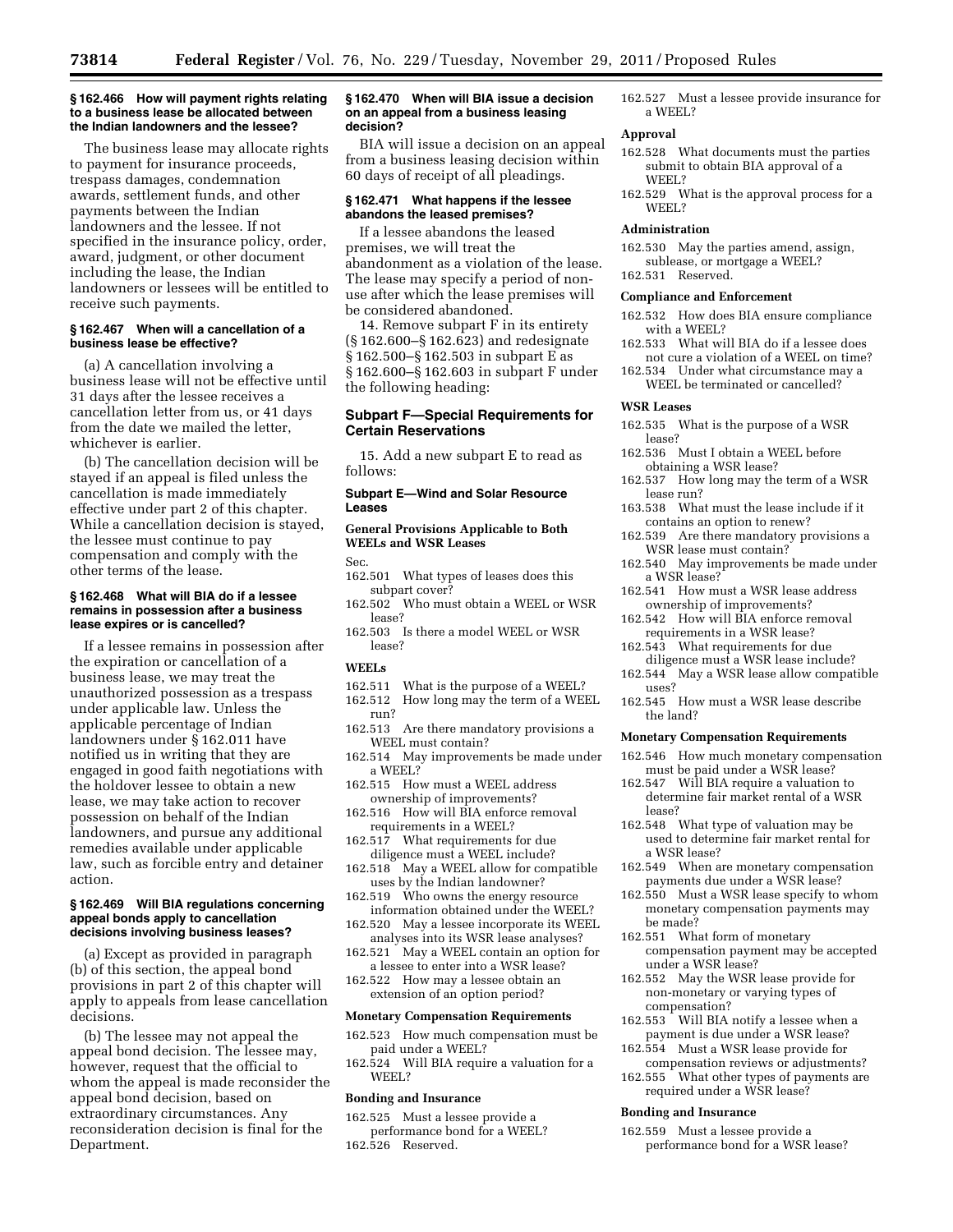### § 162.466 How will payment rights relating to a business lease be allocated between the Indian landowners and the lessee?

The business lease may allocate rights to payment for insurance proceeds, trespass damages, condemnation awards, settlement funds, and other payments between the Indian landowners and the lessee. If not specified in the insurance policy, order, award, judgment, or other document including the lease, the Indian landowners or lessees will be entitled to receive such payments.

### § 162.467 When will a cancellation of a business lease be effective?

(a) A cancellation involving a business lease will not be effective until 31 days after the lessee receives a cancellation letter from us, or 41 days from the date we mailed the letter, whichever is earlier.

(b) The cancellation decision will be stayed if an appeal is filed unless the cancellation is made immediately effective under part 2 of this chapter. While a cancellation decision is stayed, the lessee must continue to pay compensation and comply with the other terms of the lease.

### § 162.468 What will BIA do if a lessee remains in possession after a business lease expires or is cancelled?

If a lessee remains in possession after the expiration or cancellation of a business lease, we may treat the unauthorized possession as a trespass under applicable law. Unless the applicable percentage of Indian landowners under § 162.011 have notified us in writing that they are engaged in good faith negotiations with the holdover lessee to obtain a new lease, we may take action to recover possession on behalf of the Indian landowners, and pursue any additional remedies available under applicable law, such as forcible entry and detainer action.

### § 162.469 Will BIA regulations concerning appeal bonds apply to cancellation decisions involving business leases?

(a) Except as provided in paragraph (b) of this section, the appeal bond provisions in part 2 of this chapter will apply to appeals from lease cancellation decisions.

(b) The lessee may not appeal the appeal bond decision. The lessee may, however, request that the official to whom the appeal is made reconsider the appeal bond decision, based on extraordinary circumstances. Any reconsideration decision is final for the Department.

### § 162.470 When will BIA issue a decision on an appeal from a business leasing decision?

BIA will issue a decision on an appeal from a business leasing decision within 60 days of receipt of all pleadings.

### § 162.471 What happens if the lessee abandons the leased premises?

If a lessee abandons the leased premises, we will treat the abandonment as a violation of the lease. The lease may specify a period of non-use after which the lease premises will be considered abandoned.

14. Remove subpart F in its entirety (§ 162.600–§ 162.623) and redesignate § 162.500–§ 162.503 in subpart E as § 162.600–§ 162.603 in subpart F under the following heading:

## Subpart F—Special Requirements for Certain Reservations

15. Add a new subpart E to read as follows:

## Subpart E—Wind and Solar Resource Leases

**General Provisions Applicable to Both WEELs and WSR Leases**

Sec.
162.501 What types of leases does this subpart cover?
162.502 Who must obtain a WEEL or WSR lease?
162.503 Is there a model WEEL or WSR lease?

**WEELs**

162.511 What is the purpose of a WEEL?
162.512 How long may the term of a WEEL run?
162.513 Are there mandatory provisions a WEEL must contain?
162.514 May improvements be made under a WEEL?
162.515 How must a WEEL address ownership of improvements?
162.516 How will BIA enforce removal requirements in a WEEL?
162.517 What requirements for due diligence must a WEEL include?
162.518 May a WEEL allow for compatible uses by the Indian landowner?
162.519 Who owns the energy resource information obtained under the WEEL?
162.520 May a lessee incorporate its WEEL analyses into its WSR lease analyses?
162.521 May a WEEL contain an option for a lessee to enter into a WSR lease?
162.522 How may a lessee obtain an extension of an option period?

**Monetary Compensation Requirements**

162.523 How much compensation must be paid under a WEEL?
162.524 Will BIA require a valuation for a WEEL?

**Bonding and Insurance**

162.525 Must a lessee provide a performance bond for a WEEL?
162.526 Reserved.
162.527 Must a lessee provide insurance for a WEEL?

**Approval**

162.528 What documents must the parties submit to obtain BIA approval of a WEEL?
162.529 What is the approval process for a WEEL?

**Administration**

162.530 May the parties amend, assign, sublease, or mortgage a WEEL?
162.531 Reserved.

**Compliance and Enforcement**

162.532 How does BIA ensure compliance with a WEEL?
162.533 What will BIA do if a lessee does not cure a violation of a WEEL on time?
162.534 Under what circumstance may a WEEL be terminated or cancelled?

**WSR Leases**

162.535 What is the purpose of a WSR lease?
162.536 Must I obtain a WEEL before obtaining a WSR lease?
162.537 How long may the term of a WSR lease run?
163.538 What must the lease include if it contains an option to renew?
162.539 Are there mandatory provisions a WSR lease must contain?
162.540 May improvements be made under a WSR lease?
162.541 How must a WSR lease address ownership of improvements?
162.542 How will BIA enforce removal requirements in a WSR lease?
162.543 What requirements for due diligence must a WSR lease include?
162.544 May a WSR lease allow compatible uses?
162.545 How must a WSR lease describe the land?

**Monetary Compensation Requirements**

162.546 How much monetary compensation must be paid under a WSR lease?
162.547 Will BIA require a valuation to determine fair market rental of a WSR lease?
162.548 What type of valuation may be used to determine fair market rental for a WSR lease?
162.549 When are monetary compensation payments due under a WSR lease?
162.550 Must a WSR lease specify to whom monetary compensation payments may be made?
162.551 What form of monetary compensation payment may be accepted under a WSR lease?
162.552 May the WSR lease provide for non-monetary or varying types of compensation?
162.553 Will BIA notify a lessee when a payment is due under a WSR lease?
162.554 Must a WSR lease provide for compensation reviews or adjustments?
162.555 What other types of payments are required under a WSR lease?

**Bonding and Insurance**

162.559 Must a lessee provide a performance bond for a WSR lease?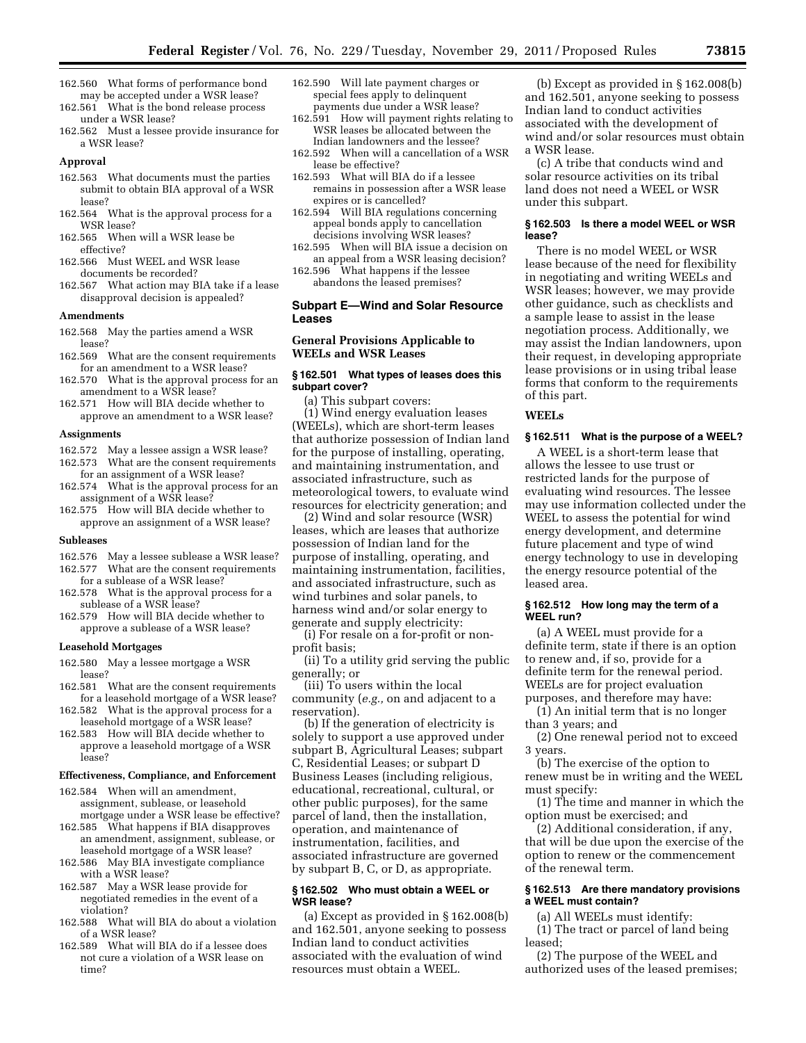162.560 What forms of performance bond may be accepted under a WSR lease?
162.561 What is the bond release process under a WSR lease?
162.562 Must a lessee provide insurance for a WSR lease?

**Approval**

162.563 What documents must the parties submit to obtain BIA approval of a WSR lease?
162.564 What is the approval process for a WSR lease?
162.565 When will a WSR lease be effective?
162.566 Must WEEL and WSR lease documents be recorded?
162.567 What action may BIA take if a lease disapproval decision is appealed?

**Amendments**

162.568 May the parties amend a WSR lease?
162.569 What are the consent requirements for an amendment to a WSR lease?
162.570 What is the approval process for an amendment to a WSR lease?
162.571 How will BIA decide whether to approve an amendment to a WSR lease?

**Assignments**

162.572 May a lessee assign a WSR lease?
162.573 What are the consent requirements for an assignment of a WSR lease?
162.574 What is the approval process for an assignment of a WSR lease?
162.575 How will BIA decide whether to approve an assignment of a WSR lease?

**Subleases**

162.576 May a lessee sublease a WSR lease?
162.577 What are the consent requirements for a sublease of a WSR lease?
162.578 What is the approval process for a sublease of a WSR lease?
162.579 How will BIA decide whether to approve a sublease of a WSR lease?

**Leasehold Mortgages**

162.580 May a lessee mortgage a WSR lease?
162.581 What are the consent requirements for a leasehold mortgage of a WSR lease?
162.582 What is the approval process for a leasehold mortgage of a WSR lease?
162.583 How will BIA decide whether to approve a leasehold mortgage of a WSR lease?

**Effectiveness, Compliance, and Enforcement**

162.584 When will an amendment, assignment, sublease, or leasehold mortgage under a WSR lease be effective?
162.585 What happens if BIA disapproves an amendment, assignment, sublease, or leasehold mortgage of a WSR lease?
162.586 May BIA investigate compliance with a WSR lease?
162.587 May a WSR lease provide for negotiated remedies in the event of a violation?
162.588 What will BIA do about a violation of a WSR lease?
162.589 What will BIA do if a lessee does not cure a violation of a WSR lease on time?
162.590 Will late payment charges or special fees apply to delinquent payments due under a WSR lease?
162.591 How will payment rights relating to WSR leases be allocated between the Indian landowners and the lessee?
162.592 When will a cancellation of a WSR lease be effective?
162.593 What will BIA do if a lessee remains in possession after a WSR lease expires or is cancelled?
162.594 Will BIA regulations concerning appeal bonds apply to cancellation decisions involving WSR leases?
162.595 When will BIA issue a decision on an appeal from a WSR leasing decision?
162.596 What happens if the lessee abandons the leased premises?

## Subpart E—Wind and Solar Resource Leases

### General Provisions Applicable to WEELs and WSR Leases

#### § 162.501 What types of leases does this subpart cover?

(a) This subpart covers:

(1) Wind energy evaluation leases (WEELs), which are short-term leases that authorize possession of Indian land for the purpose of installing, operating, and maintaining instrumentation, and associated infrastructure, such as meteorological towers, to evaluate wind resources for electricity generation; and

(2) Wind and solar resource (WSR) leases, which are leases that authorize possession of Indian land for the purpose of installing, operating, and maintaining instrumentation, facilities, and associated infrastructure, such as wind turbines and solar panels, to harness wind and/or solar energy to generate and supply electricity:

(i) For resale on a for-profit or non-profit basis;

(ii) To a utility grid serving the public generally; or

(iii) To users within the local community (*e.g.,* on and adjacent to a reservation).

(b) If the generation of electricity is solely to support a use approved under subpart B, Agricultural Leases; subpart C, Residential Leases; or subpart D Business Leases (including religious, educational, recreational, cultural, or other public purposes), for the same parcel of land, then the installation, operation, and maintenance of instrumentation, facilities, and associated infrastructure are governed by subpart B, C, or D, as appropriate.

#### § 162.502 Who must obtain a WEEL or WSR lease?

(a) Except as provided in § 162.008(b) and 162.501, anyone seeking to possess Indian land to conduct activities associated with the evaluation of wind resources must obtain a WEEL.

(b) Except as provided in § 162.008(b) and 162.501, anyone seeking to possess Indian land to conduct activities associated with the development of wind and/or solar resources must obtain a WSR lease.

(c) A tribe that conducts wind and solar resource activities on its tribal land does not need a WEEL or WSR under this subpart.

#### § 162.503 Is there a model WEEL or WSR lease?

There is no model WEEL or WSR lease because of the need for flexibility in negotiating and writing WEELs and WSR leases; however, we may provide other guidance, such as checklists and a sample lease to assist in the lease negotiation process. Additionally, we may assist the Indian landowners, upon their request, in developing appropriate lease provisions or in using tribal lease forms that conform to the requirements of this part.

### WEELs

#### § 162.511 What is the purpose of a WEEL?

A WEEL is a short-term lease that allows the lessee to use trust or restricted lands for the purpose of evaluating wind resources. The lessee may use information collected under the WEEL to assess the potential for wind energy development, and determine future placement and type of wind energy technology to use in developing the energy resource potential of the leased area.

#### § 162.512 How long may the term of a WEEL run?

(a) A WEEL must provide for a definite term, state if there is an option to renew and, if so, provide for a definite term for the renewal period. WEELs are for project evaluation purposes, and therefore may have:

(1) An initial term that is no longer than 3 years; and

(2) One renewal period not to exceed 3 years.

(b) The exercise of the option to renew must be in writing and the WEEL must specify:

(1) The time and manner in which the option must be exercised; and

(2) Additional consideration, if any, that will be due upon the exercise of the option to renew or the commencement of the renewal term.

#### § 162.513 Are there mandatory provisions a WEEL must contain?

(a) All WEELs must identify:

(1) The tract or parcel of land being leased;

(2) The purpose of the WEEL and authorized uses of the leased premises;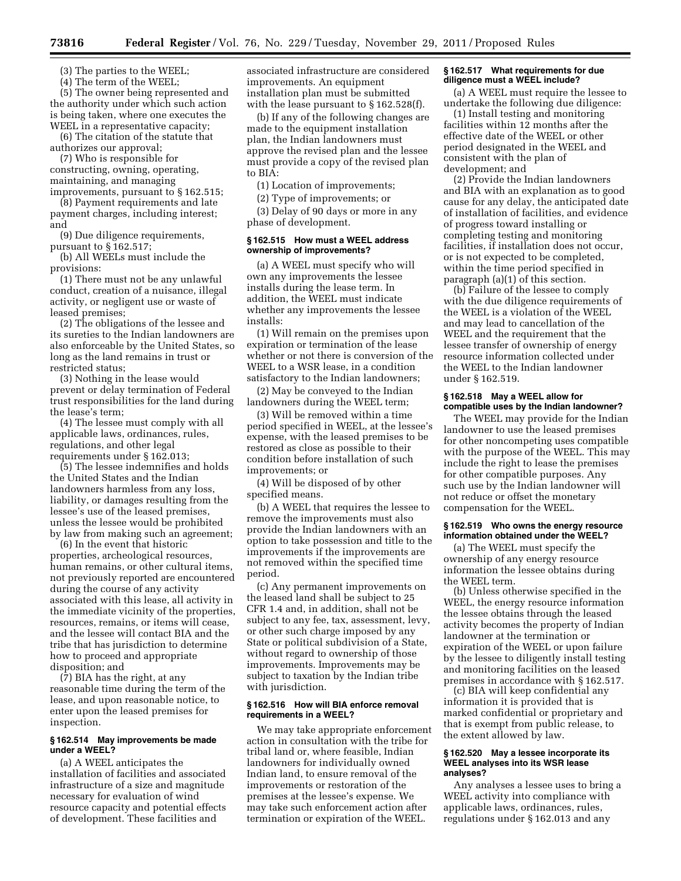(3) The parties to the WEEL;

(4) The term of the WEEL;

(5) The owner being represented and the authority under which such action is being taken, where one executes the WEEL in a representative capacity;

(6) The citation of the statute that authorizes our approval;

(7) Who is responsible for constructing, owning, operating, maintaining, and managing improvements, pursuant to § 162.515;

(8) Payment requirements and late payment charges, including interest; and

(9) Due diligence requirements, pursuant to § 162.517;

(b) All WEELs must include the provisions:

(1) There must not be any unlawful conduct, creation of a nuisance, illegal activity, or negligent use or waste of leased premises;

(2) The obligations of the lessee and its sureties to the Indian landowners are also enforceable by the United States, so long as the land remains in trust or restricted status;

(3) Nothing in the lease would prevent or delay termination of Federal trust responsibilities for the land during the lease's term;

(4) The lessee must comply with all applicable laws, ordinances, rules, regulations, and other legal requirements under § 162.013;

(5) The lessee indemnifies and holds the United States and the Indian landowners harmless from any loss, liability, or damages resulting from the lessee's use of the leased premises, unless the lessee would be prohibited by law from making such an agreement;

(6) In the event that historic properties, archeological resources, human remains, or other cultural items, not previously reported are encountered during the course of any activity associated with this lease, all activity in the immediate vicinity of the properties, resources, remains, or items will cease, and the lessee will contact BIA and the tribe that has jurisdiction to determine how to proceed and appropriate disposition; and

(7) BIA has the right, at any reasonable time during the term of the lease, and upon reasonable notice, to enter upon the leased premises for inspection.

### § 162.514 May improvements be made under a WEEL?

(a) A WEEL anticipates the installation of facilities and associated infrastructure of a size and magnitude necessary for evaluation of wind resource capacity and potential effects of development. These facilities and associated infrastructure are considered improvements. An equipment installation plan must be submitted with the lease pursuant to § 162.528(f).

(b) If any of the following changes are made to the equipment installation plan, the Indian landowners must approve the revised plan and the lessee must provide a copy of the revised plan to BIA:

(1) Location of improvements;

(2) Type of improvements; or

(3) Delay of 90 days or more in any phase of development.

### § 162.515 How must a WEEL address ownership of improvements?

(a) A WEEL must specify who will own any improvements the lessee installs during the lease term. In addition, the WEEL must indicate whether any improvements the lessee installs:

(1) Will remain on the premises upon expiration or termination of the lease whether or not there is conversion of the WEEL to a WSR lease, in a condition satisfactory to the Indian landowners;

(2) May be conveyed to the Indian landowners during the WEEL term;

(3) Will be removed within a time period specified in WEEL, at the lessee's expense, with the leased premises to be restored as close as possible to their condition before installation of such improvements; or

(4) Will be disposed of by other specified means.

(b) A WEEL that requires the lessee to remove the improvements must also provide the Indian landowners with an option to take possession and title to the improvements if the improvements are not removed within the specified time period.

(c) Any permanent improvements on the leased land shall be subject to 25 CFR 1.4 and, in addition, shall not be subject to any fee, tax, assessment, levy, or other such charge imposed by any State or political subdivision of a State, without regard to ownership of those improvements. Improvements may be subject to taxation by the Indian tribe with jurisdiction.

### § 162.516 How will BIA enforce removal requirements in a WEEL?

We may take appropriate enforcement action in consultation with the tribe for tribal land or, where feasible, Indian landowners for individually owned Indian land, to ensure removal of the improvements or restoration of the premises at the lessee's expense. We may take such enforcement action after termination or expiration of the WEEL.

### § 162.517 What requirements for due diligence must a WEEL include?

(a) A WEEL must require the lessee to undertake the following due diligence:

(1) Install testing and monitoring facilities within 12 months after the effective date of the WEEL or other period designated in the WEEL and consistent with the plan of development; and

(2) Provide the Indian landowners and BIA with an explanation as to good cause for any delay, the anticipated date of installation of facilities, and evidence of progress toward installing or completing testing and monitoring facilities, if installation does not occur, or is not expected to be completed, within the time period specified in paragraph (a)(1) of this section.

(b) Failure of the lessee to comply with the due diligence requirements of the WEEL is a violation of the WEEL and may lead to cancellation of the WEEL and the requirement that the lessee transfer of ownership of energy resource information collected under the WEEL to the Indian landowner under § 162.519.

### § 162.518 May a WEEL allow for compatible uses by the Indian landowner?

The WEEL may provide for the Indian landowner to use the leased premises for other noncompeting uses compatible with the purpose of the WEEL. This may include the right to lease the premises for other compatible purposes. Any such use by the Indian landowner will not reduce or offset the monetary compensation for the WEEL.

### § 162.519 Who owns the energy resource information obtained under the WEEL?

(a) The WEEL must specify the ownership of any energy resource information the lessee obtains during the WEEL term.

(b) Unless otherwise specified in the WEEL, the energy resource information the lessee obtains through the leased activity becomes the property of Indian landowner at the termination or expiration of the WEEL or upon failure by the lessee to diligently install testing and monitoring facilities on the leased premises in accordance with § 162.517.

(c) BIA will keep confidential any information it is provided that is marked confidential or proprietary and that is exempt from public release, to the extent allowed by law.

### § 162.520 May a lessee incorporate its WEEL analyses into its WSR lease analyses?

Any analyses a lessee uses to bring a WEEL activity into compliance with applicable laws, ordinances, rules, regulations under § 162.013 and any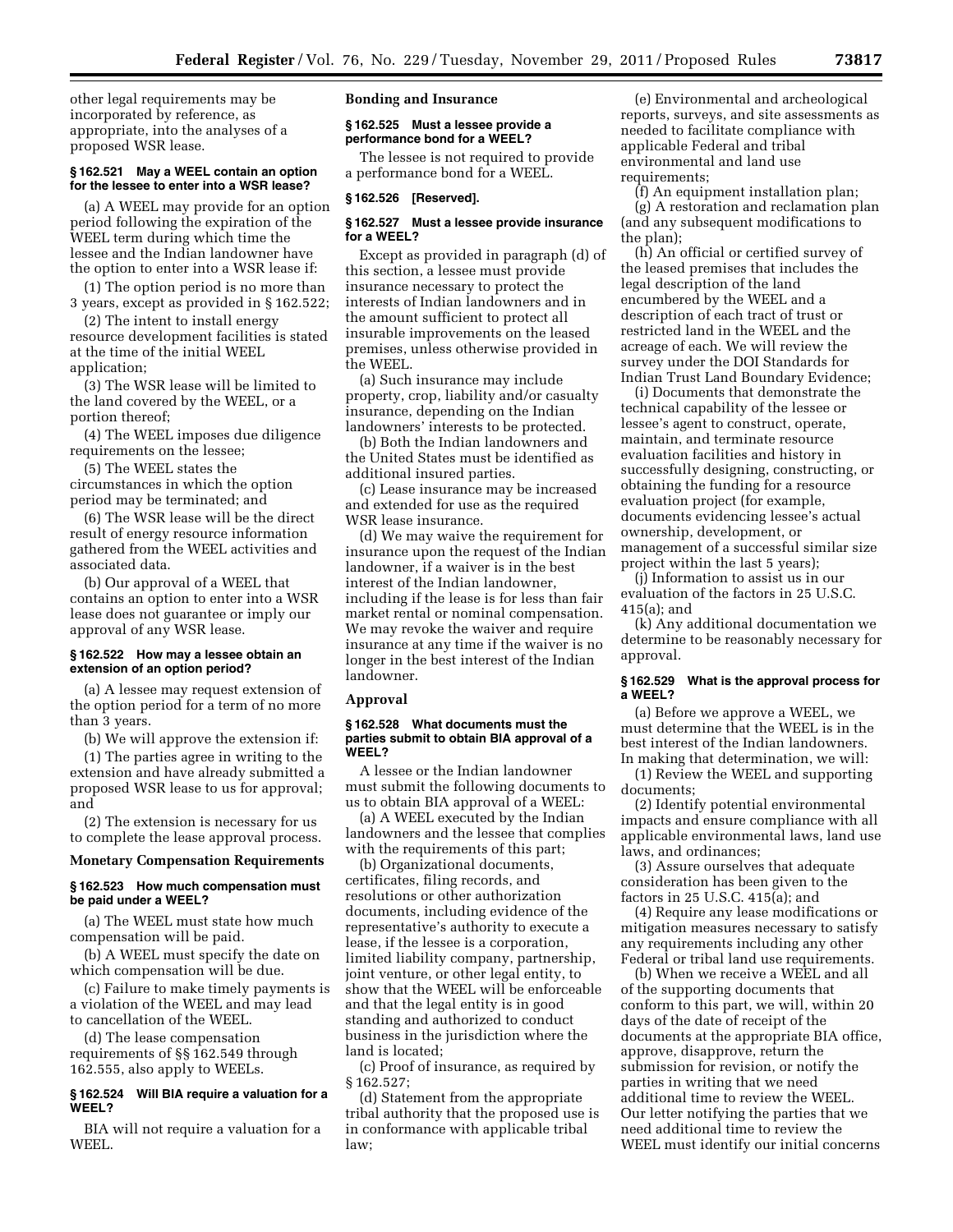other legal requirements may be incorporated by reference, as appropriate, into the analyses of a proposed WSR lease.

#### § 162.521 May a WEEL contain an option for the lessee to enter into a WSR lease?

(a) A WEEL may provide for an option period following the expiration of the WEEL term during which time the lessee and the Indian landowner have the option to enter into a WSR lease if:

(1) The option period is no more than 3 years, except as provided in § 162.522;

(2) The intent to install energy resource development facilities is stated at the time of the initial WEEL application;

(3) The WSR lease will be limited to the land covered by the WEEL, or a portion thereof;

(4) The WEEL imposes due diligence requirements on the lessee;

(5) The WEEL states the circumstances in which the option period may be terminated; and

(6) The WSR lease will be the direct result of energy resource information gathered from the WEEL activities and associated data.

(b) Our approval of a WEEL that contains an option to enter into a WSR lease does not guarantee or imply our approval of any WSR lease.

#### § 162.522 How may a lessee obtain an extension of an option period?

(a) A lessee may request extension of the option period for a term of no more than 3 years.

(b) We will approve the extension if:

(1) The parties agree in writing to the extension and have already submitted a proposed WSR lease to us for approval; and

(2) The extension is necessary for us to complete the lease approval process.

### Monetary Compensation Requirements

#### § 162.523 How much compensation must be paid under a WEEL?

(a) The WEEL must state how much compensation will be paid.

(b) A WEEL must specify the date on which compensation will be due.

(c) Failure to make timely payments is a violation of the WEEL and may lead to cancellation of the WEEL.

(d) The lease compensation requirements of §§ 162.549 through 162.555, also apply to WEELs.

#### § 162.524 Will BIA require a valuation for a WEEL?

BIA will not require a valuation for a WEEL.

### Bonding and Insurance

#### § 162.525 Must a lessee provide a performance bond for a WEEL?

The lessee is not required to provide a performance bond for a WEEL.

#### § 162.526 [Reserved].

#### § 162.527 Must a lessee provide insurance for a WEEL?

Except as provided in paragraph (d) of this section, a lessee must provide insurance necessary to protect the interests of Indian landowners and in the amount sufficient to protect all insurable improvements on the leased premises, unless otherwise provided in the WEEL.

(a) Such insurance may include property, crop, liability and/or casualty insurance, depending on the Indian landowners' interests to be protected.

(b) Both the Indian landowners and the United States must be identified as additional insured parties.

(c) Lease insurance may be increased and extended for use as the required WSR lease insurance.

(d) We may waive the requirement for insurance upon the request of the Indian landowner, if a waiver is in the best interest of the Indian landowner, including if the lease is for less than fair market rental or nominal compensation. We may revoke the waiver and require insurance at any time if the waiver is no longer in the best interest of the Indian landowner.

### Approval

#### § 162.528 What documents must the parties submit to obtain BIA approval of a WEEL?

A lessee or the Indian landowner must submit the following documents to us to obtain BIA approval of a WEEL:

(a) A WEEL executed by the Indian landowners and the lessee that complies with the requirements of this part;

(b) Organizational documents, certificates, filing records, and resolutions or other authorization documents, including evidence of the representative's authority to execute a lease, if the lessee is a corporation, limited liability company, partnership, joint venture, or other legal entity, to show that the WEEL will be enforceable and that the legal entity is in good standing and authorized to conduct business in the jurisdiction where the land is located;

(c) Proof of insurance, as required by § 162.527;

(d) Statement from the appropriate tribal authority that the proposed use is in conformance with applicable tribal law;

(e) Environmental and archeological reports, surveys, and site assessments as needed to facilitate compliance with applicable Federal and tribal environmental and land use requirements;

(f) An equipment installation plan;

(g) A restoration and reclamation plan (and any subsequent modifications to the plan);

(h) An official or certified survey of the leased premises that includes the legal description of the land encumbered by the WEEL and a description of each tract of trust or restricted land in the WEEL and the acreage of each. We will review the survey under the DOI Standards for Indian Trust Land Boundary Evidence;

(i) Documents that demonstrate the technical capability of the lessee or lessee's agent to construct, operate, maintain, and terminate resource evaluation facilities and history in successfully designing, constructing, or obtaining the funding for a resource evaluation project (for example, documents evidencing lessee's actual ownership, development, or management of a successful similar size project within the last 5 years);

(j) Information to assist us in our evaluation of the factors in 25 U.S.C. 415(a); and

(k) Any additional documentation we determine to be reasonably necessary for approval.

#### § 162.529 What is the approval process for a WEEL?

(a) Before we approve a WEEL, we must determine that the WEEL is in the best interest of the Indian landowners. In making that determination, we will:

(1) Review the WEEL and supporting documents;

(2) Identify potential environmental impacts and ensure compliance with all applicable environmental laws, land use laws, and ordinances;

(3) Assure ourselves that adequate consideration has been given to the factors in 25 U.S.C. 415(a); and

(4) Require any lease modifications or mitigation measures necessary to satisfy any requirements including any other Federal or tribal land use requirements.

(b) When we receive a WEEL and all of the supporting documents that conform to this part, we will, within 20 days of the date of receipt of the documents at the appropriate BIA office, approve, disapprove, return the submission for revision, or notify the parties in writing that we need additional time to review the WEEL. Our letter notifying the parties that we need additional time to review the WEEL must identify our initial concerns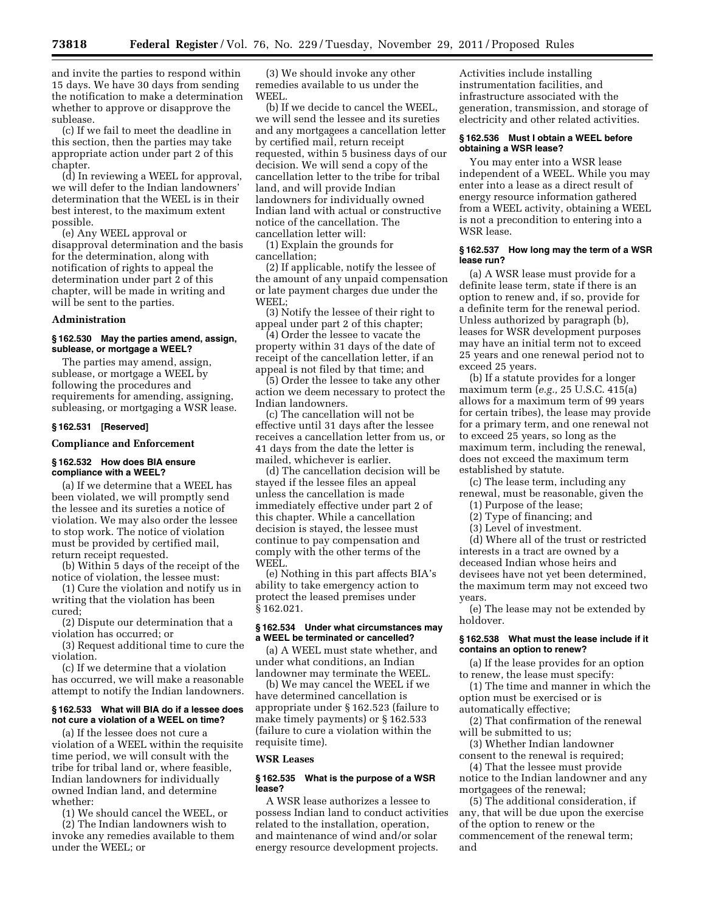and invite the parties to respond within 15 days. We have 30 days from sending the notification to make a determination whether to approve or disapprove the sublease.

(c) If we fail to meet the deadline in this section, then the parties may take appropriate action under part 2 of this chapter.

(d) In reviewing a WEEL for approval, we will defer to the Indian landowners' determination that the WEEL is in their best interest, to the maximum extent possible.

(e) Any WEEL approval or disapproval determination and the basis for the determination, along with notification of rights to appeal the determination under part 2 of this chapter, will be made in writing and will be sent to the parties.

## Administration

### § 162.530 May the parties amend, assign, sublease, or mortgage a WEEL?

The parties may amend, assign, sublease, or mortgage a WEEL by following the procedures and requirements for amending, assigning, subleasing, or mortgaging a WSR lease.

### § 162.531 [Reserved]

## Compliance and Enforcement

### § 162.532 How does BIA ensure compliance with a WEEL?

(a) If we determine that a WEEL has been violated, we will promptly send the lessee and its sureties a notice of violation. We may also order the lessee to stop work. The notice of violation must be provided by certified mail, return receipt requested.

(b) Within 5 days of the receipt of the notice of violation, the lessee must:

(1) Cure the violation and notify us in writing that the violation has been cured;

(2) Dispute our determination that a violation has occurred; or

(3) Request additional time to cure the violation.

(c) If we determine that a violation has occurred, we will make a reasonable attempt to notify the Indian landowners.

### § 162.533 What will BIA do if a lessee does not cure a violation of a WEEL on time?

(a) If the lessee does not cure a violation of a WEEL within the requisite time period, we will consult with the tribe for tribal land or, where feasible, Indian landowners for individually owned Indian land, and determine whether:

(1) We should cancel the WEEL, or

(2) The Indian landowners wish to invoke any remedies available to them under the WEEL; or

(3) We should invoke any other remedies available to us under the WEEL.

(b) If we decide to cancel the WEEL, we will send the lessee and its sureties and any mortgagees a cancellation letter by certified mail, return receipt requested, within 5 business days of our decision. We will send a copy of the cancellation letter to the tribe for tribal land, and will provide Indian landowners for individually owned Indian land with actual or constructive notice of the cancellation. The cancellation letter will:

(1) Explain the grounds for cancellation;

(2) If applicable, notify the lessee of the amount of any unpaid compensation or late payment charges due under the WEEL;

(3) Notify the lessee of their right to appeal under part 2 of this chapter;

(4) Order the lessee to vacate the property within 31 days of the date of receipt of the cancellation letter, if an appeal is not filed by that time; and

(5) Order the lessee to take any other action we deem necessary to protect the Indian landowners.

(c) The cancellation will not be effective until 31 days after the lessee receives a cancellation letter from us, or 41 days from the date the letter is mailed, whichever is earlier.

(d) The cancellation decision will be stayed if the lessee files an appeal unless the cancellation is made immediately effective under part 2 of this chapter. While a cancellation decision is stayed, the lessee must continue to pay compensation and comply with the other terms of the WEEL.

(e) Nothing in this part affects BIA's ability to take emergency action to protect the leased premises under § 162.021.

### § 162.534 Under what circumstances may a WEEL be terminated or cancelled?

(a) A WEEL must state whether, and under what conditions, an Indian landowner may terminate the WEEL.

(b) We may cancel the WEEL if we have determined cancellation is appropriate under § 162.523 (failure to make timely payments) or § 162.533 (failure to cure a violation within the requisite time).

## WSR Leases

### § 162.535 What is the purpose of a WSR lease?

A WSR lease authorizes a lessee to possess Indian land to conduct activities related to the installation, operation, and maintenance of wind and/or solar energy resource development projects. Activities include installing instrumentation facilities, and infrastructure associated with the generation, transmission, and storage of electricity and other related activities.

### § 162.536 Must I obtain a WEEL before obtaining a WSR lease?

You may enter into a WSR lease independent of a WEEL. While you may enter into a lease as a direct result of energy resource information gathered from a WEEL activity, obtaining a WEEL is not a precondition to entering into a WSR lease.

### § 162.537 How long may the term of a WSR lease run?

(a) A WSR lease must provide for a definite lease term, state if there is an option to renew and, if so, provide for a definite term for the renewal period. Unless authorized by paragraph (b), leases for WSR development purposes may have an initial term not to exceed 25 years and one renewal period not to exceed 25 years.

(b) If a statute provides for a longer maximum term (*e.g.,* 25 U.S.C. 415(a) allows for a maximum term of 99 years for certain tribes), the lease may provide for a primary term, and one renewal not to exceed 25 years, so long as the maximum term, including the renewal, does not exceed the maximum term established by statute.

(c) The lease term, including any renewal, must be reasonable, given the

(1) Purpose of the lease;

(2) Type of financing; and

(3) Level of investment.

(d) Where all of the trust or restricted interests in a tract are owned by a deceased Indian whose heirs and devisees have not yet been determined, the maximum term may not exceed two years.

(e) The lease may not be extended by holdover.

### § 162.538 What must the lease include if it contains an option to renew?

(a) If the lease provides for an option to renew, the lease must specify:

(1) The time and manner in which the option must be exercised or is automatically effective;

(2) That confirmation of the renewal will be submitted to us;

(3) Whether Indian landowner consent to the renewal is required;

(4) That the lessee must provide notice to the Indian landowner and any mortgagees of the renewal;

(5) The additional consideration, if any, that will be due upon the exercise of the option to renew or the commencement of the renewal term; and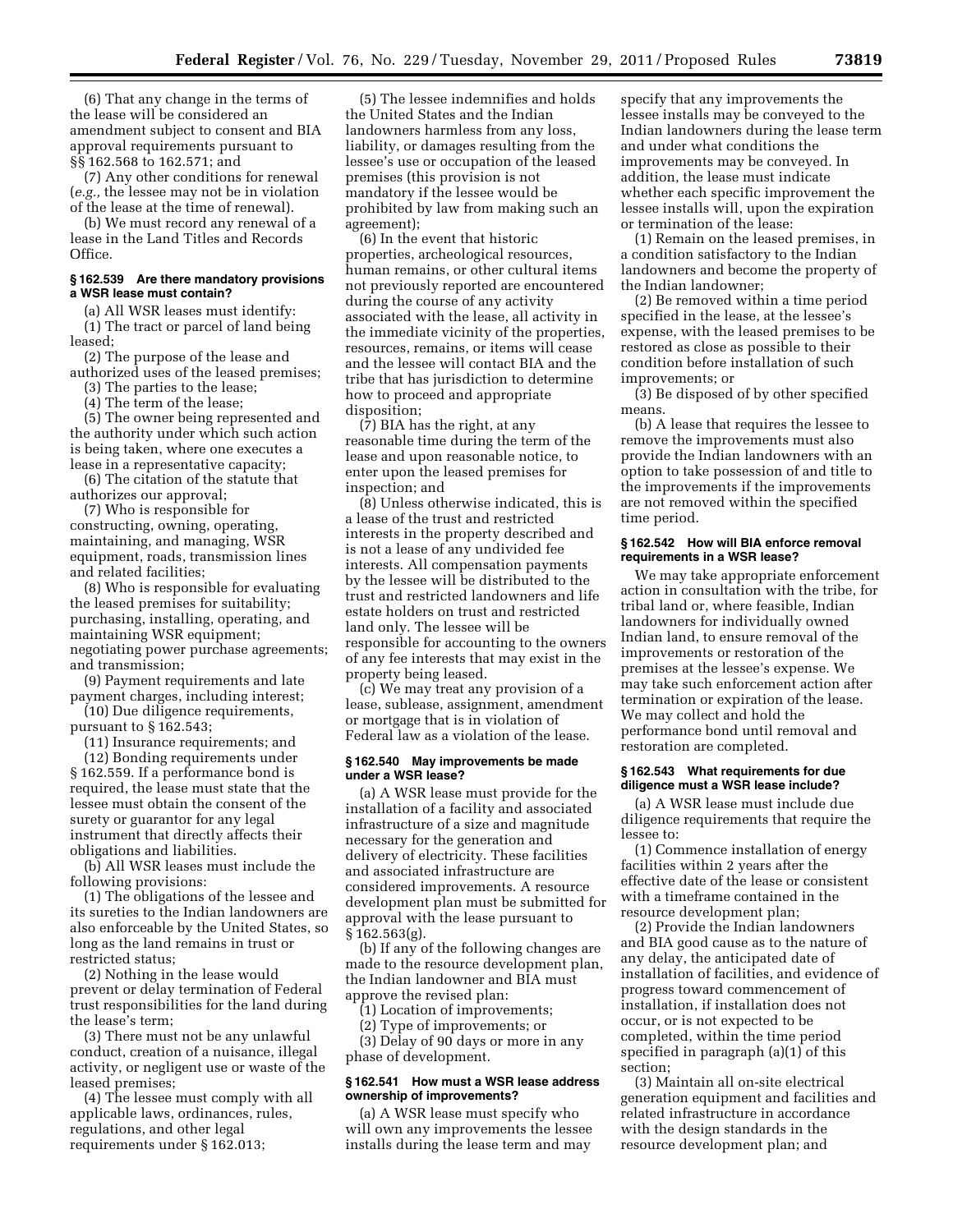(6) That any change in the terms of the lease will be considered an amendment subject to consent and BIA approval requirements pursuant to §§ 162.568 to 162.571; and

(7) Any other conditions for renewal (*e.g.,* the lessee may not be in violation of the lease at the time of renewal).

(b) We must record any renewal of a lease in the Land Titles and Records Office.

### § 162.539 Are there mandatory provisions a WSR lease must contain?

(a) All WSR leases must identify:

(1) The tract or parcel of land being leased;

(2) The purpose of the lease and authorized uses of the leased premises;

(3) The parties to the lease;

(4) The term of the lease;

(5) The owner being represented and the authority under which such action is being taken, where one executes a lease in a representative capacity;

(6) The citation of the statute that authorizes our approval;

(7) Who is responsible for constructing, owning, operating, maintaining, and managing, WSR equipment, roads, transmission lines and related facilities;

(8) Who is responsible for evaluating the leased premises for suitability; purchasing, installing, operating, and maintaining WSR equipment; negotiating power purchase agreements; and transmission;

(9) Payment requirements and late payment charges, including interest;

(10) Due diligence requirements, pursuant to § 162.543;

(11) Insurance requirements; and

(12) Bonding requirements under § 162.559. If a performance bond is required, the lease must state that the lessee must obtain the consent of the surety or guarantor for any legal instrument that directly affects their obligations and liabilities.

(b) All WSR leases must include the following provisions:

(1) The obligations of the lessee and its sureties to the Indian landowners are also enforceable by the United States, so long as the land remains in trust or restricted status;

(2) Nothing in the lease would prevent or delay termination of Federal trust responsibilities for the land during the lease's term;

(3) There must not be any unlawful conduct, creation of a nuisance, illegal activity, or negligent use or waste of the leased premises;

(4) The lessee must comply with all applicable laws, ordinances, rules, regulations, and other legal requirements under § 162.013;

(5) The lessee indemnifies and holds the United States and the Indian landowners harmless from any loss, liability, or damages resulting from the lessee's use or occupation of the leased premises (this provision is not mandatory if the lessee would be prohibited by law from making such an agreement);

(6) In the event that historic properties, archeological resources, human remains, or other cultural items not previously reported are encountered during the course of any activity associated with the lease, all activity in the immediate vicinity of the properties, resources, remains, or items will cease and the lessee will contact BIA and the tribe that has jurisdiction to determine how to proceed and appropriate disposition;

(7) BIA has the right, at any reasonable time during the term of the lease and upon reasonable notice, to enter upon the leased premises for inspection; and

(8) Unless otherwise indicated, this is a lease of the trust and restricted interests in the property described and is not a lease of any undivided fee interests. All compensation payments by the lessee will be distributed to the trust and restricted landowners and life estate holders on trust and restricted land only. The lessee will be responsible for accounting to the owners of any fee interests that may exist in the property being leased.

(c) We may treat any provision of a lease, sublease, assignment, amendment or mortgage that is in violation of Federal law as a violation of the lease.

### § 162.540 May improvements be made under a WSR lease?

(a) A WSR lease must provide for the installation of a facility and associated infrastructure of a size and magnitude necessary for the generation and delivery of electricity. These facilities and associated infrastructure are considered improvements. A resource development plan must be submitted for approval with the lease pursuant to § 162.563(g).

(b) If any of the following changes are made to the resource development plan, the Indian landowner and BIA must approve the revised plan:

(1) Location of improvements;

(2) Type of improvements; or

(3) Delay of 90 days or more in any phase of development.

### § 162.541 How must a WSR lease address ownership of improvements?

(a) A WSR lease must specify who will own any improvements the lessee installs during the lease term and may specify that any improvements the lessee installs may be conveyed to the Indian landowners during the lease term and under what conditions the improvements may be conveyed. In addition, the lease must indicate whether each specific improvement the lessee installs will, upon the expiration or termination of the lease:

(1) Remain on the leased premises, in a condition satisfactory to the Indian landowners and become the property of the Indian landowner;

(2) Be removed within a time period specified in the lease, at the lessee's expense, with the leased premises to be restored as close as possible to their condition before installation of such improvements; or

(3) Be disposed of by other specified means.

(b) A lease that requires the lessee to remove the improvements must also provide the Indian landowners with an option to take possession of and title to the improvements if the improvements are not removed within the specified time period.

### § 162.542 How will BIA enforce removal requirements in a WSR lease?

We may take appropriate enforcement action in consultation with the tribe, for tribal land or, where feasible, Indian landowners for individually owned Indian land, to ensure removal of the improvements or restoration of the premises at the lessee's expense. We may take such enforcement action after termination or expiration of the lease. We may collect and hold the performance bond until removal and restoration are completed.

### § 162.543 What requirements for due diligence must a WSR lease include?

(a) A WSR lease must include due diligence requirements that require the lessee to:

(1) Commence installation of energy facilities within 2 years after the effective date of the lease or consistent with a timeframe contained in the resource development plan;

(2) Provide the Indian landowners and BIA good cause as to the nature of any delay, the anticipated date of installation of facilities, and evidence of progress toward commencement of installation, if installation does not occur, or is not expected to be completed, within the time period specified in paragraph (a)(1) of this section;

(3) Maintain all on-site electrical generation equipment and facilities and related infrastructure in accordance with the design standards in the resource development plan; and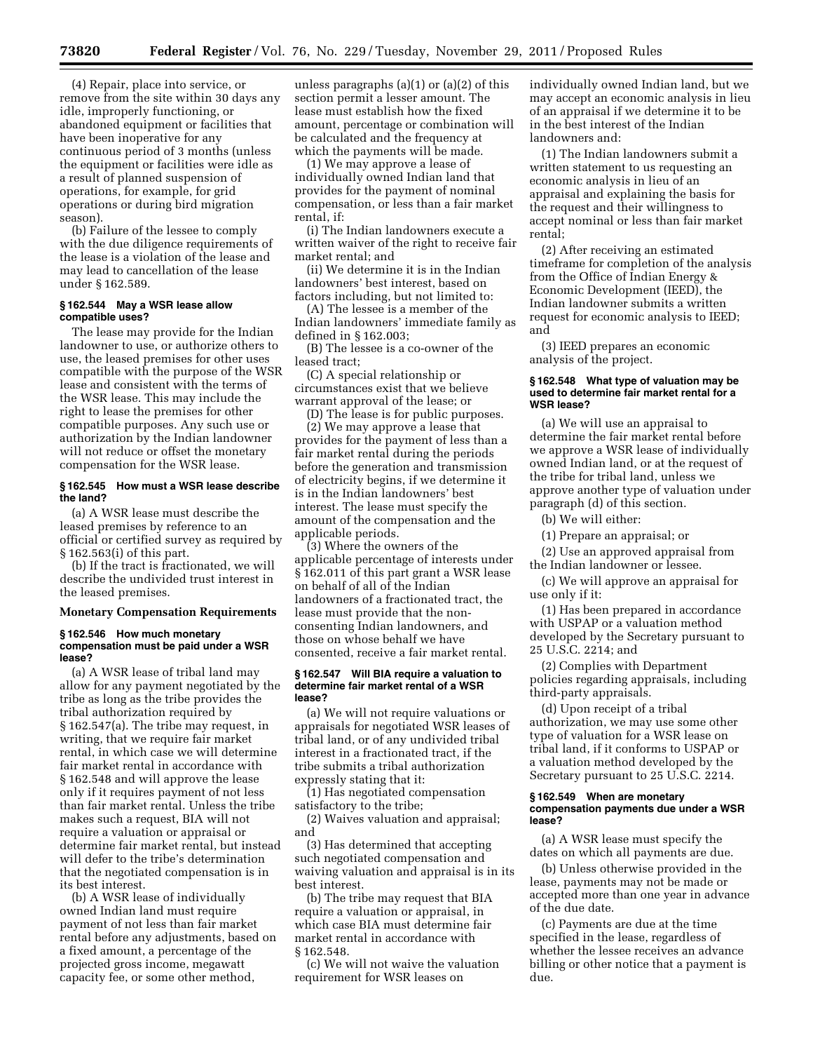(4) Repair, place into service, or remove from the site within 30 days any idle, improperly functioning, or abandoned equipment or facilities that have been inoperative for any continuous period of 3 months (unless the equipment or facilities were idle as a result of planned suspension of operations, for example, for grid operations or during bird migration season).

(b) Failure of the lessee to comply with the due diligence requirements of the lease is a violation of the lease and may lead to cancellation of the lease under § 162.589.

#### § 162.544 May a WSR lease allow compatible uses?

The lease may provide for the Indian landowner to use, or authorize others to use, the leased premises for other uses compatible with the purpose of the WSR lease and consistent with the terms of the WSR lease. This may include the right to lease the premises for other compatible purposes. Any such use or authorization by the Indian landowner will not reduce or offset the monetary compensation for the WSR lease.

#### § 162.545 How must a WSR lease describe the land?

(a) A WSR lease must describe the leased premises by reference to an official or certified survey as required by § 162.563(i) of this part.

(b) If the tract is fractionated, we will describe the undivided trust interest in the leased premises.

### Monetary Compensation Requirements

#### § 162.546 How much monetary compensation must be paid under a WSR lease?

(a) A WSR lease of tribal land may allow for any payment negotiated by the tribe as long as the tribe provides the tribal authorization required by § 162.547(a). The tribe may request, in writing, that we require fair market rental, in which case we will determine fair market rental in accordance with § 162.548 and will approve the lease only if it requires payment of not less than fair market rental. Unless the tribe makes such a request, BIA will not require a valuation or appraisal or determine fair market rental, but instead will defer to the tribe's determination that the negotiated compensation is in its best interest.

(b) A WSR lease of individually owned Indian land must require payment of not less than fair market rental before any adjustments, based on a fixed amount, a percentage of the projected gross income, megawatt capacity fee, or some other method, unless paragraphs (a)(1) or (a)(2) of this section permit a lesser amount. The lease must establish how the fixed amount, percentage or combination will be calculated and the frequency at which the payments will be made.

(1) We may approve a lease of individually owned Indian land that provides for the payment of nominal compensation, or less than a fair market rental, if:

(i) The Indian landowners execute a written waiver of the right to receive fair market rental; and

(ii) We determine it is in the Indian landowners' best interest, based on factors including, but not limited to:

(A) The lessee is a member of the Indian landowners' immediate family as defined in § 162.003;

(B) The lessee is a co-owner of the leased tract;

(C) A special relationship or circumstances exist that we believe warrant approval of the lease; or

(D) The lease is for public purposes.

(2) We may approve a lease that provides for the payment of less than a fair market rental during the periods before the generation and transmission of electricity begins, if we determine it is in the Indian landowners' best interest. The lease must specify the amount of the compensation and the applicable periods.

(3) Where the owners of the applicable percentage of interests under § 162.011 of this part grant a WSR lease on behalf of all of the Indian landowners of a fractionated tract, the lease must provide that the non-consenting Indian landowners, and those on whose behalf we have consented, receive a fair market rental.

#### § 162.547 Will BIA require a valuation to determine fair market rental of a WSR lease?

(a) We will not require valuations or appraisals for negotiated WSR leases of tribal land, or of any undivided tribal interest in a fractionated tract, if the tribe submits a tribal authorization expressly stating that it:

(1) Has negotiated compensation satisfactory to the tribe;

(2) Waives valuation and appraisal; and

(3) Has determined that accepting such negotiated compensation and waiving valuation and appraisal is in its best interest.

(b) The tribe may request that BIA require a valuation or appraisal, in which case BIA must determine fair market rental in accordance with § 162.548.

(c) We will not waive the valuation requirement for WSR leases on individually owned Indian land, but we may accept an economic analysis in lieu of an appraisal if we determine it to be in the best interest of the Indian landowners and:

(1) The Indian landowners submit a written statement to us requesting an economic analysis in lieu of an appraisal and explaining the basis for the request and their willingness to accept nominal or less than fair market rental;

(2) After receiving an estimated timeframe for completion of the analysis from the Office of Indian Energy & Economic Development (IEED), the Indian landowner submits a written request for economic analysis to IEED; and

(3) IEED prepares an economic analysis of the project.

#### § 162.548 What type of valuation may be used to determine fair market rental for a WSR lease?

(a) We will use an appraisal to determine the fair market rental before we approve a WSR lease of individually owned Indian land, or at the request of the tribe for tribal land, unless we approve another type of valuation under paragraph (d) of this section.

(b) We will either:

(1) Prepare an appraisal; or

(2) Use an approved appraisal from the Indian landowner or lessee.

(c) We will approve an appraisal for use only if it:

(1) Has been prepared in accordance with USPAP or a valuation method developed by the Secretary pursuant to 25 U.S.C. 2214; and

(2) Complies with Department policies regarding appraisals, including third-party appraisals.

(d) Upon receipt of a tribal authorization, we may use some other type of valuation for a WSR lease on tribal land, if it conforms to USPAP or a valuation method developed by the Secretary pursuant to 25 U.S.C. 2214.

#### § 162.549 When are monetary compensation payments due under a WSR lease?

(a) A WSR lease must specify the dates on which all payments are due.

(b) Unless otherwise provided in the lease, payments may not be made or accepted more than one year in advance of the due date.

(c) Payments are due at the time specified in the lease, regardless of whether the lessee receives an advance billing or other notice that a payment is due.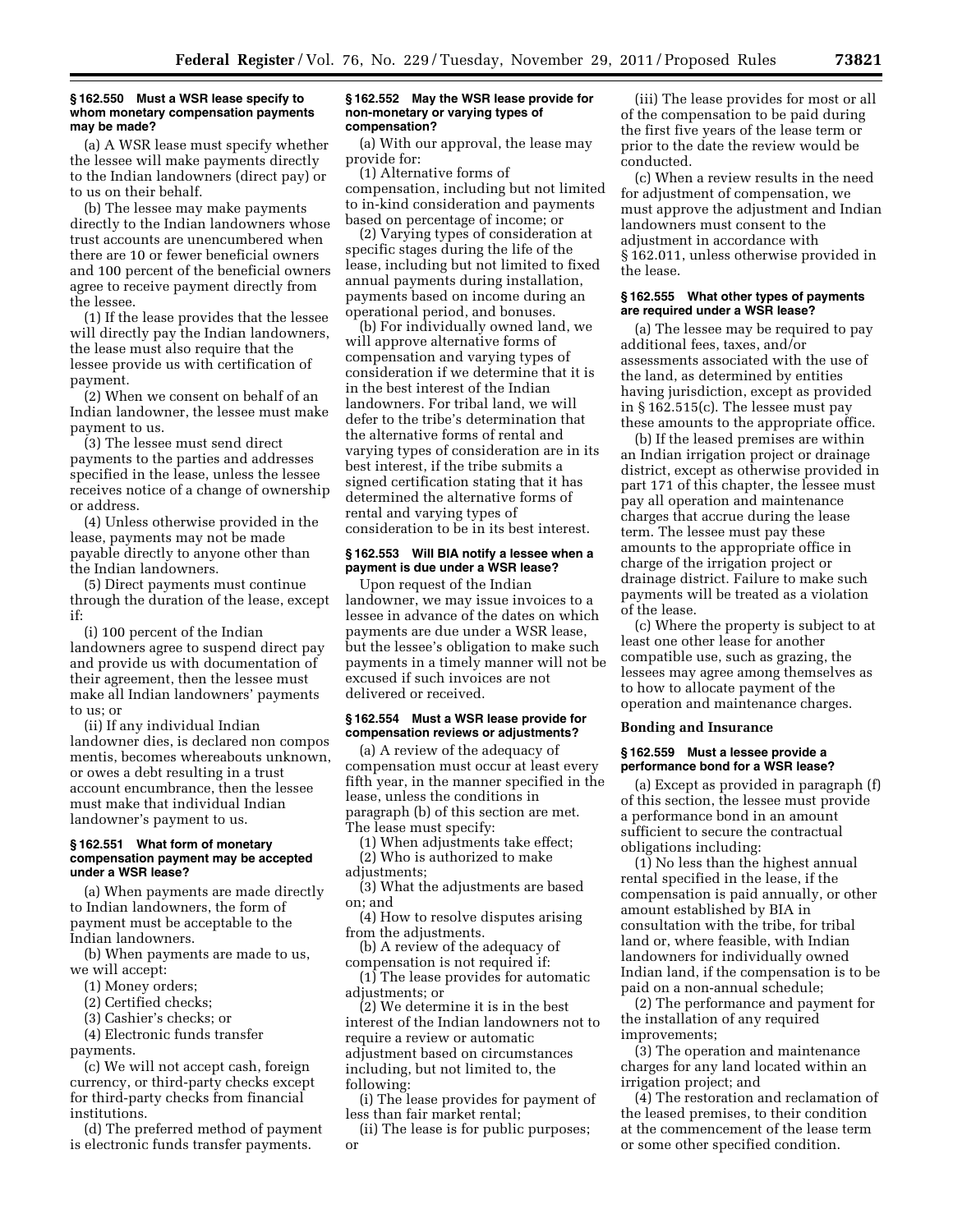### § 162.550 Must a WSR lease specify to whom monetary compensation payments may be made?

(a) A WSR lease must specify whether the lessee will make payments directly to the Indian landowners (direct pay) or to us on their behalf.

(b) The lessee may make payments directly to the Indian landowners whose trust accounts are unencumbered when there are 10 or fewer beneficial owners and 100 percent of the beneficial owners agree to receive payment directly from the lessee.

(1) If the lease provides that the lessee will directly pay the Indian landowners, the lease must also require that the lessee provide us with certification of payment.

(2) When we consent on behalf of an Indian landowner, the lessee must make payment to us.

(3) The lessee must send direct payments to the parties and addresses specified in the lease, unless the lessee receives notice of a change of ownership or address.

(4) Unless otherwise provided in the lease, payments may not be made payable directly to anyone other than the Indian landowners.

(5) Direct payments must continue through the duration of the lease, except if:

(i) 100 percent of the Indian landowners agree to suspend direct pay and provide us with documentation of their agreement, then the lessee must make all Indian landowners' payments to us; or

(ii) If any individual Indian landowner dies, is declared non compos mentis, becomes whereabouts unknown, or owes a debt resulting in a trust account encumbrance, then the lessee must make that individual Indian landowner's payment to us.

### § 162.551 What form of monetary compensation payment may be accepted under a WSR lease?

(a) When payments are made directly to Indian landowners, the form of payment must be acceptable to the Indian landowners.

(b) When payments are made to us, we will accept:

(1) Money orders;

(2) Certified checks;

(3) Cashier's checks; or

(4) Electronic funds transfer payments.

(c) We will not accept cash, foreign currency, or third-party checks except for third-party checks from financial institutions.

(d) The preferred method of payment is electronic funds transfer payments.

### § 162.552 May the WSR lease provide for non-monetary or varying types of compensation?

(a) With our approval, the lease may provide for:

(1) Alternative forms of compensation, including but not limited to in-kind consideration and payments based on percentage of income; or

(2) Varying types of consideration at specific stages during the life of the lease, including but not limited to fixed annual payments during installation, payments based on income during an operational period, and bonuses.

(b) For individually owned land, we will approve alternative forms of compensation and varying types of consideration if we determine that it is in the best interest of the Indian landowners. For tribal land, we will defer to the tribe's determination that the alternative forms of rental and varying types of consideration are in its best interest, if the tribe submits a signed certification stating that it has determined the alternative forms of rental and varying types of consideration to be in its best interest.

### § 162.553 Will BIA notify a lessee when a payment is due under a WSR lease?

Upon request of the Indian landowner, we may issue invoices to a lessee in advance of the dates on which payments are due under a WSR lease, but the lessee's obligation to make such payments in a timely manner will not be excused if such invoices are not delivered or received.

### § 162.554 Must a WSR lease provide for compensation reviews or adjustments?

(a) A review of the adequacy of compensation must occur at least every fifth year, in the manner specified in the lease, unless the conditions in paragraph (b) of this section are met. The lease must specify:

(1) When adjustments take effect;

(2) Who is authorized to make adjustments;

(3) What the adjustments are based on; and

(4) How to resolve disputes arising from the adjustments.

(b) A review of the adequacy of compensation is not required if:

(1) The lease provides for automatic adjustments; or

(2) We determine it is in the best interest of the Indian landowners not to require a review or automatic adjustment based on circumstances including, but not limited to, the following:

(i) The lease provides for payment of less than fair market rental;

(ii) The lease is for public purposes; or

(iii) The lease provides for most or all of the compensation to be paid during the first five years of the lease term or prior to the date the review would be conducted.

(c) When a review results in the need for adjustment of compensation, we must approve the adjustment and Indian landowners must consent to the adjustment in accordance with § 162.011, unless otherwise provided in the lease.

### § 162.555 What other types of payments are required under a WSR lease?

(a) The lessee may be required to pay additional fees, taxes, and/or assessments associated with the use of the land, as determined by entities having jurisdiction, except as provided in § 162.515(c). The lessee must pay these amounts to the appropriate office.

(b) If the leased premises are within an Indian irrigation project or drainage district, except as otherwise provided in part 171 of this chapter, the lessee must pay all operation and maintenance charges that accrue during the lease term. The lessee must pay these amounts to the appropriate office in charge of the irrigation project or drainage district. Failure to make such payments will be treated as a violation of the lease.

(c) Where the property is subject to at least one other lease for another compatible use, such as grazing, the lessees may agree among themselves as to how to allocate payment of the operation and maintenance charges.

## Bonding and Insurance

### § 162.559 Must a lessee provide a performance bond for a WSR lease?

(a) Except as provided in paragraph (f) of this section, the lessee must provide a performance bond in an amount sufficient to secure the contractual obligations including:

(1) No less than the highest annual rental specified in the lease, if the compensation is paid annually, or other amount established by BIA in consultation with the tribe, for tribal land or, where feasible, with Indian landowners for individually owned Indian land, if the compensation is to be paid on a non-annual schedule;

(2) The performance and payment for the installation of any required improvements;

(3) The operation and maintenance charges for any land located within an irrigation project; and

(4) The restoration and reclamation of the leased premises, to their condition at the commencement of the lease term or some other specified condition.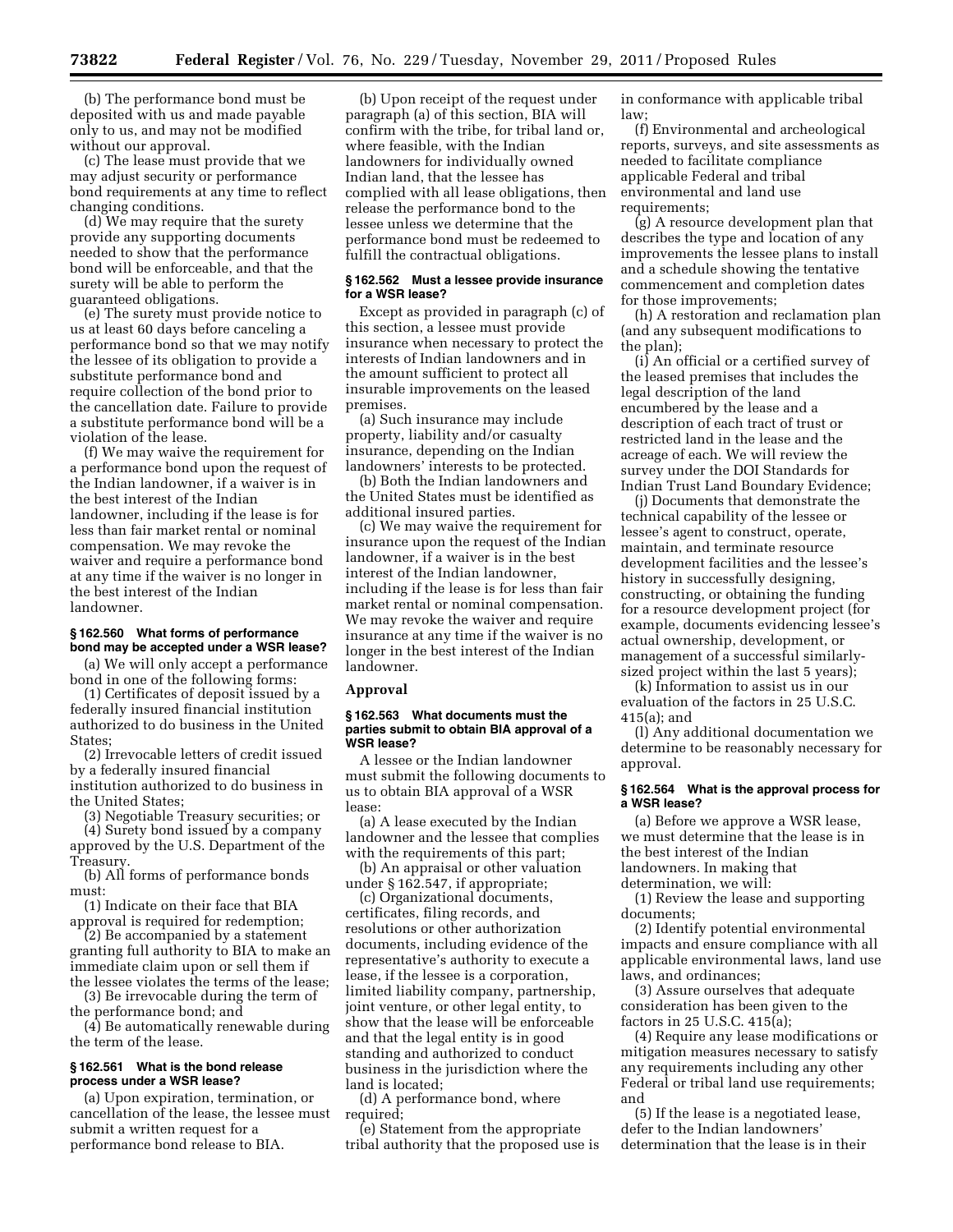(b) The performance bond must be deposited with us and made payable only to us, and may not be modified without our approval.

(c) The lease must provide that we may adjust security or performance bond requirements at any time to reflect changing conditions.

(d) We may require that the surety provide any supporting documents needed to show that the performance bond will be enforceable, and that the surety will be able to perform the guaranteed obligations.

(e) The surety must provide notice to us at least 60 days before canceling a performance bond so that we may notify the lessee of its obligation to provide a substitute performance bond and require collection of the bond prior to the cancellation date. Failure to provide a substitute performance bond will be a violation of the lease.

(f) We may waive the requirement for a performance bond upon the request of the Indian landowner, if a waiver is in the best interest of the Indian landowner, including if the lease is for less than fair market rental or nominal compensation. We may revoke the waiver and require a performance bond at any time if the waiver is no longer in the best interest of the Indian landowner.

### § 162.560 What forms of performance bond may be accepted under a WSR lease?

(a) We will only accept a performance bond in one of the following forms:

(1) Certificates of deposit issued by a federally insured financial institution authorized to do business in the United States;

(2) Irrevocable letters of credit issued by a federally insured financial institution authorized to do business in the United States;

(3) Negotiable Treasury securities; or

(4) Surety bond issued by a company approved by the U.S. Department of the Treasury.

(b) All forms of performance bonds must:

(1) Indicate on their face that BIA approval is required for redemption;

(2) Be accompanied by a statement granting full authority to BIA to make an immediate claim upon or sell them if the lessee violates the terms of the lease;

(3) Be irrevocable during the term of the performance bond; and

(4) Be automatically renewable during the term of the lease.

### § 162.561 What is the bond release process under a WSR lease?

(a) Upon expiration, termination, or cancellation of the lease, the lessee must submit a written request for a performance bond release to BIA.

(b) Upon receipt of the request under paragraph (a) of this section, BIA will confirm with the tribe, for tribal land or, where feasible, with the Indian landowners for individually owned Indian land, that the lessee has complied with all lease obligations, then release the performance bond to the lessee unless we determine that the performance bond must be redeemed to fulfill the contractual obligations.

### § 162.562 Must a lessee provide insurance for a WSR lease?

Except as provided in paragraph (c) of this section, a lessee must provide insurance when necessary to protect the interests of Indian landowners and in the amount sufficient to protect all insurable improvements on the leased premises.

(a) Such insurance may include property, liability and/or casualty insurance, depending on the Indian landowners' interests to be protected.

(b) Both the Indian landowners and the United States must be identified as additional insured parties.

(c) We may waive the requirement for insurance upon the request of the Indian landowner, if a waiver is in the best interest of the Indian landowner, including if the lease is for less than fair market rental or nominal compensation. We may revoke the waiver and require insurance at any time if the waiver is no longer in the best interest of the Indian landowner.

## Approval

### § 162.563 What documents must the parties submit to obtain BIA approval of a WSR lease?

A lessee or the Indian landowner must submit the following documents to us to obtain BIA approval of a WSR lease:

(a) A lease executed by the Indian landowner and the lessee that complies with the requirements of this part;

(b) An appraisal or other valuation under § 162.547, if appropriate;

(c) Organizational documents, certificates, filing records, and resolutions or other authorization documents, including evidence of the representative's authority to execute a lease, if the lessee is a corporation, limited liability company, partnership, joint venture, or other legal entity, to show that the lease will be enforceable and that the legal entity is in good standing and authorized to conduct business in the jurisdiction where the land is located;

(d) A performance bond, where required;

(e) Statement from the appropriate tribal authority that the proposed use is in conformance with applicable tribal law;

(f) Environmental and archeological reports, surveys, and site assessments as needed to facilitate compliance applicable Federal and tribal environmental and land use requirements;

(g) A resource development plan that describes the type and location of any improvements the lessee plans to install and a schedule showing the tentative commencement and completion dates for those improvements;

(h) A restoration and reclamation plan (and any subsequent modifications to the plan);

(i) An official or a certified survey of the leased premises that includes the legal description of the land encumbered by the lease and a description of each tract of trust or restricted land in the lease and the acreage of each. We will review the survey under the DOI Standards for Indian Trust Land Boundary Evidence;

(j) Documents that demonstrate the technical capability of the lessee or lessee's agent to construct, operate, maintain, and terminate resource development facilities and the lessee's history in successfully designing, constructing, or obtaining the funding for a resource development project (for example, documents evidencing lessee's actual ownership, development, or management of a successful similarly-sized project within the last 5 years);

(k) Information to assist us in our evaluation of the factors in 25 U.S.C. 415(a); and

(l) Any additional documentation we determine to be reasonably necessary for approval.

### § 162.564 What is the approval process for a WSR lease?

(a) Before we approve a WSR lease, we must determine that the lease is in the best interest of the Indian landowners. In making that determination, we will:

(1) Review the lease and supporting documents;

(2) Identify potential environmental impacts and ensure compliance with all applicable environmental laws, land use laws, and ordinances;

(3) Assure ourselves that adequate consideration has been given to the factors in 25 U.S.C. 415(a);

(4) Require any lease modifications or mitigation measures necessary to satisfy any requirements including any other Federal or tribal land use requirements; and

(5) If the lease is a negotiated lease, defer to the Indian landowners' determination that the lease is in their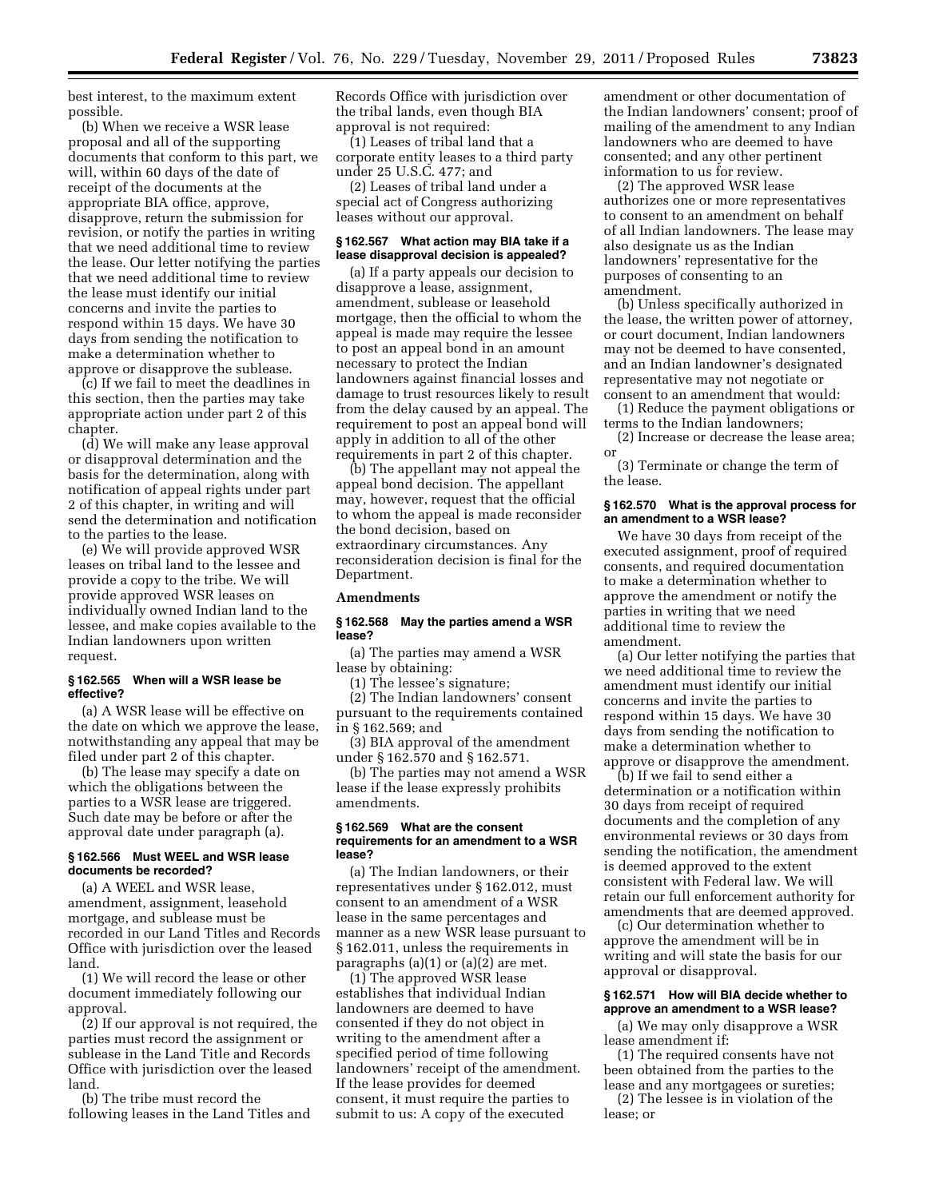best interest, to the maximum extent possible.

(b) When we receive a WSR lease proposal and all of the supporting documents that conform to this part, we will, within 60 days of the date of receipt of the documents at the appropriate BIA office, approve, disapprove, return the submission for revision, or notify the parties in writing that we need additional time to review the lease. Our letter notifying the parties that we need additional time to review the lease must identify our initial concerns and invite the parties to respond within 15 days. We have 30 days from sending the notification to make a determination whether to approve or disapprove the sublease.

(c) If we fail to meet the deadlines in this section, then the parties may take appropriate action under part 2 of this chapter.

(d) We will make any lease approval or disapproval determination and the basis for the determination, along with notification of appeal rights under part 2 of this chapter, in writing and will send the determination and notification to the parties to the lease.

(e) We will provide approved WSR leases on tribal land to the lessee and provide a copy to the tribe. We will provide approved WSR leases on individually owned Indian land to the lessee, and make copies available to the Indian landowners upon written request.

#### § 162.565 When will a WSR lease be effective?

(a) A WSR lease will be effective on the date on which we approve the lease, notwithstanding any appeal that may be filed under part 2 of this chapter.

(b) The lease may specify a date on which the obligations between the parties to a WSR lease are triggered. Such date may be before or after the approval date under paragraph (a).

#### § 162.566 Must WEEL and WSR lease documents be recorded?

(a) A WEEL and WSR lease, amendment, assignment, leasehold mortgage, and sublease must be recorded in our Land Titles and Records Office with jurisdiction over the leased land.

(1) We will record the lease or other document immediately following our approval.

(2) If our approval is not required, the parties must record the assignment or sublease in the Land Title and Records Office with jurisdiction over the leased land.

(b) The tribe must record the following leases in the Land Titles and Records Office with jurisdiction over the tribal lands, even though BIA approval is not required:

(1) Leases of tribal land that a corporate entity leases to a third party under 25 U.S.C. 477; and

(2) Leases of tribal land under a special act of Congress authorizing leases without our approval.

#### § 162.567 What action may BIA take if a lease disapproval decision is appealed?

(a) If a party appeals our decision to disapprove a lease, assignment, amendment, sublease or leasehold mortgage, then the official to whom the appeal is made may require the lessee to post an appeal bond in an amount necessary to protect the Indian landowners against financial losses and damage to trust resources likely to result from the delay caused by an appeal. The requirement to post an appeal bond will apply in addition to all of the other requirements in part 2 of this chapter.

(b) The appellant may not appeal the appeal bond decision. The appellant may, however, request that the official to whom the appeal is made reconsider the bond decision, based on extraordinary circumstances. Any reconsideration decision is final for the Department.

### Amendments

#### § 162.568 May the parties amend a WSR lease?

(a) The parties may amend a WSR lease by obtaining:

(1) The lessee's signature;

(2) The Indian landowners' consent pursuant to the requirements contained in § 162.569; and

(3) BIA approval of the amendment under § 162.570 and § 162.571.

(b) The parties may not amend a WSR lease if the lease expressly prohibits amendments.

#### § 162.569 What are the consent requirements for an amendment to a WSR lease?

(a) The Indian landowners, or their representatives under § 162.012, must consent to an amendment of a WSR lease in the same percentages and manner as a new WSR lease pursuant to § 162.011, unless the requirements in paragraphs (a)(1) or (a)(2) are met.

(1) The approved WSR lease establishes that individual Indian landowners are deemed to have consented if they do not object in writing to the amendment after a specified period of time following landowners' receipt of the amendment. If the lease provides for deemed consent, it must require the parties to submit to us: A copy of the executed amendment or other documentation of the Indian landowners' consent; proof of mailing of the amendment to any Indian landowners who are deemed to have consented; and any other pertinent information to us for review.

(2) The approved WSR lease authorizes one or more representatives to consent to an amendment on behalf of all Indian landowners. The lease may also designate us as the Indian landowners' representative for the purposes of consenting to an amendment.

(b) Unless specifically authorized in the lease, the written power of attorney, or court document, Indian landowners may not be deemed to have consented, and an Indian landowner's designated representative may not negotiate or consent to an amendment that would:

(1) Reduce the payment obligations or terms to the Indian landowners;

(2) Increase or decrease the lease area; or

(3) Terminate or change the term of the lease.

#### § 162.570 What is the approval process for an amendment to a WSR lease?

We have 30 days from receipt of the executed assignment, proof of required consents, and required documentation to make a determination whether to approve the amendment or notify the parties in writing that we need additional time to review the amendment.

(a) Our letter notifying the parties that we need additional time to review the amendment must identify our initial concerns and invite the parties to respond within 15 days. We have 30 days from sending the notification to make a determination whether to approve or disapprove the amendment.

(b) If we fail to send either a determination or a notification within 30 days from receipt of required documents and the completion of any environmental reviews or 30 days from sending the notification, the amendment is deemed approved to the extent consistent with Federal law. We will retain our full enforcement authority for amendments that are deemed approved.

(c) Our determination whether to approve the amendment will be in writing and will state the basis for our approval or disapproval.

#### § 162.571 How will BIA decide whether to approve an amendment to a WSR lease?

(a) We may only disapprove a WSR lease amendment if:

(1) The required consents have not been obtained from the parties to the lease and any mortgagees or sureties;

(2) The lessee is in violation of the lease; or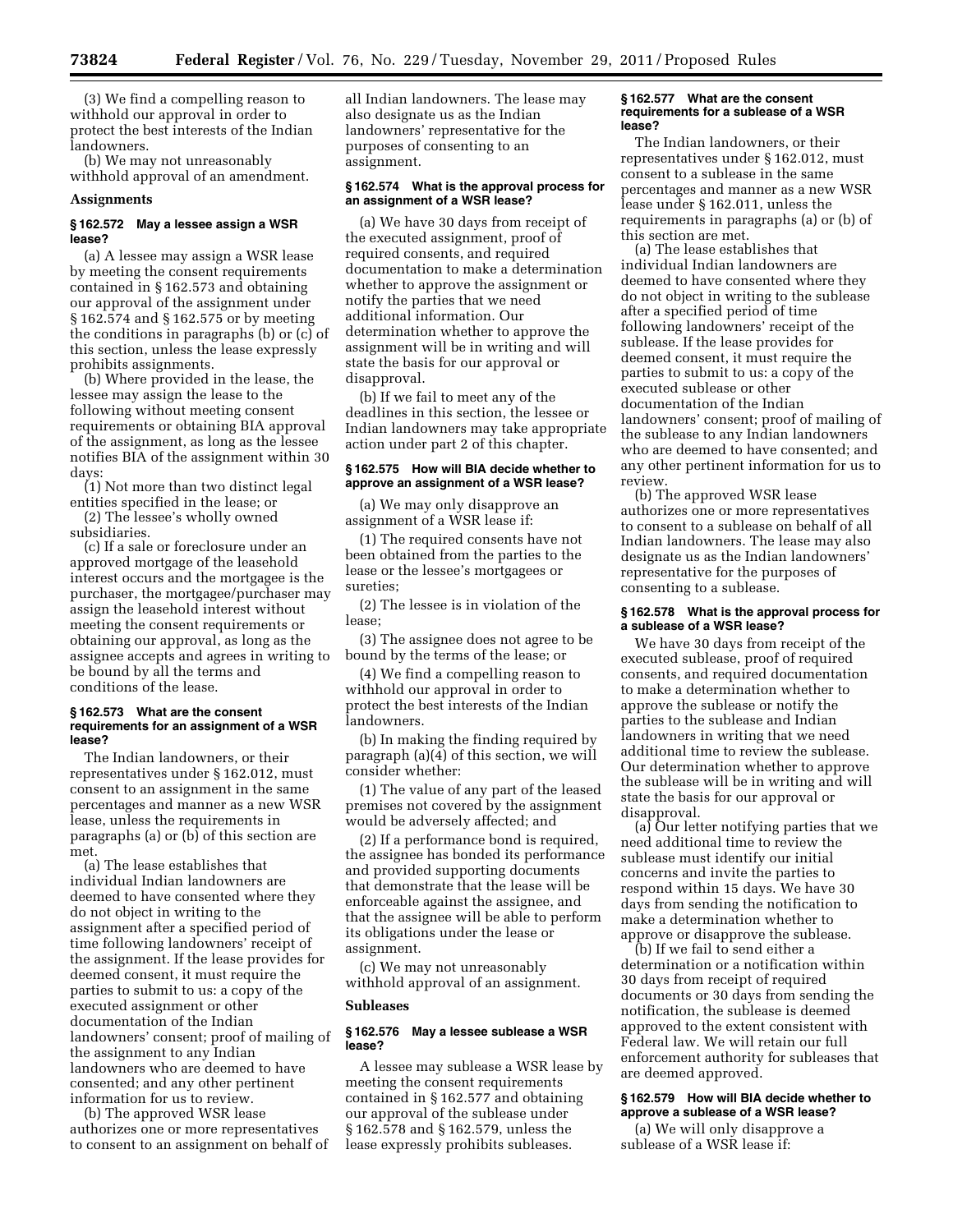(3) We find a compelling reason to withhold our approval in order to protect the best interests of the Indian landowners.

(b) We may not unreasonably withhold approval of an amendment.

**Assignments**

#### § 162.572 May a lessee assign a WSR lease?

(a) A lessee may assign a WSR lease by meeting the consent requirements contained in § 162.573 and obtaining our approval of the assignment under § 162.574 and § 162.575 or by meeting the conditions in paragraphs (b) or (c) of this section, unless the lease expressly prohibits assignments.

(b) Where provided in the lease, the lessee may assign the lease to the following without meeting consent requirements or obtaining BIA approval of the assignment, as long as the lessee notifies BIA of the assignment within 30 days:

(1) Not more than two distinct legal entities specified in the lease; or

(2) The lessee's wholly owned subsidiaries.

(c) If a sale or foreclosure under an approved mortgage of the leasehold interest occurs and the mortgagee is the purchaser, the mortgagee/purchaser may assign the leasehold interest without meeting the consent requirements or obtaining our approval, as long as the assignee accepts and agrees in writing to be bound by all the terms and conditions of the lease.

#### § 162.573 What are the consent requirements for an assignment of a WSR lease?

The Indian landowners, or their representatives under § 162.012, must consent to an assignment in the same percentages and manner as a new WSR lease, unless the requirements in paragraphs (a) or (b) of this section are met.

(a) The lease establishes that individual Indian landowners are deemed to have consented where they do not object in writing to the assignment after a specified period of time following landowners' receipt of the assignment. If the lease provides for deemed consent, it must require the parties to submit to us: a copy of the executed assignment or other documentation of the Indian landowners' consent; proof of mailing of the assignment to any Indian landowners who are deemed to have consented; and any other pertinent information for us to review.

(b) The approved WSR lease authorizes one or more representatives to consent to an assignment on behalf of all Indian landowners. The lease may also designate us as the Indian landowners' representative for the purposes of consenting to an assignment.

#### § 162.574 What is the approval process for an assignment of a WSR lease?

(a) We have 30 days from receipt of the executed assignment, proof of required consents, and required documentation to make a determination whether to approve the assignment or notify the parties that we need additional information. Our determination whether to approve the assignment will be in writing and will state the basis for our approval or disapproval.

(b) If we fail to meet any of the deadlines in this section, the lessee or Indian landowners may take appropriate action under part 2 of this chapter.

#### § 162.575 How will BIA decide whether to approve an assignment of a WSR lease?

(a) We may only disapprove an assignment of a WSR lease if:

(1) The required consents have not been obtained from the parties to the lease or the lessee's mortgagees or sureties;

(2) The lessee is in violation of the lease;

(3) The assignee does not agree to be bound by the terms of the lease; or

(4) We find a compelling reason to withhold our approval in order to protect the best interests of the Indian landowners.

(b) In making the finding required by paragraph (a)(4) of this section, we will consider whether:

(1) The value of any part of the leased premises not covered by the assignment would be adversely affected; and

(2) If a performance bond is required, the assignee has bonded its performance and provided supporting documents that demonstrate that the lease will be enforceable against the assignee, and that the assignee will be able to perform its obligations under the lease or assignment.

(c) We may not unreasonably withhold approval of an assignment.

**Subleases**

#### § 162.576 May a lessee sublease a WSR lease?

A lessee may sublease a WSR lease by meeting the consent requirements contained in § 162.577 and obtaining our approval of the sublease under § 162.578 and § 162.579, unless the lease expressly prohibits subleases.

#### § 162.577 What are the consent requirements for a sublease of a WSR lease?

The Indian landowners, or their representatives under § 162.012, must consent to a sublease in the same percentages and manner as a new WSR lease under § 162.011, unless the requirements in paragraphs (a) or (b) of this section are met.

(a) The lease establishes that individual Indian landowners are deemed to have consented where they do not object in writing to the sublease after a specified period of time following landowners' receipt of the sublease. If the lease provides for deemed consent, it must require the parties to submit to us: a copy of the executed sublease or other documentation of the Indian landowners' consent; proof of mailing of the sublease to any Indian landowners who are deemed to have consented; and any other pertinent information for us to review.

(b) The approved WSR lease authorizes one or more representatives to consent to a sublease on behalf of all Indian landowners. The lease may also designate us as the Indian landowners' representative for the purposes of consenting to a sublease.

#### § 162.578 What is the approval process for a sublease of a WSR lease?

We have 30 days from receipt of the executed sublease, proof of required consents, and required documentation to make a determination whether to approve the sublease or notify the parties to the sublease and Indian landowners in writing that we need additional time to review the sublease. Our determination whether to approve the sublease will be in writing and will state the basis for our approval or disapproval.

(a) Our letter notifying parties that we need additional time to review the sublease must identify our initial concerns and invite the parties to respond within 15 days. We have 30 days from sending the notification to make a determination whether to approve or disapprove the sublease.

(b) If we fail to send either a determination or a notification within 30 days from receipt of required documents or 30 days from sending the notification, the sublease is deemed approved to the extent consistent with Federal law. We will retain our full enforcement authority for subleases that are deemed approved.

#### § 162.579 How will BIA decide whether to approve a sublease of a WSR lease?

(a) We will only disapprove a sublease of a WSR lease if: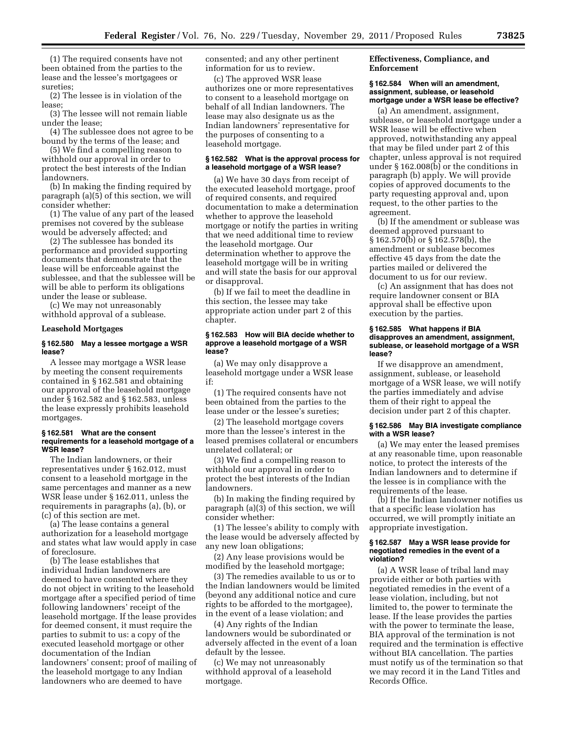(1) The required consents have not been obtained from the parties to the lease and the lessee's mortgagees or sureties;

(2) The lessee is in violation of the lease;

(3) The lessee will not remain liable under the lease;

(4) The sublessee does not agree to be bound by the terms of the lease; and

(5) We find a compelling reason to withhold our approval in order to protect the best interests of the Indian landowners.

(b) In making the finding required by paragraph (a)(5) of this section, we will consider whether:

(1) The value of any part of the leased premises not covered by the sublease would be adversely affected; and

(2) The sublessee has bonded its performance and provided supporting documents that demonstrate that the lease will be enforceable against the sublessee, and that the sublessee will be will be able to perform its obligations under the lease or sublease.

(c) We may not unreasonably withhold approval of a sublease.

## Leasehold Mortgages

### § 162.580 May a lessee mortgage a WSR lease?

A lessee may mortgage a WSR lease by meeting the consent requirements contained in § 162.581 and obtaining our approval of the leasehold mortgage under § 162.582 and § 162.583, unless the lease expressly prohibits leasehold mortgages.

### § 162.581 What are the consent requirements for a leasehold mortgage of a WSR lease?

The Indian landowners, or their representatives under § 162.012, must consent to a leasehold mortgage in the same percentages and manner as a new WSR lease under § 162.011, unless the requirements in paragraphs (a), (b), or (c) of this section are met.

(a) The lease contains a general authorization for a leasehold mortgage and states what law would apply in case of foreclosure.

(b) The lease establishes that individual Indian landowners are deemed to have consented where they do not object in writing to the leasehold mortgage after a specified period of time following landowners' receipt of the leasehold mortgage. If the lease provides for deemed consent, it must require the parties to submit to us: a copy of the executed leasehold mortgage or other documentation of the Indian landowners' consent; proof of mailing of the leasehold mortgage to any Indian landowners who are deemed to have consented; and any other pertinent information for us to review.

(c) The approved WSR lease authorizes one or more representatives to consent to a leasehold mortgage on behalf of all Indian landowners. The lease may also designate us as the Indian landowners' representative for the purposes of consenting to a leasehold mortgage.

### § 162.582 What is the approval process for a leasehold mortgage of a WSR lease?

(a) We have 30 days from receipt of the executed leasehold mortgage, proof of required consents, and required documentation to make a determination whether to approve the leasehold mortgage or notify the parties in writing that we need additional time to review the leasehold mortgage. Our determination whether to approve the leasehold mortgage will be in writing and will state the basis for our approval or disapproval.

(b) If we fail to meet the deadline in this section, the lessee may take appropriate action under part 2 of this chapter.

### § 162.583 How will BIA decide whether to approve a leasehold mortgage of a WSR lease?

(a) We may only disapprove a leasehold mortgage under a WSR lease if:

(1) The required consents have not been obtained from the parties to the lease under or the lessee's sureties;

(2) The leasehold mortgage covers more than the lessee's interest in the leased premises collateral or encumbers unrelated collateral; or

(3) We find a compelling reason to withhold our approval in order to protect the best interests of the Indian landowners.

(b) In making the finding required by paragraph (a)(3) of this section, we will consider whether:

(1) The lessee's ability to comply with the lease would be adversely affected by any new loan obligations;

(2) Any lease provisions would be modified by the leasehold mortgage;

(3) The remedies available to us or to the Indian landowners would be limited (beyond any additional notice and cure rights to be afforded to the mortgagee), in the event of a lease violation; and

(4) Any rights of the Indian landowners would be subordinated or adversely affected in the event of a loan default by the lessee.

(c) We may not unreasonably withhold approval of a leasehold mortgage.

## Effectiveness, Compliance, and Enforcement

### § 162.584 When will an amendment, assignment, sublease, or leasehold mortgage under a WSR lease be effective?

(a) An amendment, assignment, sublease, or leasehold mortgage under a WSR lease will be effective when approved, notwithstanding any appeal that may be filed under part 2 of this chapter, unless approval is not required under § 162.008(b) or the conditions in paragraph (b) apply. We will provide copies of approved documents to the party requesting approval and, upon request, to the other parties to the agreement.

(b) If the amendment or sublease was deemed approved pursuant to § 162.570(b) or § 162.578(b), the amendment or sublease becomes effective 45 days from the date the parties mailed or delivered the document to us for our review.

(c) An assignment that has does not require landowner consent or BIA approval shall be effective upon execution by the parties.

### § 162.585 What happens if BIA disapproves an amendment, assignment, sublease, or leasehold mortgage of a WSR lease?

If we disapprove an amendment, assignment, sublease, or leasehold mortgage of a WSR lease, we will notify the parties immediately and advise them of their right to appeal the decision under part 2 of this chapter.

### § 162.586 May BIA investigate compliance with a WSR lease?

(a) We may enter the leased premises at any reasonable time, upon reasonable notice, to protect the interests of the Indian landowners and to determine if the lessee is in compliance with the requirements of the lease.

(b) If the Indian landowner notifies us that a specific lease violation has occurred, we will promptly initiate an appropriate investigation.

### § 162.587 May a WSR lease provide for negotiated remedies in the event of a violation?

(a) A WSR lease of tribal land may provide either or both parties with negotiated remedies in the event of a lease violation, including, but not limited to, the power to terminate the lease. If the lease provides the parties with the power to terminate the lease, BIA approval of the termination is not required and the termination is effective without BIA cancellation. The parties must notify us of the termination so that we may record it in the Land Titles and Records Office.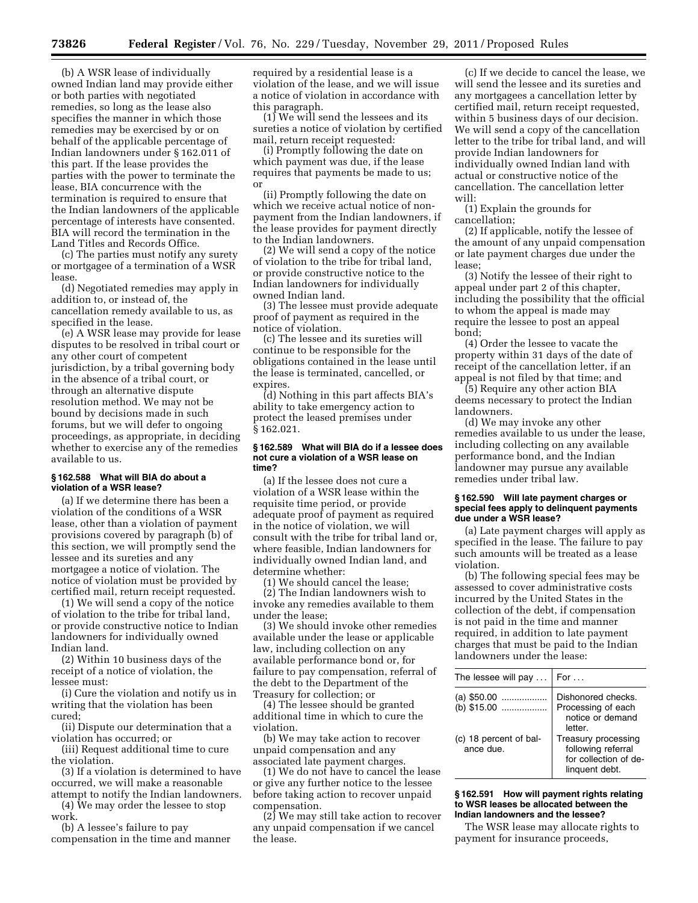(b) A WSR lease of individually owned Indian land may provide either or both parties with negotiated remedies, so long as the lease also specifies the manner in which those remedies may be exercised by or on behalf of the applicable percentage of Indian landowners under § 162.011 of this part. If the lease provides the parties with the power to terminate the lease, BIA concurrence with the termination is required to ensure that the Indian landowners of the applicable percentage of interests have consented. BIA will record the termination in the Land Titles and Records Office.

(c) The parties must notify any surety or mortgagee of a termination of a WSR lease.

(d) Negotiated remedies may apply in addition to, or instead of, the cancellation remedy available to us, as specified in the lease.

(e) A WSR lease may provide for lease disputes to be resolved in tribal court or any other court of competent jurisdiction, by a tribal governing body in the absence of a tribal court, or through an alternative dispute resolution method. We may not be bound by decisions made in such forums, but we will defer to ongoing proceedings, as appropriate, in deciding whether to exercise any of the remedies available to us.

#### § 162.588 What will BIA do about a violation of a WSR lease?

(a) If we determine there has been a violation of the conditions of a WSR lease, other than a violation of payment provisions covered by paragraph (b) of this section, we will promptly send the lessee and its sureties and any mortgagee a notice of violation. The notice of violation must be provided by certified mail, return receipt requested.

(1) We will send a copy of the notice of violation to the tribe for tribal land, or provide constructive notice to Indian landowners for individually owned Indian land.

(2) Within 10 business days of the receipt of a notice of violation, the lessee must:

(i) Cure the violation and notify us in writing that the violation has been cured;

(ii) Dispute our determination that a violation has occurred; or

(iii) Request additional time to cure the violation.

(3) If a violation is determined to have occurred, we will make a reasonable attempt to notify the Indian landowners.

(4) We may order the lessee to stop work.

(b) A lessee's failure to pay compensation in the time and manner required by a residential lease is a violation of the lease, and we will issue a notice of violation in accordance with this paragraph.

(1) We will send the lessees and its sureties a notice of violation by certified mail, return receipt requested:

(i) Promptly following the date on which payment was due, if the lease requires that payments be made to us; or

(ii) Promptly following the date on which we receive actual notice of non-payment from the Indian landowners, if the lease provides for payment directly to the Indian landowners.

(2) We will send a copy of the notice of violation to the tribe for tribal land, or provide constructive notice to the Indian landowners for individually owned Indian land.

(3) The lessee must provide adequate proof of payment as required in the notice of violation.

(c) The lessee and its sureties will continue to be responsible for the obligations contained in the lease until the lease is terminated, cancelled, or expires.

(d) Nothing in this part affects BIA's ability to take emergency action to protect the leased premises under § 162.021.

#### § 162.589 What will BIA do if a lessee does not cure a violation of a WSR lease on time?

(a) If the lessee does not cure a violation of a WSR lease within the requisite time period, or provide adequate proof of payment as required in the notice of violation, we will consult with the tribe for tribal land or, where feasible, Indian landowners for individually owned Indian land, and determine whether:

(1) We should cancel the lease;

(2) The Indian landowners wish to invoke any remedies available to them under the lease;

(3) We should invoke other remedies available under the lease or applicable law, including collection on any available performance bond or, for failure to pay compensation, referral of the debt to the Department of the Treasury for collection; or

(4) The lessee should be granted additional time in which to cure the violation.

(b) We may take action to recover unpaid compensation and any associated late payment charges.

(1) We do not have to cancel the lease or give any further notice to the lessee before taking action to recover unpaid compensation.

(2) We may still take action to recover any unpaid compensation if we cancel the lease.

(c) If we decide to cancel the lease, we will send the lessee and its sureties and any mortgagees a cancellation letter by certified mail, return receipt requested, within 5 business days of our decision. We will send a copy of the cancellation letter to the tribe for tribal land, and will provide Indian landowners for individually owned Indian land with actual or constructive notice of the cancellation. The cancellation letter will:

(1) Explain the grounds for cancellation;

(2) If applicable, notify the lessee of the amount of any unpaid compensation or late payment charges due under the lease;

(3) Notify the lessee of their right to appeal under part 2 of this chapter, including the possibility that the official to whom the appeal is made may require the lessee to post an appeal bond;

(4) Order the lessee to vacate the property within 31 days of the date of receipt of the cancellation letter, if an appeal is not filed by that time; and

(5) Require any other action BIA deems necessary to protect the Indian landowners.

(d) We may invoke any other remedies available to us under the lease, including collecting on any available performance bond, and the Indian landowner may pursue any available remedies under tribal law.

#### § 162.590 Will late payment charges or special fees apply to delinquent payments due under a WSR lease?

(a) Late payment charges will apply as specified in the lease. The failure to pay such amounts will be treated as a lease violation.

(b) The following special fees may be assessed to cover administrative costs incurred by the United States in the collection of the debt, if compensation is not paid in the time and manner required, in addition to late payment charges that must be paid to the Indian landowners under the lease:

| The lessee will pay ... | For ... |
|---|---|
| (a) $50.00 | Dishonored checks. |
| (b) $15.00 | Processing of each notice or demand letter. |
| (c) 18 percent of balance due. | Treasury processing following referral for collection of delinquent debt. |

#### § 162.591 How will payment rights relating to WSR leases be allocated between the Indian landowners and the lessee?

The WSR lease may allocate rights to payment for insurance proceeds,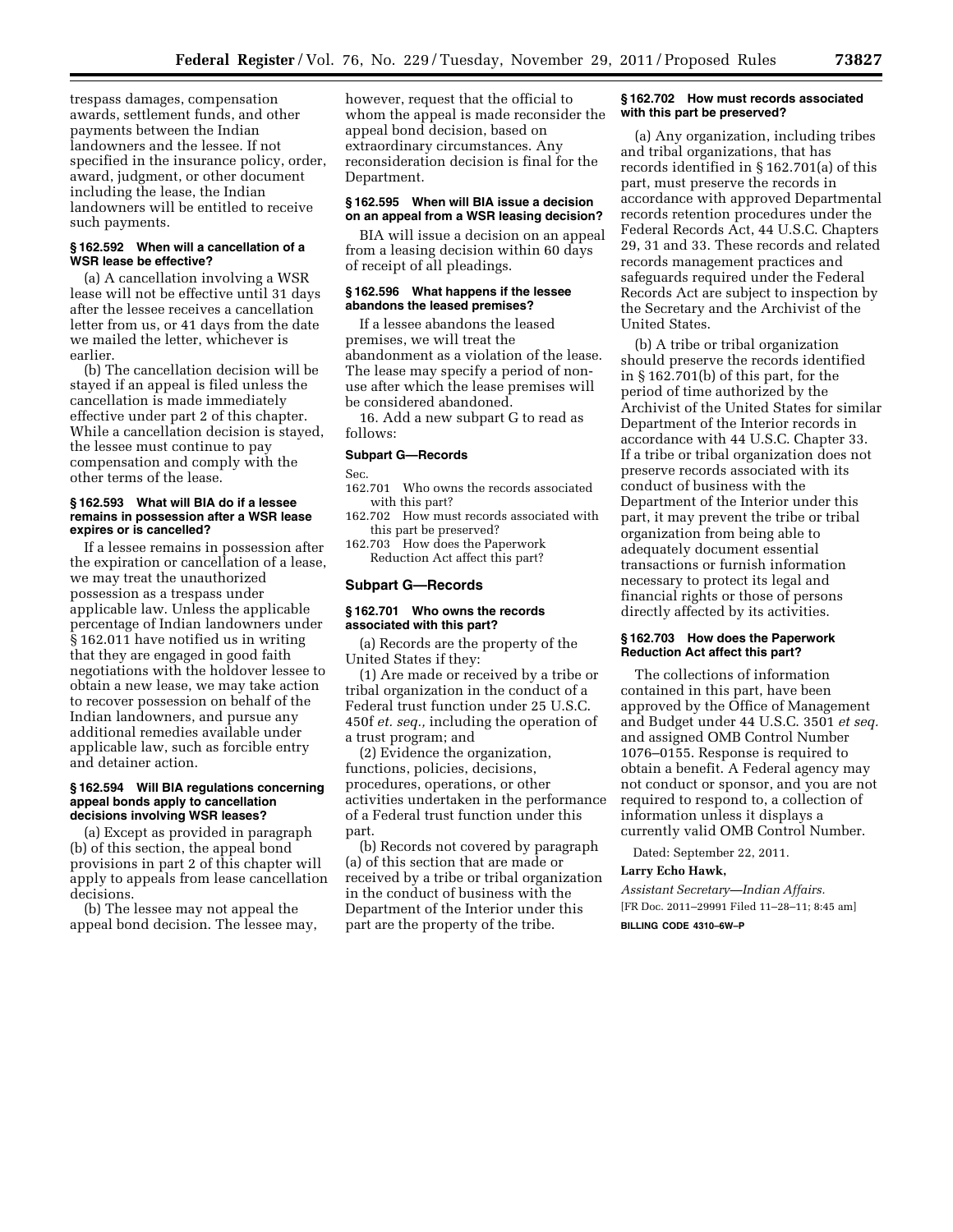trespass damages, compensation awards, settlement funds, and other payments between the Indian landowners and the lessee. If not specified in the insurance policy, order, award, judgment, or other document including the lease, the Indian landowners will be entitled to receive such payments.

#### § 162.592 When will a cancellation of a WSR lease be effective?

(a) A cancellation involving a WSR lease will not be effective until 31 days after the lessee receives a cancellation letter from us, or 41 days from the date we mailed the letter, whichever is earlier.

(b) The cancellation decision will be stayed if an appeal is filed unless the cancellation is made immediately effective under part 2 of this chapter. While a cancellation decision is stayed, the lessee must continue to pay compensation and comply with the other terms of the lease.

#### § 162.593 What will BIA do if a lessee remains in possession after a WSR lease expires or is cancelled?

If a lessee remains in possession after the expiration or cancellation of a lease, we may treat the unauthorized possession as a trespass under applicable law. Unless the applicable percentage of Indian landowners under § 162.011 have notified us in writing that they are engaged in good faith negotiations with the holdover lessee to obtain a new lease, we may take action to recover possession on behalf of the Indian landowners, and pursue any additional remedies available under applicable law, such as forcible entry and detainer action.

#### § 162.594 Will BIA regulations concerning appeal bonds apply to cancellation decisions involving WSR leases?

(a) Except as provided in paragraph (b) of this section, the appeal bond provisions in part 2 of this chapter will apply to appeals from lease cancellation decisions.

(b) The lessee may not appeal the appeal bond decision. The lessee may, however, request that the official to whom the appeal is made reconsider the appeal bond decision, based on extraordinary circumstances. Any reconsideration decision is final for the Department.

#### § 162.595 When will BIA issue a decision on an appeal from a WSR leasing decision?

BIA will issue a decision on an appeal from a leasing decision within 60 days of receipt of all pleadings.

#### § 162.596 What happens if the lessee abandons the leased premises?

If a lessee abandons the leased premises, we will treat the abandonment as a violation of the lease. The lease may specify a period of non-use after which the lease premises will be considered abandoned.

16. Add a new subpart G to read as follows:

### Subpart G—Records

Sec.
162.701 Who owns the records associated with this part?
162.702 How must records associated with this part be preserved?
162.703 How does the Paperwork Reduction Act affect this part?

### Subpart G—Records

#### § 162.701 Who owns the records associated with this part?

(a) Records are the property of the United States if they:

(1) Are made or received by a tribe or tribal organization in the conduct of a Federal trust function under 25 U.S.C. 450f *et. seq.,* including the operation of a trust program; and

(2) Evidence the organization, functions, policies, decisions, procedures, operations, or other activities undertaken in the performance of a Federal trust function under this part.

(b) Records not covered by paragraph (a) of this section that are made or received by a tribe or tribal organization in the conduct of business with the Department of the Interior under this part are the property of the tribe.

#### § 162.702 How must records associated with this part be preserved?

(a) Any organization, including tribes and tribal organizations, that has records identified in § 162.701(a) of this part, must preserve the records in accordance with approved Departmental records retention procedures under the Federal Records Act, 44 U.S.C. Chapters 29, 31 and 33. These records and related records management practices and safeguards required under the Federal Records Act are subject to inspection by the Secretary and the Archivist of the United States.

(b) A tribe or tribal organization should preserve the records identified in § 162.701(b) of this part, for the period of time authorized by the Archivist of the United States for similar Department of the Interior records in accordance with 44 U.S.C. Chapter 33. If a tribe or tribal organization does not preserve records associated with its conduct of business with the Department of the Interior under this part, it may prevent the tribe or tribal organization from being able to adequately document essential transactions or furnish information necessary to protect its legal and financial rights or those of persons directly affected by its activities.

#### § 162.703 How does the Paperwork Reduction Act affect this part?

The collections of information contained in this part, have been approved by the Office of Management and Budget under 44 U.S.C. 3501 *et seq.* and assigned OMB Control Number 1076–0155. Response is required to obtain a benefit. A Federal agency may not conduct or sponsor, and you are not required to respond to, a collection of information unless it displays a currently valid OMB Control Number.

Dated: September 22, 2011.

**Larry Echo Hawk,**

*Assistant Secretary—Indian Affairs.*

[FR Doc. 2011–29991 Filed 11–28–11; 8:45 am]

**BILLING CODE 4310–6W–P**